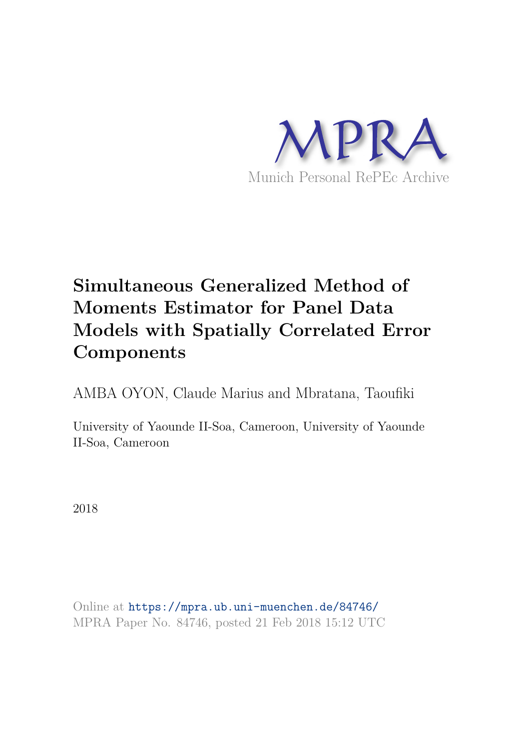# MPRA

Munich Personal RePEc Archive

# Simultaneous Generalized Method of Moments Estimator for Panel Data Models with Spatially Correlated Error Components

AMBA OYON, Claude Marius and Mbratana, Taoufiki

University of Yaounde II-Soa, Cameroon, University of Yaounde II-Soa, Cameroon

2018

Online at https://mpra.ub.uni-muenchen.de/84746/
MPRA Paper No. 84746, posted 21 Feb 2018 15:12 UTC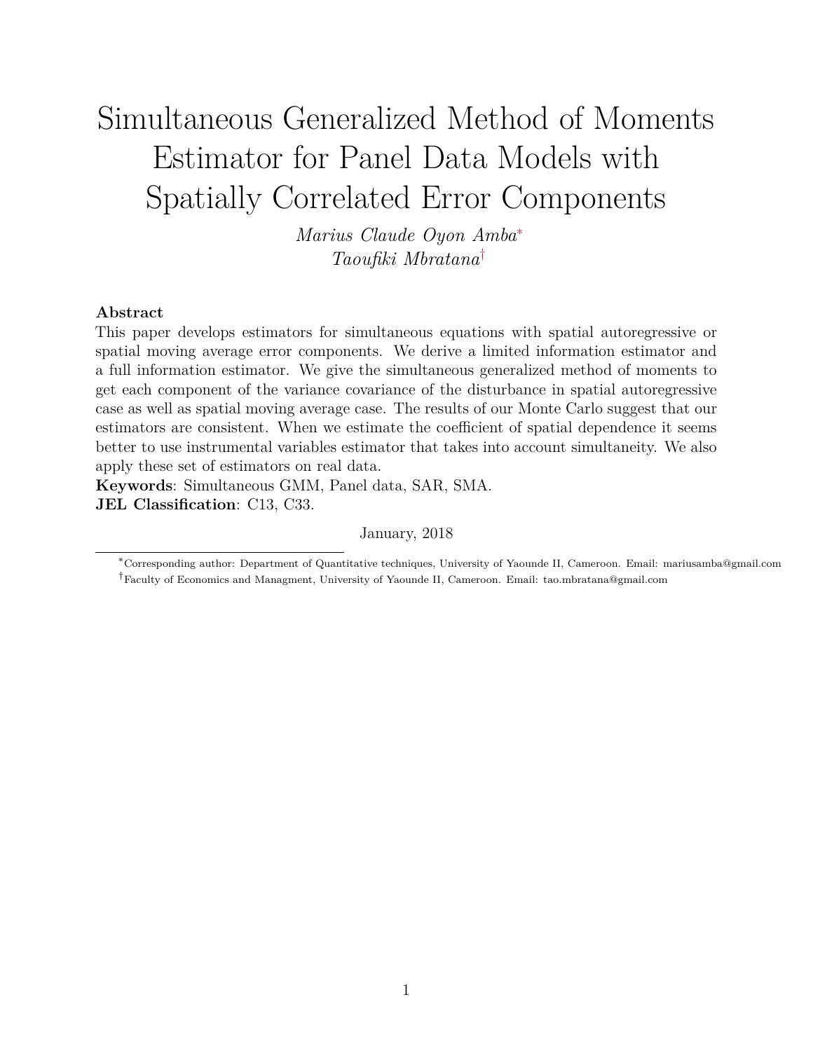# Simultaneous Generalized Method of Moments Estimator for Panel Data Models with Spatially Correlated Error Components

*Marius Claude Oyon Amba*[*]
*Taoufiki Mbratana*[†]

**Abstract**
This paper develops estimators for simultaneous equations with spatial autoregressive or spatial moving average error components. We derive a limited information estimator and a full information estimator. We give the simultaneous generalized method of moments to get each component of the variance covariance of the disturbance in spatial autoregressive case as well as spatial moving average case. The results of our Monte Carlo suggest that our estimators are consistent. When we estimate the coefficient of spatial dependence it seems better to use instrumental variables estimator that takes into account simultaneity. We also apply these set of estimators on real data.
**Keywords**: Simultaneous GMM, Panel data, SAR, SMA.
**JEL Classification**: C13, C33.

January, 2018

[*] Corresponding author: Department of Quantitative techniques, University of Yaounde II, Cameroon. Email: mariusamba@gmail.com
[†] Faculty of Economics and Managment, University of Yaounde II, Cameroon. Email: tao.mbratana@gmail.com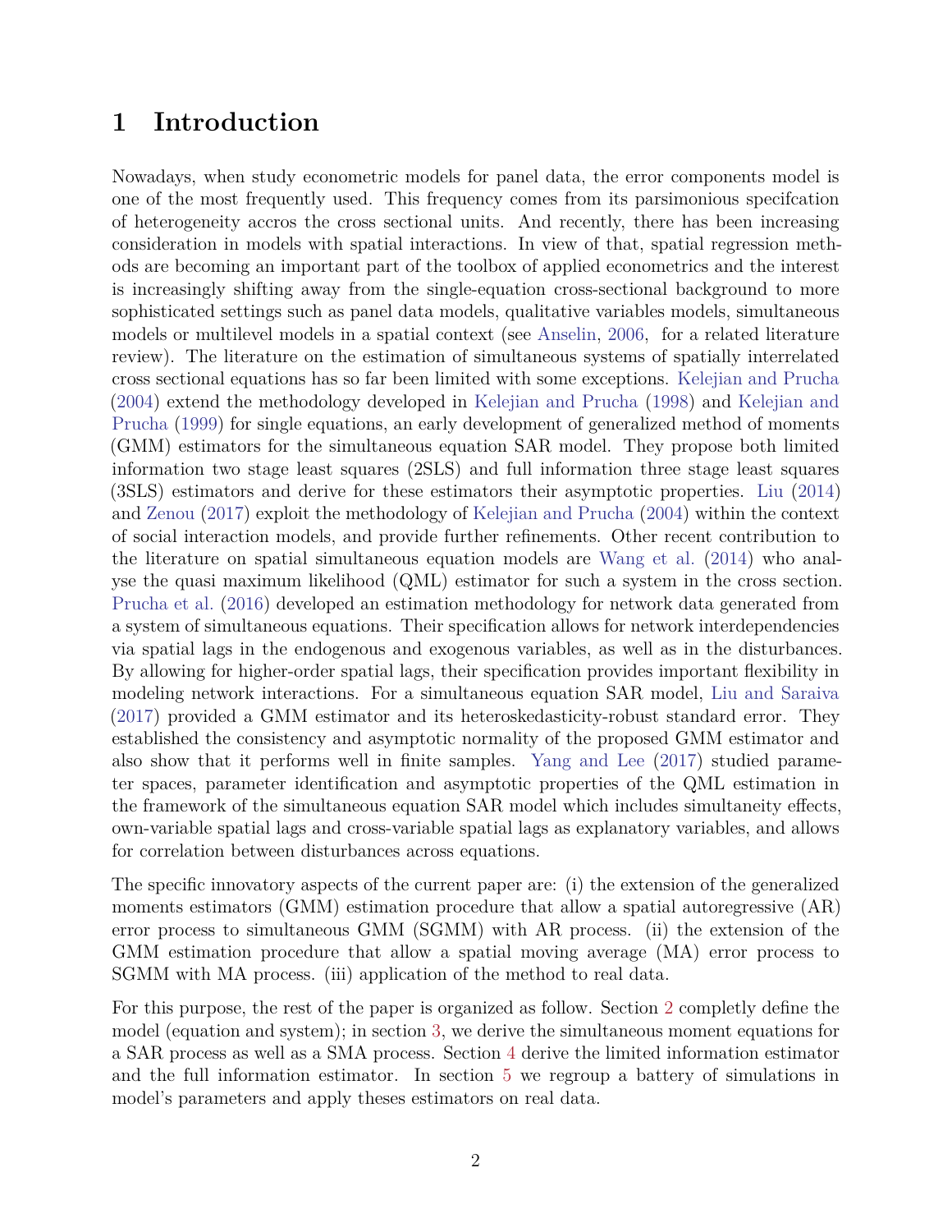# 1 Introduction

Nowadays, when study econometric models for panel data, the error components model is one of the most frequently used. This frequency comes from its parsimonious specifcation of heterogeneity accros the cross sectional units. And recently, there has been increasing consideration in models with spatial interactions. In view of that, spatial regression methods are becoming an important part of the toolbox of applied econometrics and the interest is increasingly shifting away from the single-equation cross-sectional background to more sophisticated settings such as panel data models, qualitative variables models, simultaneous models or multilevel models in a spatial context (see Anselin, 2006, for a related literature review). The literature on the estimation of simultaneous systems of spatially interrelated cross sectional equations has so far been limited with some exceptions. Kelejian and Prucha (2004) extend the methodology developed in Kelejian and Prucha (1998) and Kelejian and Prucha (1999) for single equations, an early development of generalized method of moments (GMM) estimators for the simultaneous equation SAR model. They propose both limited information two stage least squares (2SLS) and full information three stage least squares (3SLS) estimators and derive for these estimators their asymptotic properties. Liu (2014) and Zenou (2017) exploit the methodology of Kelejian and Prucha (2004) within the context of social interaction models, and provide further refinements. Other recent contribution to the literature on spatial simultaneous equation models are Wang et al. (2014) who analyse the quasi maximum likelihood (QML) estimator for such a system in the cross section. Prucha et al. (2016) developed an estimation methodology for network data generated from a system of simultaneous equations. Their specification allows for network interdependencies via spatial lags in the endogenous and exogenous variables, as well as in the disturbances. By allowing for higher-order spatial lags, their specification provides important flexibility in modeling network interactions. For a simultaneous equation SAR model, Liu and Saraiva (2017) provided a GMM estimator and its heteroskedasticity-robust standard error. They established the consistency and asymptotic normality of the proposed GMM estimator and also show that it performs well in finite samples. Yang and Lee (2017) studied parameter spaces, parameter identification and asymptotic properties of the QML estimation in the framework of the simultaneous equation SAR model which includes simultaneity effects, own-variable spatial lags and cross-variable spatial lags as explanatory variables, and allows for correlation between disturbances across equations.

The specific innovatory aspects of the current paper are: (i) the extension of the generalized moments estimators (GMM) estimation procedure that allow a spatial autoregressive (AR) error process to simultaneous GMM (SGMM) with AR process. (ii) the extension of the GMM estimation procedure that allow a spatial moving average (MA) error process to SGMM with MA process. (iii) application of the method to real data.

For this purpose, the rest of the paper is organized as follow. Section 2 completly define the model (equation and system); in section 3, we derive the simultaneous moment equations for a SAR process as well as a SMA process. Section 4 derive the limited information estimator and the full information estimator. In section 5 we regroup a battery of simulations in model's parameters and apply theses estimators on real data.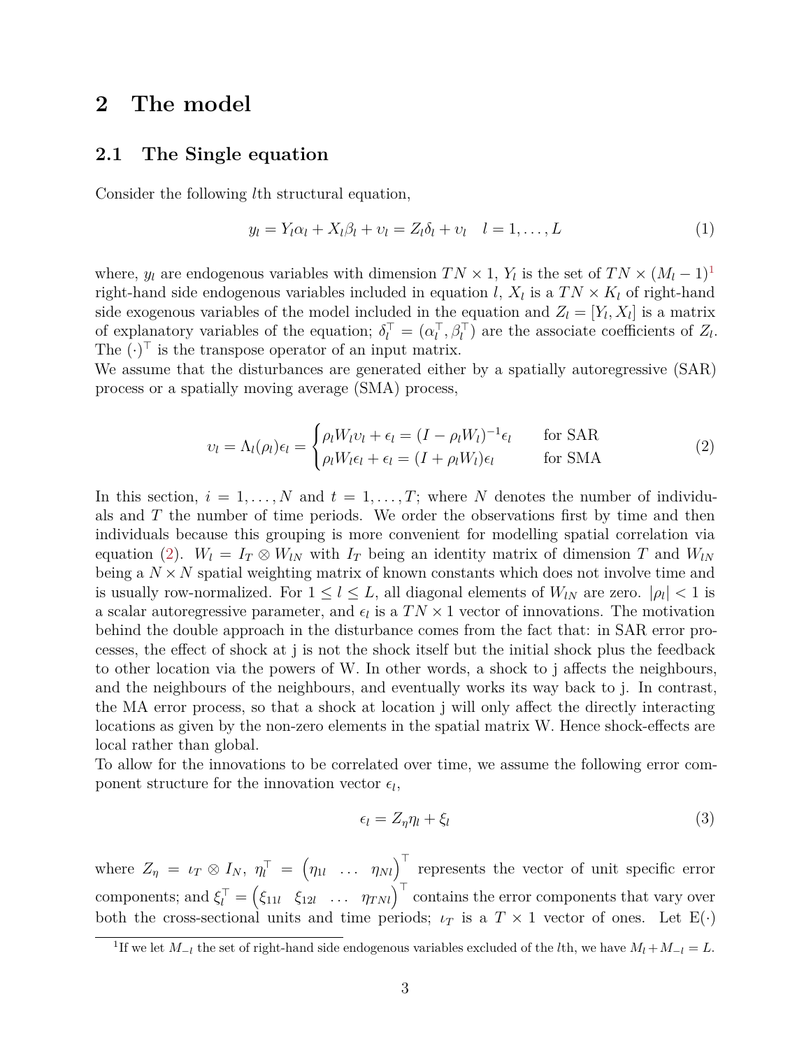# 2 The model

## 2.1 The Single equation

Consider the following $l$th structural equation,

$$y_l = Y_l\alpha_l + X_l\beta_l + \upsilon_l = Z_l\delta_l + \upsilon_l \quad l = 1, \ldots, L \tag{1}$$

where, $y_l$ are endogenous variables with dimension $TN \times 1$, $Y_l$ is the set of $TN \times (M_l - 1)$[1] right-hand side endogenous variables included in equation $l$, $X_l$ is a $TN \times K_l$ of right-hand side exogenous variables of the model included in the equation and $Z_l = [Y_l, X_l]$ is a matrix of explanatory variables of the equation; $\delta_l^\top = (\alpha_l^\top, \beta_l^\top)$ are the associate coefficients of $Z_l$. The $(\cdot)^\top$ is the transpose operator of an input matrix.

We assume that the disturbances are generated either by a spatially autoregressive (SAR) process or a spatially moving average (SMA) process,

$$\upsilon_l = \Lambda_l(\rho_l)\epsilon_l = \begin{cases} \rho_l W_l \upsilon_l + \epsilon_l = (I - \rho_l W_l)^{-1}\epsilon_l & \text{for SAR} \\ \rho_l W_l \epsilon_l + \epsilon_l = (I + \rho_l W_l)\epsilon_l & \text{for SMA} \end{cases} \tag{2}$$

In this section, $i = 1, \ldots, N$ and $t = 1, \ldots, T$; where $N$ denotes the number of individuals and $T$ the number of time periods. We order the observations first by time and then individuals because this grouping is more convenient for modelling spatial correlation via equation (2). $W_l = I_T \otimes W_{lN}$ with $I_T$ being an identity matrix of dimension $T$ and $W_{lN}$ being a $N \times N$ spatial weighting matrix of known constants which does not involve time and is usually row-normalized. For $1 \le l \le L$, all diagonal elements of $W_{lN}$ are zero. $|\rho_l| < 1$ is a scalar autoregressive parameter, and $\epsilon_l$ is a $TN \times 1$ vector of innovations. The motivation behind the double approach in the disturbance comes from the fact that: in SAR error processes, the effect of shock at j is not the shock itself but the initial shock plus the feedback to other location via the powers of W. In other words, a shock to j affects the neighbours, and the neighbours of the neighbours, and eventually works its way back to j. In contrast, the MA error process, so that a shock at location j will only affect the directly interacting locations as given by the non-zero elements in the spatial matrix W. Hence shock-effects are local rather than global.

To allow for the innovations to be correlated over time, we assume the following error component structure for the innovation vector $\epsilon_l$,

$$\epsilon_l = Z_\eta \eta_l + \xi_l \tag{3}$$

where $Z_\eta = \iota_T \otimes I_N$, $\eta_l^\top = \begin{pmatrix} \eta_{1l} & \ldots & \eta_{Nl} \end{pmatrix}^\top$ represents the vector of unit specific error components; and $\xi_l^\top = \begin{pmatrix} \xi_{11l} & \xi_{12l} & \ldots & \eta_{TNl} \end{pmatrix}^\top$ contains the error components that vary over both the cross-sectional units and time periods; $\iota_T$ is a $T \times 1$ vector of ones. Let $\mathrm{E}(\cdot)$

[1] If we let $M_{-l}$ the set of right-hand side endogenous variables excluded of the $l$th, we have $M_l + M_{-l} = L$.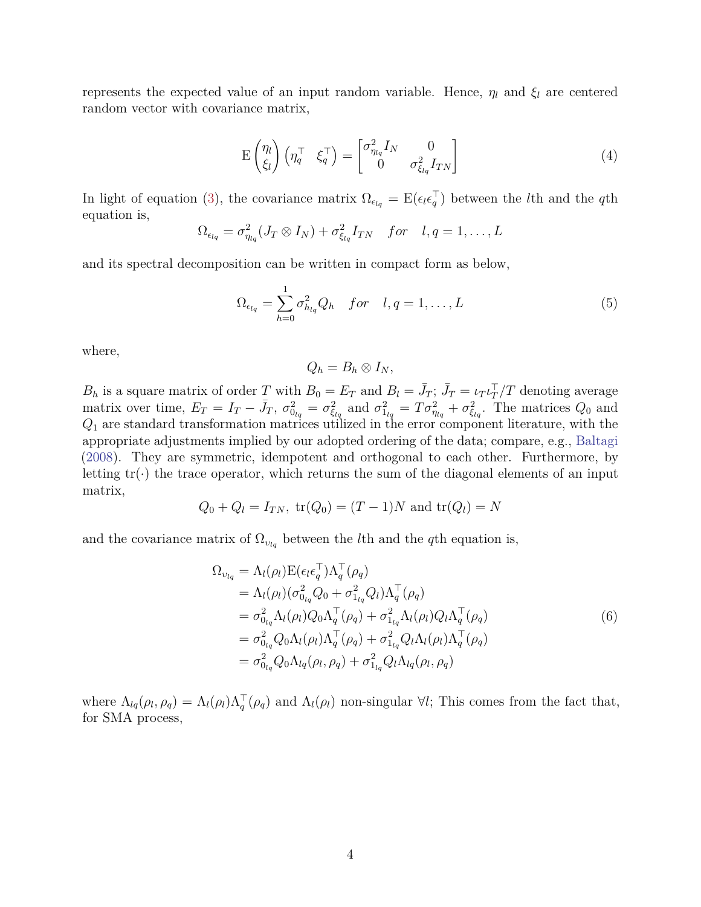represents the expected value of an input random variable. Hence, $\eta_l$ and $\xi_l$ are centered random vector with covariance matrix,

$$
\mathrm{E}\begin{pmatrix}\eta_l \\ \xi_l\end{pmatrix}\begin{pmatrix}\eta_q^\top & \xi_q^\top\end{pmatrix} = \begin{bmatrix}\sigma^2_{\eta_{lq}} I_N & 0 \\ 0 & \sigma^2_{\xi_{lq}} I_{TN}\end{bmatrix} \tag{4}
$$

In light of equation (3), the covariance matrix $\Omega_{\epsilon_{lq}} = \mathrm{E}(\epsilon_l \epsilon_q^\top)$ between the $l$th and the $q$th equation is,

$$
\Omega_{\epsilon_{lq}} = \sigma^2_{\eta_{lq}} (J_T \otimes I_N) + \sigma^2_{\xi_{lq}} I_{TN} \quad for \quad l, q = 1, \ldots, L
$$

and its spectral decomposition can be written in compact form as below,

$$
\Omega_{\epsilon_{lq}} = \sum_{h=0}^{1} \sigma^2_{h_{lq}} Q_h \quad for \quad l, q = 1, \ldots, L \tag{5}
$$

where,

$$
Q_h = B_h \otimes I_N,
$$

$B_h$ is a square matrix of order $T$ with $B_0 = E_T$ and $B_l = \bar{J}_T$; $\bar{J}_T = \iota_T \iota_T^\top / T$ denoting average matrix over time, $E_T = I_T - \bar{J}_T$, $\sigma^2_{0_{lq}} = \sigma^2_{\xi_{lq}}$ and $\sigma^2_{1_{lq}} = T\sigma^2_{\eta_{lq}} + \sigma^2_{\xi_{lq}}$. The matrices $Q_0$ and $Q_1$ are standard transformation matrices utilized in the error component literature, with the appropriate adjustments implied by our adopted ordering of the data; compare, e.g., Baltagi (2008). They are symmetric, idempotent and orthogonal to each other. Furthermore, by letting $\mathrm{tr}(\cdot)$ the trace operator, which returns the sum of the diagonal elements of an input matrix,

$$
Q_0 + Q_l = I_{TN}, \ \mathrm{tr}(Q_0) = (T-1)N \text{ and } \mathrm{tr}(Q_l) = N
$$

and the covariance matrix of $\Omega_{\upsilon_{lq}}$ between the $l$th and the $q$th equation is,

$$
\begin{aligned}
\Omega_{\upsilon_{lq}} &= \Lambda_l(\rho_l)\mathrm{E}(\epsilon_l \epsilon_q^\top)\Lambda_q^\top(\rho_q) \\
&= \Lambda_l(\rho_l)(\sigma^2_{0_{lq}} Q_0 + \sigma^2_{1_{lq}} Q_l)\Lambda_q^\top(\rho_q) \\
&= \sigma^2_{0_{lq}} \Lambda_l(\rho_l) Q_0 \Lambda_q^\top(\rho_q) + \sigma^2_{1_{lq}} \Lambda_l(\rho_l) Q_l \Lambda_q^\top(\rho_q) \\
&= \sigma^2_{0_{lq}} Q_0 \Lambda_l(\rho_l)\Lambda_q^\top(\rho_q) + \sigma^2_{1_{lq}} Q_l \Lambda_l(\rho_l)\Lambda_q^\top(\rho_q) \\
&= \sigma^2_{0_{lq}} Q_0 \Lambda_{lq}(\rho_l, \rho_q) + \sigma^2_{1_{lq}} Q_l \Lambda_{lq}(\rho_l, \rho_q)
\end{aligned} \tag{6}
$$

where $\Lambda_{lq}(\rho_l, \rho_q) = \Lambda_l(\rho_l)\Lambda_q^\top(\rho_q)$ and $\Lambda_l(\rho_l)$ non-singular $\forall l$; This comes from the fact that, for SMA process,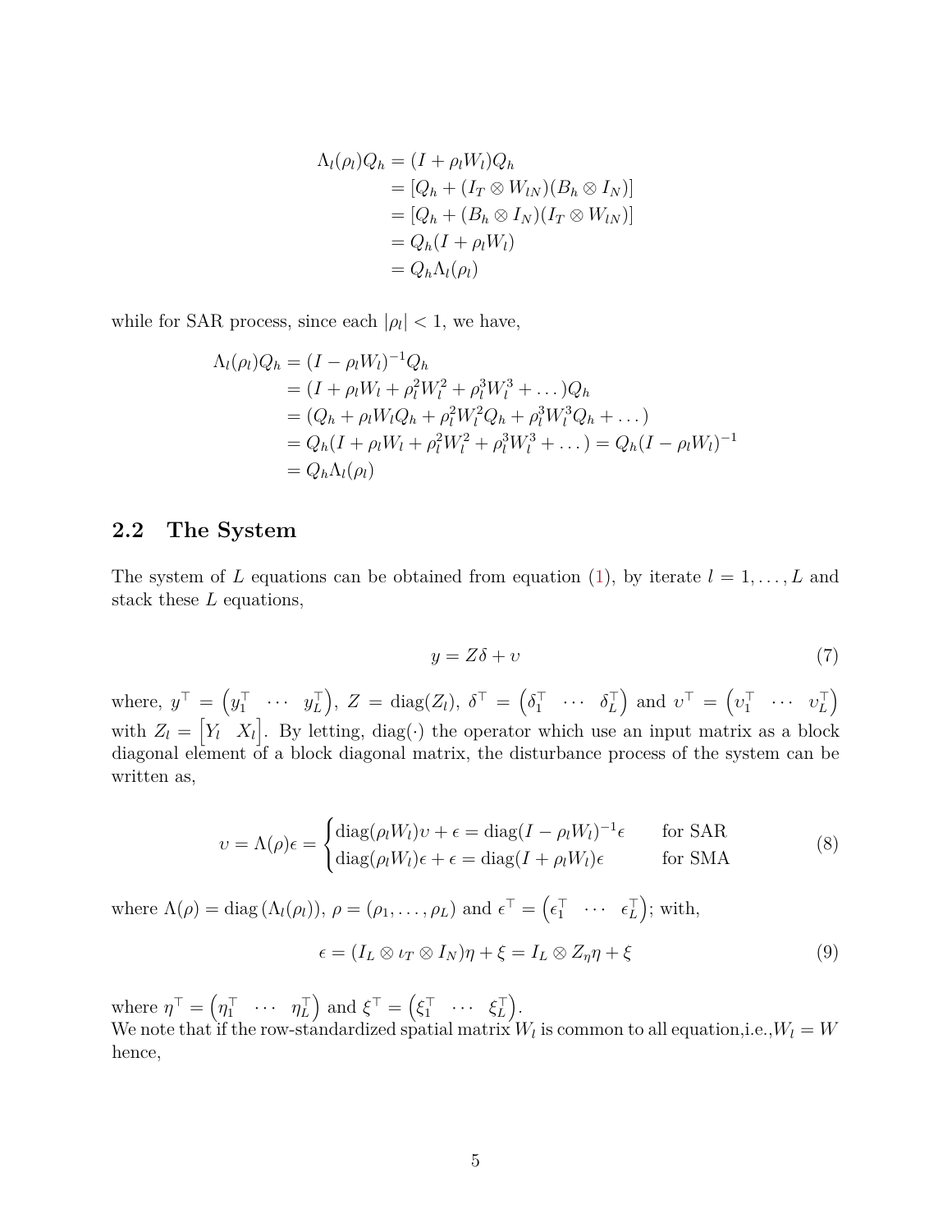$$
\begin{aligned}
\Lambda_l(\rho_l)Q_h &= (I + \rho_l W_l)Q_h \\
&= [Q_h + (I_T \otimes W_{lN})(B_h \otimes I_N)] \\
&= [Q_h + (B_h \otimes I_N)(I_T \otimes W_{lN})] \\
&= Q_h(I + \rho_l W_l) \\
&= Q_h \Lambda_l(\rho_l)
\end{aligned}
$$

while for SAR process, since each $|\rho_l| < 1$, we have,

$$
\begin{aligned}
\Lambda_l(\rho_l)Q_h &= (I - \rho_l W_l)^{-1} Q_h \\
&= (I + \rho_l W_l + \rho_l^2 W_l^2 + \rho_l^3 W_l^3 + \dots)Q_h \\
&= (Q_h + \rho_l W_l Q_h + \rho_l^2 W_l^2 Q_h + \rho_l^3 W_l^3 Q_h + \dots) \\
&= Q_h(I + \rho_l W_l + \rho_l^2 W_l^2 + \rho_l^3 W_l^3 + \dots) = Q_h(I - \rho_l W_l)^{-1} \\
&= Q_h \Lambda_l(\rho_l)
\end{aligned}
$$

## 2.2 The System

The system of $L$ equations can be obtained from equation (1), by iterate $l = 1, \dots, L$ and stack these $L$ equations,

$$
y = Z\delta + \upsilon \tag{7}
$$

where, $y^\top = \begin{pmatrix} y_1^\top & \cdots & y_L^\top \end{pmatrix}$, $Z = \text{diag}(Z_l)$, $\delta^\top = \begin{pmatrix} \delta_1^\top & \cdots & \delta_L^\top \end{pmatrix}$ and $\upsilon^\top = \begin{pmatrix} \upsilon_1^\top & \cdots & \upsilon_L^\top \end{pmatrix}$ with $Z_l = \begin{bmatrix} Y_l & X_l \end{bmatrix}$. By letting, diag$(\cdot)$ the operator which use an input matrix as a block diagonal element of a block diagonal matrix, the disturbance process of the system can be written as,

$$
\upsilon = \Lambda(\rho)\epsilon = \begin{cases} \text{diag}(\rho_l W_l)\upsilon + \epsilon = \text{diag}(I - \rho_l W_l)^{-1}\epsilon & \text{for SAR} \\ \text{diag}(\rho_l W_l)\epsilon + \epsilon = \text{diag}(I + \rho_l W_l)\epsilon & \text{for SMA} \end{cases} \tag{8}
$$

where $\Lambda(\rho) = \text{diag}\left(\Lambda_l(\rho_l)\right)$, $\rho = (\rho_1, \dots, \rho_L)$ and $\epsilon^\top = \begin{pmatrix} \epsilon_1^\top & \cdots & \epsilon_L^\top \end{pmatrix}$; with,

$$
\epsilon = (I_L \otimes \iota_T \otimes I_N)\eta + \xi = I_L \otimes Z_\eta \eta + \xi \tag{9}
$$

where $\eta^\top = \begin{pmatrix} \eta_1^\top & \cdots & \eta_L^\top \end{pmatrix}$ and $\xi^\top = \begin{pmatrix} \xi_1^\top & \cdots & \xi_L^\top \end{pmatrix}$.
We note that if the row-standardized spatial matrix $W_l$ is common to all equation,i.e.,$W_l = W$ hence,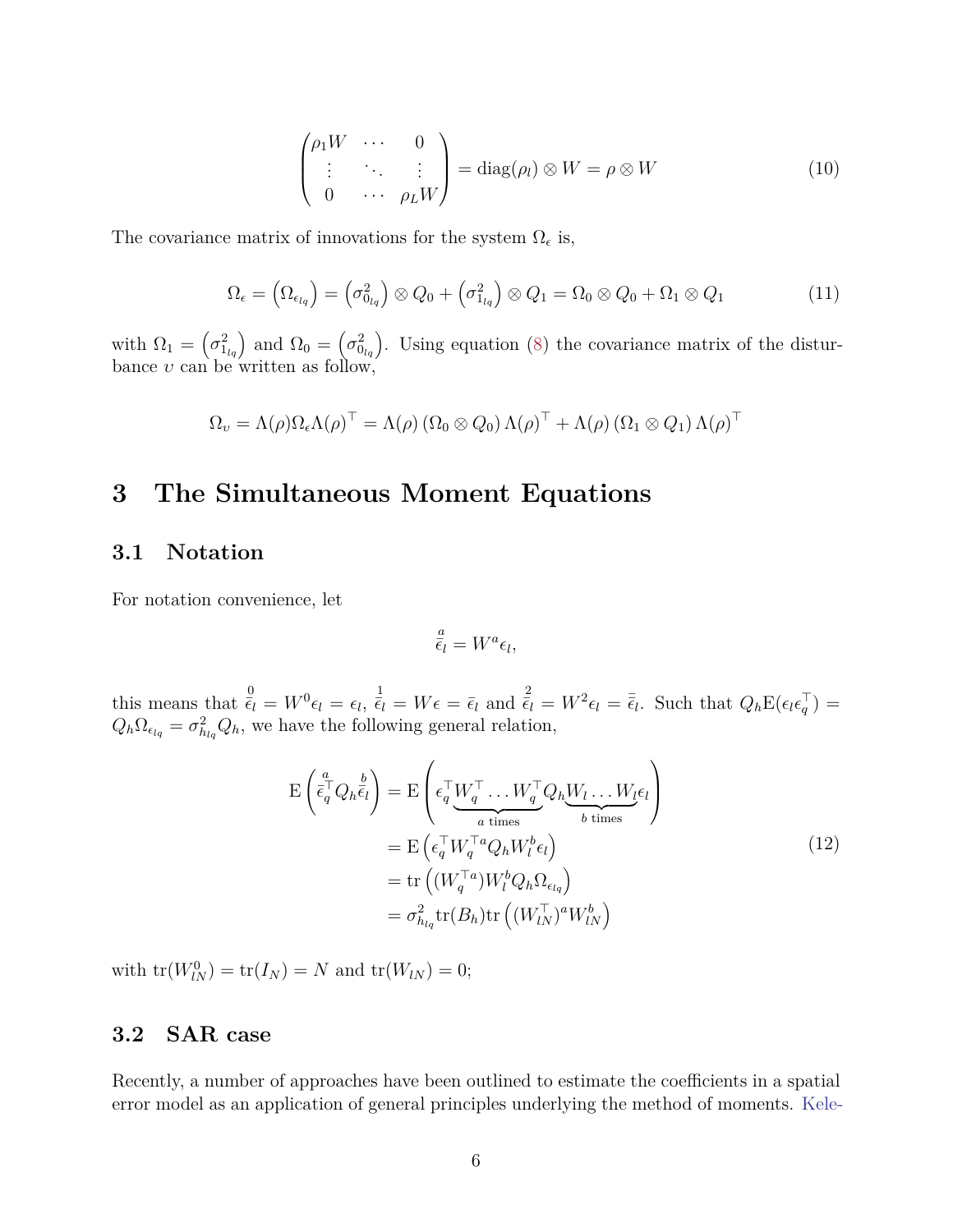$$
\begin{pmatrix} \rho_1 W & \cdots & 0 \\ \vdots & \ddots & \vdots \\ 0 & \cdots & \rho_L W \end{pmatrix} = \text{diag}(\rho_l) \otimes W = \rho \otimes W \tag{10}
$$

The covariance matrix of innovations for the system $\Omega_\epsilon$ is,

$$
\Omega_\epsilon = \left(\Omega_{\epsilon_{lq}}\right) = \left(\sigma^2_{0_{lq}}\right) \otimes Q_0 + \left(\sigma^2_{1_{lq}}\right) \otimes Q_1 = \Omega_0 \otimes Q_0 + \Omega_1 \otimes Q_1 \tag{11}
$$

with $\Omega_1 = \left(\sigma^2_{1_{lq}}\right)$ and $\Omega_0 = \left(\sigma^2_{0_{lq}}\right)$. Using equation (8) the covariance matrix of the disturbance $\upsilon$ can be written as follow,

$$
\Omega_\upsilon = \Lambda(\rho)\Omega_\epsilon\Lambda(\rho)^\top = \Lambda(\rho)\left(\Omega_0 \otimes Q_0\right)\Lambda(\rho)^\top + \Lambda(\rho)\left(\Omega_1 \otimes Q_1\right)\Lambda(\rho)^\top
$$

# 3 The Simultaneous Moment Equations

## 3.1 Notation

For notation convenience, let

$$
\overset{a}{\bar{\epsilon}_l} = W^a \epsilon_l,
$$

this means that $\overset{0}{\bar{\epsilon}_l} = W^0 \epsilon_l = \epsilon_l$, $\overset{1}{\bar{\epsilon}_l} = W\epsilon = \bar{\epsilon}_l$ and $\overset{2}{\bar{\epsilon}_l} = W^2 \epsilon_l = \bar{\bar{\epsilon}}_l$. Such that $Q_h \mathrm{E}(\epsilon_l \epsilon_q^\top) = Q_h \Omega_{\epsilon_{lq}} = \sigma^2_{h_{lq}} Q_h$, we have the following general relation,

$$
\begin{aligned}
\mathrm{E}\left(\overset{a}{\bar{\epsilon}}{}_q^\top Q_h \overset{b}{\bar{\epsilon}_l}\right) &= \mathrm{E}\left(\epsilon_q^\top \underbrace{W_q^\top \ldots W_q^\top}_{a \text{ times}} Q_h \underbrace{W_l \ldots W_l}_{b \text{ times}} \epsilon_l\right) \\
&= \mathrm{E}\left(\epsilon_q^\top W_q^{\top a} Q_h W_l^b \epsilon_l\right) \\
&= \mathrm{tr}\left((W_q^{\top a}) W_l^b Q_h \Omega_{\epsilon_{lq}}\right) \\
&= \sigma^2_{h_{lq}} \mathrm{tr}(B_h) \mathrm{tr}\left((W_{lN}^\top)^a W_{lN}^b\right)
\end{aligned} \tag{12}
$$

with $\mathrm{tr}(W_{lN}^0) = \mathrm{tr}(I_N) = N$ and $\mathrm{tr}(W_{lN}) = 0$;

## 3.2 SAR case

Recently, a number of approaches have been outlined to estimate the coefficients in a spatial error model as an application of general principles underlying the method of moments. Kele-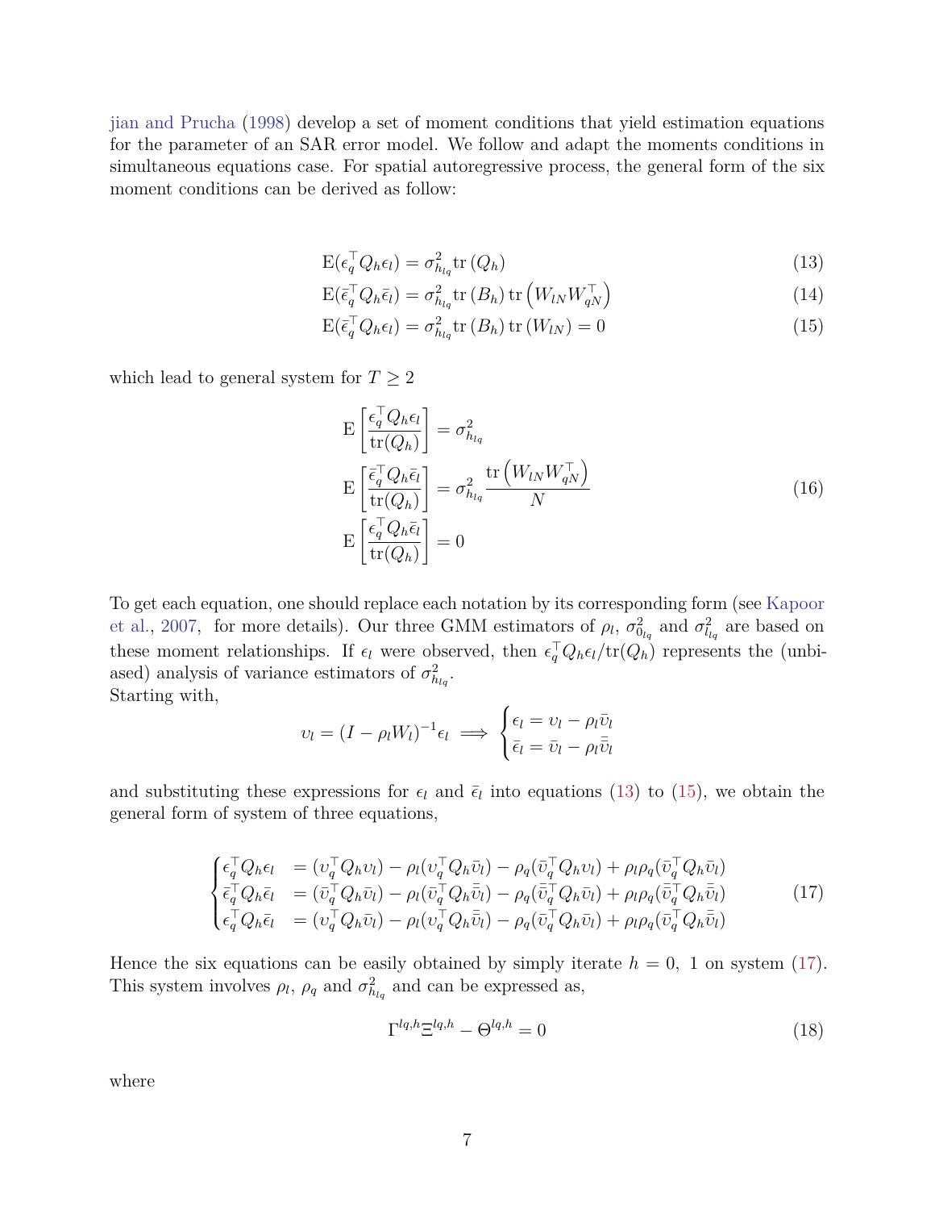jian and Prucha (1998) develop a set of moment conditions that yield estimation equations for the parameter of an SAR error model. We follow and adapt the moments conditions in simultaneous equations case. For spatial autoregressive process, the general form of the six moment conditions can be derived as follow:

$$
\begin{aligned}
\mathrm{E}(\epsilon_q^\top Q_h \epsilon_l) &= \sigma^2_{h_{lq}} \operatorname{tr}(Q_h) && (13)\\
\mathrm{E}(\bar{\epsilon}_q^\top Q_h \bar{\epsilon}_l) &= \sigma^2_{h_{lq}} \operatorname{tr}(B_h) \operatorname{tr}\left(W_{lN} W_{qN}^\top\right) && (14)\\
\mathrm{E}(\bar{\epsilon}_q^\top Q_h \epsilon_l) &= \sigma^2_{h_{lq}} \operatorname{tr}(B_h) \operatorname{tr}(W_{lN}) = 0 && (15)
\end{aligned}
$$

which lead to general system for $T \geq 2$

$$
\begin{aligned}
\mathrm{E}\left[\frac{\epsilon_q^\top Q_h \epsilon_l}{\operatorname{tr}(Q_h)}\right] &= \sigma^2_{h_{lq}}\\
\mathrm{E}\left[\frac{\bar{\epsilon}_q^\top Q_h \bar{\epsilon}_l}{\operatorname{tr}(Q_h)}\right] &= \sigma^2_{h_{lq}} \frac{\operatorname{tr}\left(W_{lN} W_{qN}^\top\right)}{N} \qquad (16)\\
\mathrm{E}\left[\frac{\epsilon_q^\top Q_h \bar{\epsilon}_l}{\operatorname{tr}(Q_h)}\right] &= 0
\end{aligned}
$$

To get each equation, one should replace each notation by its corresponding form (see Kapoor et al., 2007, for more details). Our three GMM estimators of $\rho_l$, $\sigma^2_{0_{lq}}$ and $\sigma^2_{l_{lq}}$ are based on these moment relationships. If $\epsilon_l$ were observed, then $\epsilon_q^\top Q_h \epsilon_l / \operatorname{tr}(Q_h)$ represents the (unbiased) analysis of variance estimators of $\sigma^2_{h_{lq}}$.
Starting with,

$$
\upsilon_l = (I - \rho_l W_l)^{-1} \epsilon_l \implies \begin{cases} \epsilon_l = \upsilon_l - \rho_l \bar{\upsilon}_l \\ \bar{\epsilon}_l = \bar{\upsilon}_l - \rho_l \bar{\bar{\upsilon}}_l \end{cases}
$$

and substituting these expressions for $\epsilon_l$ and $\bar{\epsilon}_l$ into equations (13) to (15), we obtain the general form of system of three equations,

$$
\begin{cases}
\epsilon_q^\top Q_h \epsilon_l &= (\upsilon_q^\top Q_h \upsilon_l) - \rho_l(\upsilon_q^\top Q_h \bar{\upsilon}_l) - \rho_q(\bar{\upsilon}_q^\top Q_h \upsilon_l) + \rho_l \rho_q(\bar{\upsilon}_q^\top Q_h \bar{\upsilon}_l)\\
\bar{\epsilon}_q^\top Q_h \bar{\epsilon}_l &= (\bar{\upsilon}_q^\top Q_h \bar{\upsilon}_l) - \rho_l(\bar{\upsilon}_q^\top Q_h \bar{\bar{\upsilon}}_l) - \rho_q(\bar{\bar{\upsilon}}_q^\top Q_h \bar{\upsilon}_l) + \rho_l \rho_q(\bar{\bar{\upsilon}}_q^\top Q_h \bar{\bar{\upsilon}}_l)\\
\epsilon_q^\top Q_h \bar{\epsilon}_l &= (\upsilon_q^\top Q_h \bar{\upsilon}_l) - \rho_l(\upsilon_q^\top Q_h \bar{\bar{\upsilon}}_l) - \rho_q(\bar{\upsilon}_q^\top Q_h \bar{\upsilon}_l) + \rho_l \rho_q(\bar{\upsilon}_q^\top Q_h \bar{\bar{\upsilon}}_l)
\end{cases} \qquad (17)
$$

Hence the six equations can be easily obtained by simply iterate $h = 0,\ 1$ on system (17). This system involves $\rho_l$, $\rho_q$ and $\sigma^2_{h_{lq}}$ and can be expressed as,

$$
\Gamma^{lq,h} \Xi^{lq,h} - \Theta^{lq,h} = 0 \qquad (18)
$$

where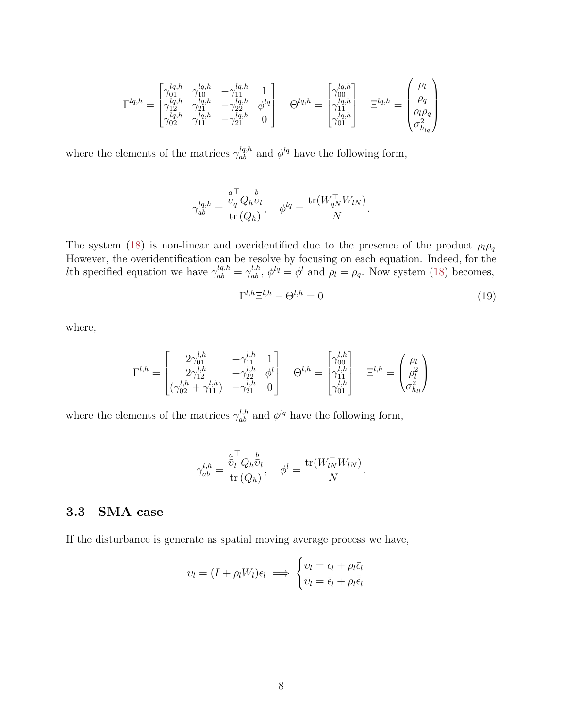$$
\Gamma^{lq,h} = \begin{bmatrix} \gamma_{01}^{lq,h} & \gamma_{10}^{lq,h} & -\gamma_{11}^{lq,h} & 1 \\ \gamma_{12}^{lq,h} & \gamma_{21}^{lq,h} & -\gamma_{22}^{lq,h} & \phi^{lq} \\ \gamma_{02}^{lq,h} & \gamma_{11}^{lq,h} & -\gamma_{21}^{lq,h} & 0 \end{bmatrix} \quad \Theta^{lq,h} = \begin{bmatrix} \gamma_{00}^{lq,h} \\ \gamma_{11}^{lq,h} \\ \gamma_{01}^{lq,h} \end{bmatrix} \quad \Xi^{lq,h} = \begin{pmatrix} \rho_l \\ \rho_q \\ \rho_l \rho_q \\ \sigma^2_{h_{lq}} \end{pmatrix}
$$

where the elements of the matrices $\gamma_{ab}^{lq,h}$ and $\phi^{lq}$ have the following form,

$$
\gamma_{ab}^{lq,h} = \frac{\overset{a}{\upsilon}{}_q^\top Q_h \overset{b}{\upsilon}_l}{\operatorname{tr}(Q_h)}, \quad \phi^{lq} = \frac{\operatorname{tr}(W_{qN}^\top W_{lN})}{N}.
$$

The system (18) is non-linear and overidentified due to the presence of the product $\rho_l \rho_q$. However, the overidentification can be resolve by focusing on each equation. Indeed, for the $l$th specified equation we have $\gamma_{ab}^{lq,h} = \gamma_{ab}^{l,h}$, $\phi^{lq} = \phi^l$ and $\rho_l = \rho_q$. Now system (18) becomes,

$$
\Gamma^{l,h} \Xi^{l,h} - \Theta^{l,h} = 0 \tag{19}
$$

where,

$$
\Gamma^{l,h} = \begin{bmatrix} 2\gamma_{01}^{l,h} & -\gamma_{11}^{l,h} & 1 \\ 2\gamma_{12}^{l,h} & -\gamma_{22}^{l,h} & \phi^l \\ (\gamma_{02}^{l,h} + \gamma_{11}^{l,h}) & -\gamma_{21}^{l,h} & 0 \end{bmatrix} \quad \Theta^{l,h} = \begin{bmatrix} \gamma_{00}^{l,h} \\ \gamma_{11}^{l,h} \\ \gamma_{01}^{l,h} \end{bmatrix} \quad \Xi^{l,h} = \begin{pmatrix} \rho_l \\ \rho_l^2 \\ \sigma^2_{h_{ll}} \end{pmatrix}
$$

where the elements of the matrices $\gamma_{ab}^{l,h}$ and $\phi^{lq}$ have the following form,

$$
\gamma_{ab}^{l,h} = \frac{\overset{a}{\upsilon}{}_l^\top Q_h \overset{b}{\upsilon}_l}{\operatorname{tr}(Q_h)}, \quad \phi^{l} = \frac{\operatorname{tr}(W_{lN}^\top W_{lN})}{N}.
$$

### 3.3 SMA case

If the disturbance is generate as spatial moving average process we have,

$$
\upsilon_l = (I + \rho_l W_l)\epsilon_l \implies \begin{cases} \upsilon_l = \epsilon_l + \rho_l \bar{\epsilon}_l \\ \bar{\upsilon}_l = \bar{\epsilon}_l + \rho_l \bar{\bar{\epsilon}}_l \end{cases}
$$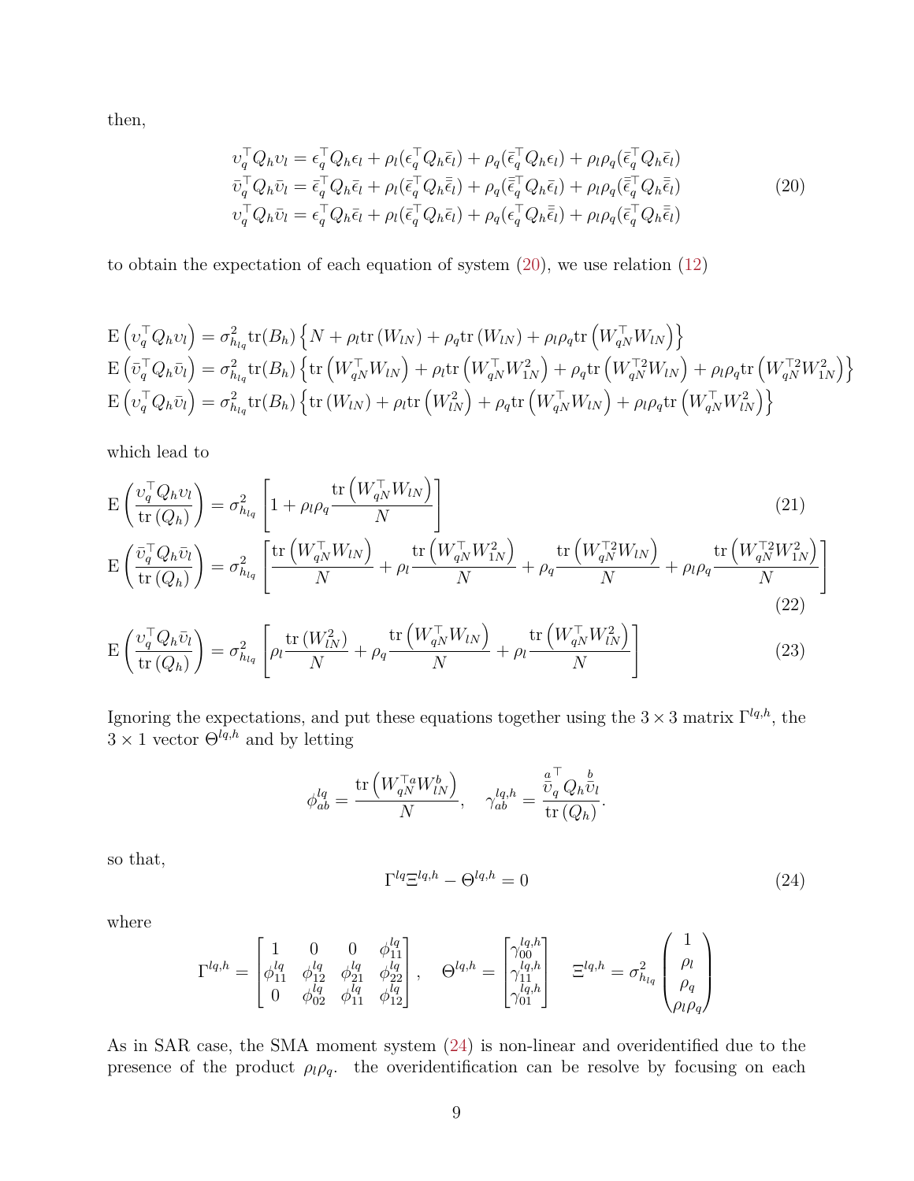then,

$$
\begin{array}{l}
\upsilon_q^\top Q_h \upsilon_l = \epsilon_q^\top Q_h \epsilon_l + \rho_l(\epsilon_q^\top Q_h \bar{\epsilon}_l) + \rho_q(\bar{\epsilon}_q^\top Q_h \epsilon_l) + \rho_l\rho_q(\bar{\epsilon}_q^\top Q_h \bar{\epsilon}_l) \\
\bar{\upsilon}_q^\top Q_h \bar{\upsilon}_l = \bar{\epsilon}_q^\top Q_h \bar{\epsilon}_l + \rho_l(\bar{\epsilon}_q^\top Q_h \bar{\bar{\epsilon}}_l) + \rho_q(\bar{\bar{\epsilon}}_q^\top Q_h \bar{\epsilon}_l) + \rho_l\rho_q(\bar{\bar{\epsilon}}_q^\top Q_h \bar{\bar{\epsilon}}_l) \\
\upsilon_q^\top Q_h \bar{\upsilon}_l = \epsilon_q^\top Q_h \bar{\epsilon}_l + \rho_l(\bar{\epsilon}_q^\top Q_h \bar{\epsilon}_l) + \rho_q(\epsilon_q^\top Q_h \bar{\bar{\epsilon}}_l) + \rho_l\rho_q(\bar{\epsilon}_q^\top Q_h \bar{\bar{\epsilon}}_l)
\end{array}
\tag{20}
$$

to obtain the expectation of each equation of system (20), we use relation (12)

$$
\begin{array}{l}
\mathrm{E}\left(\upsilon_q^\top Q_h \upsilon_l\right) = \sigma^2_{h_{lq}} \mathrm{tr}(B_h) \left\{ N + \rho_l \mathrm{tr}\left(W_{lN}\right) + \rho_q \mathrm{tr}\left(W_{lN}\right) + \rho_l\rho_q \mathrm{tr}\left(W_{qN}^\top W_{lN}\right) \right\} \\
\mathrm{E}\left(\bar{\upsilon}_q^\top Q_h \bar{\upsilon}_l\right) = \sigma^2_{h_{lq}} \mathrm{tr}(B_h) \left\{ \mathrm{tr}\left(W_{qN}^\top W_{lN}\right) + \rho_l \mathrm{tr}\left(W_{qN}^\top W_{1N}^2\right) + \rho_q \mathrm{tr}\left(W_{qN}^{\top 2} W_{lN}\right) + \rho_l\rho_q \mathrm{tr}\left(W_{qN}^{\top 2} W_{1N}^2\right) \right\} \\
\mathrm{E}\left(\upsilon_q^\top Q_h \bar{\upsilon}_l\right) = \sigma^2_{h_{lq}} \mathrm{tr}(B_h) \left\{ \mathrm{tr}\left(W_{lN}\right) + \rho_l \mathrm{tr}\left(W_{lN}^2\right) + \rho_q \mathrm{tr}\left(W_{qN}^\top W_{lN}\right) + \rho_l\rho_q \mathrm{tr}\left(W_{qN}^\top W_{lN}^2\right) \right\}
\end{array}
$$

which lead to

$$
\mathrm{E}\left(\frac{\upsilon_q^\top Q_h \upsilon_l}{\mathrm{tr}\left(Q_h\right)}\right) = \sigma^2_{h_{lq}} \left[ 1 + \rho_l\rho_q \frac{\mathrm{tr}\left(W_{qN}^\top W_{lN}\right)}{N} \right] \tag{21}
$$

$$
\mathrm{E}\left(\frac{\bar{\upsilon}_q^\top Q_h \bar{\upsilon}_l}{\mathrm{tr}\left(Q_h\right)}\right) = \sigma^2_{h_{lq}} \left[ \frac{\mathrm{tr}\left(W_{qN}^\top W_{lN}\right)}{N} + \rho_l \frac{\mathrm{tr}\left(W_{qN}^\top W_{1N}^2\right)}{N} + \rho_q \frac{\mathrm{tr}\left(W_{qN}^{\top 2} W_{lN}\right)}{N} + \rho_l\rho_q \frac{\mathrm{tr}\left(W_{qN}^{\top 2} W_{1N}^2\right)}{N} \right] \tag{22}
$$

$$
\mathrm{E}\left(\frac{\upsilon_q^\top Q_h \bar{\upsilon}_l}{\mathrm{tr}\left(Q_h\right)}\right) = \sigma^2_{h_{lq}} \left[ \rho_l \frac{\mathrm{tr}\left(W_{lN}^2\right)}{N} + \rho_q \frac{\mathrm{tr}\left(W_{qN}^\top W_{lN}\right)}{N} + \rho_l \frac{\mathrm{tr}\left(W_{qN}^\top W_{lN}^2\right)}{N} \right] \tag{23}
$$

Ignoring the expectations, and put these equations together using the $3 \times 3$ matrix $\Gamma^{lq,h}$, the $3 \times 1$ vector $\Theta^{lq,h}$ and by letting

$$
\phi^{lq}_{ab} = \frac{\mathrm{tr}\left(W_{qN}^{\top a} W_{lN}^b\right)}{N}, \quad \gamma^{lq,h}_{ab} = \frac{\overset{a}{\bar{\upsilon}}{}_q^\top Q_h \overset{b}{\bar{\upsilon}}_l}{\mathrm{tr}\left(Q_h\right)}.
$$

so that,

$$
\Gamma^{lq} \Xi^{lq,h} - \Theta^{lq,h} = 0 \tag{24}
$$

where

$$
\Gamma^{lq,h} = \begin{bmatrix} 1 & 0 & 0 & \phi^{lq}_{11} \\ \phi^{lq}_{11} & \phi^{lq}_{12} & \phi^{lq}_{21} & \phi^{lq}_{22} \\ 0 & \phi^{lq}_{02} & \phi^{lq}_{11} & \phi^{lq}_{12} \end{bmatrix}, \quad \Theta^{lq,h} = \begin{bmatrix} \gamma^{lq,h}_{00} \\ \gamma^{lq,h}_{11} \\ \gamma^{lq,h}_{01} \end{bmatrix} \quad \Xi^{lq,h} = \sigma^2_{h_{lq}} \begin{pmatrix} 1 \\ \rho_l \\ \rho_q \\ \rho_l\rho_q \end{pmatrix}
$$

As in SAR case, the SMA moment system (24) is non-linear and overidentified due to the presence of the product $\rho_l\rho_q$. the overidentification can be resolve by focusing on each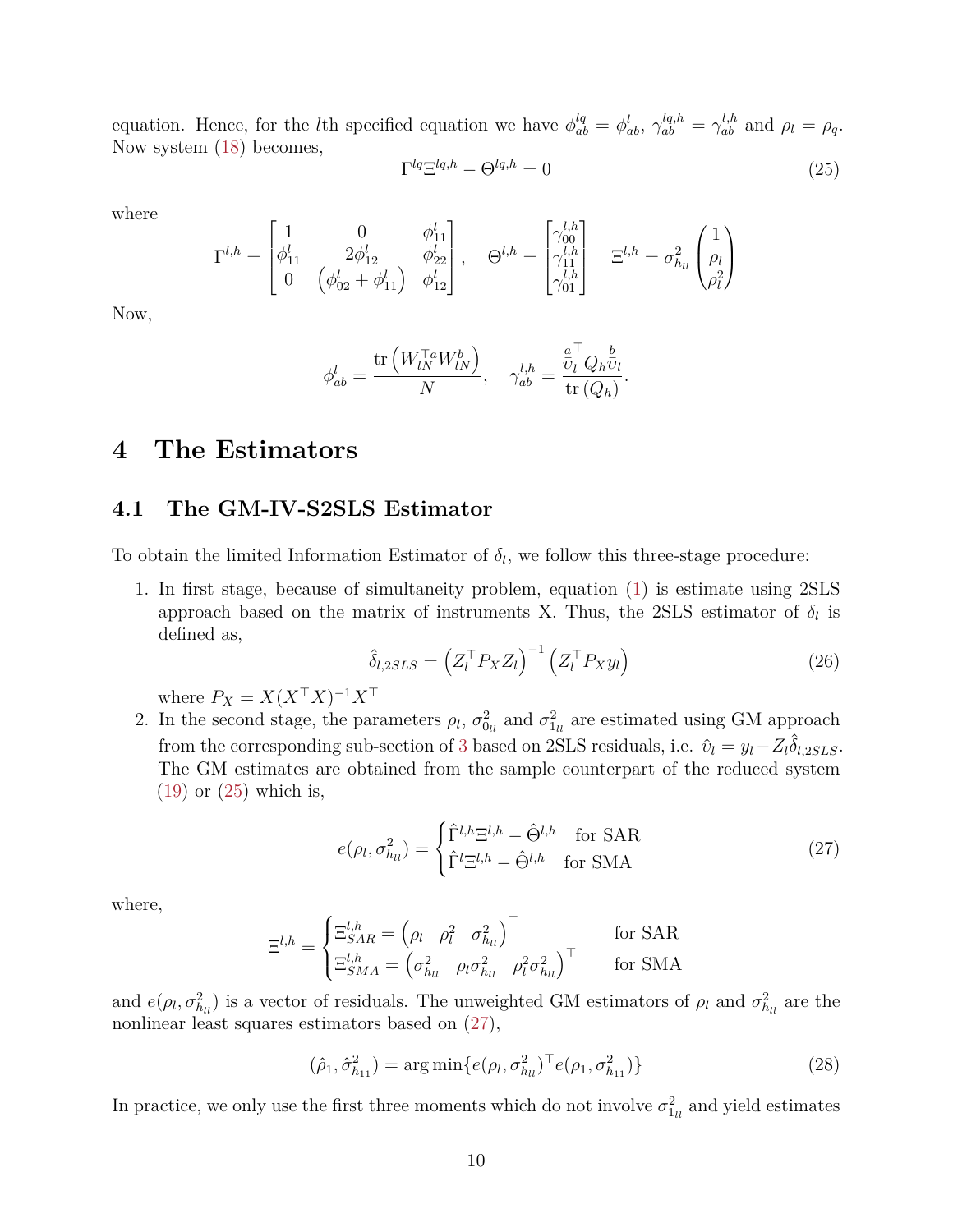equation. Hence, for the $l$th specified equation we have $\phi_{ab}^{lq} = \phi_{ab}^{l}$, $\gamma_{ab}^{lq,h} = \gamma_{ab}^{l,h}$ and $\rho_l = \rho_q$. Now system (18) becomes,

$$\Gamma^{lq}\Xi^{lq,h} - \Theta^{lq,h} = 0 \tag{25}$$

where

$$\Gamma^{l,h} = \begin{bmatrix} 1 & 0 & \phi_{11}^{l} \\ \phi_{11}^{l} & 2\phi_{12}^{l} & \phi_{22}^{l} \\ 0 & \left(\phi_{02}^{l} + \phi_{11}^{l}\right) & \phi_{12}^{l} \end{bmatrix}, \quad \Theta^{l,h} = \begin{bmatrix} \gamma_{00}^{l,h} \\ \gamma_{11}^{l,h} \\ \gamma_{01}^{l,h} \end{bmatrix} \quad \Xi^{l,h} = \sigma_{h_{ll}}^{2} \begin{pmatrix} 1 \\ \rho_l \\ \rho_l^2 \end{pmatrix}$$

Now,

$$\phi_{ab}^{l} = \frac{\mathrm{tr}\left(W_{lN}^{\top a} W_{lN}^{b}\right)}{N}, \quad \gamma_{ab}^{l,h} = \frac{\overset{a}{\bar{\upsilon}}{}_l^{\top} Q_h \overset{b}{\bar{\upsilon}}_l}{\mathrm{tr}\left(Q_h\right)}.$$

# 4 The Estimators

## 4.1 The GM-IV-S2SLS Estimator

To obtain the limited Information Estimator of $\delta_l$, we follow this three-stage procedure:

1. In first stage, because of simultaneity problem, equation (1) is estimate using 2SLS approach based on the matrix of instruments X. Thus, the 2SLS estimator of $\delta_l$ is defined as,

$$\hat{\delta}_{l,2SLS} = \left(Z_l^{\top} P_X Z_l\right)^{-1} \left(Z_l^{\top} P_X y_l\right) \tag{26}$$

   where $P_X = X(X^{\top}X)^{-1}X^{\top}$

2. In the second stage, the parameters $\rho_l$, $\sigma_{0_{ll}}^2$ and $\sigma_{1_{ll}}^2$ are estimated using GM approach from the corresponding sub-section of 3 based on 2SLS residuals, i.e. $\hat{\upsilon}_l = y_l - Z_l\hat{\delta}_{l,2SLS}$. The GM estimates are obtained from the sample counterpart of the reduced system (19) or (25) which is,

$$e(\rho_l, \sigma_{h_{ll}}^2) = \begin{cases} \hat{\Gamma}^{l,h}\Xi^{l,h} - \hat{\Theta}^{l,h} & \text{for SAR} \\ \hat{\Gamma}^{l}\Xi^{l,h} - \hat{\Theta}^{l,h} & \text{for SMA} \end{cases} \tag{27}$$

where,

$$\Xi^{l,h} = \begin{cases} \Xi_{SAR}^{l,h} = \begin{pmatrix} \rho_l & \rho_l^2 & \sigma_{h_{ll}}^2 \end{pmatrix}^{\top} & \text{for SAR} \\ \Xi_{SMA}^{l,h} = \begin{pmatrix} \sigma_{h_{ll}}^2 & \rho_l\sigma_{h_{ll}}^2 & \rho_l^2\sigma_{h_{ll}}^2 \end{pmatrix}^{\top} & \text{for SMA} \end{cases}$$

and $e(\rho_l, \sigma_{h_{ll}}^2)$ is a vector of residuals. The unweighted GM estimators of $\rho_l$ and $\sigma_{h_{ll}}^2$ are the nonlinear least squares estimators based on (27),

$$(\hat{\rho}_1, \hat{\sigma}_{h_{11}}^2) = \arg\min\{e(\rho_l, \sigma_{h_{ll}}^2)^{\top} e(\rho_1, \sigma_{h_{11}}^2)\} \tag{28}$$

In practice, we only use the first three moments which do not involve $\sigma_{1_{ll}}^2$ and yield estimates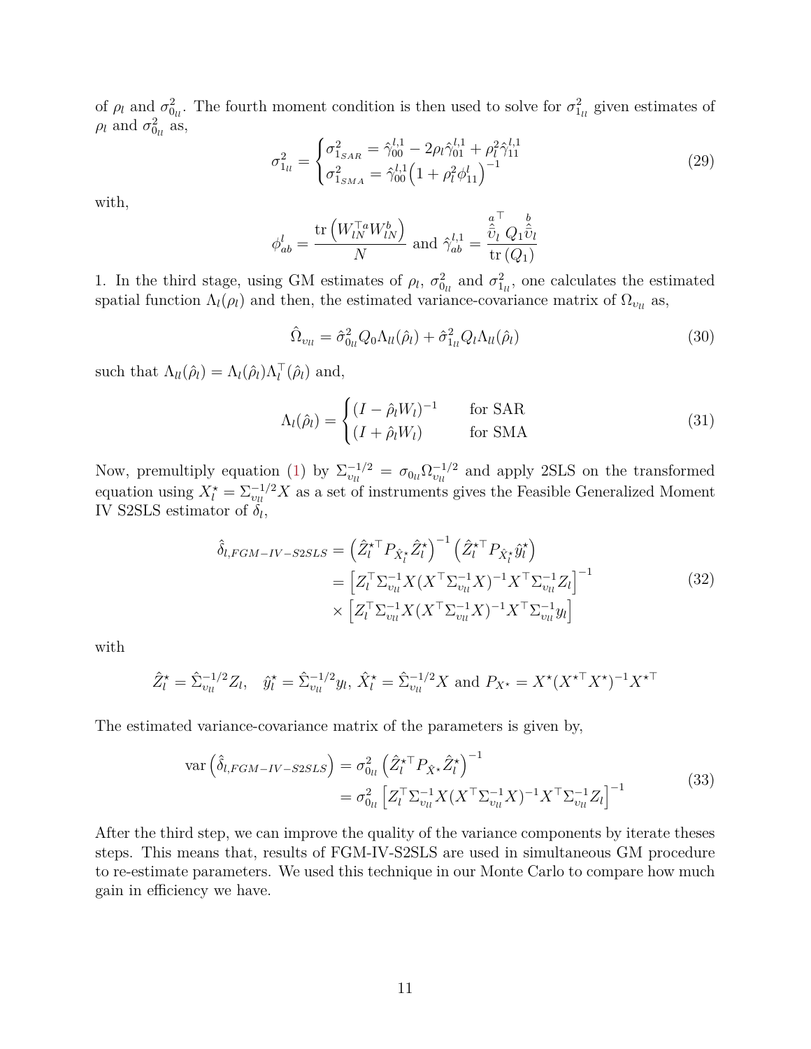of $\rho_l$ and $\sigma^2_{0_{ll}}$. The fourth moment condition is then used to solve for $\sigma^2_{1_{ll}}$ given estimates of $\rho_l$ and $\sigma^2_{0_{ll}}$ as,

$$\sigma^2_{1_{ll}} = \begin{cases} \sigma^2_{1_{SAR}} = \hat{\gamma}^{l,1}_{00} - 2\rho_l \hat{\gamma}^{l,1}_{01} + \rho_l^2 \hat{\gamma}^{l,1}_{11} \\ \sigma^2_{1_{SMA}} = \hat{\gamma}^{l,1}_{00}\left(1 + \rho_l^2 \phi^l_{11}\right)^{-1} \end{cases} \tag{29}$$

with,

$$\phi^l_{ab} = \frac{\operatorname{tr}\left(W^{\top a}_{lN} W^b_{lN}\right)}{N} \text{ and } \hat{\gamma}^{l,1}_{ab} = \frac{\overset{a}{\hat{\upsilon}}{}^{\top}_l \, Q_1 \overset{b}{\hat{\upsilon}}_l}{\operatorname{tr}\left(Q_1\right)}$$

1. In the third stage, using GM estimates of $\rho_l$, $\sigma^2_{0_{ll}}$ and $\sigma^2_{1_{ll}}$, one calculates the estimated spatial function $\Lambda_l(\rho_l)$ and then, the estimated variance-covariance matrix of $\Omega_{\upsilon_{ll}}$ as,

$$\hat{\Omega}_{\upsilon_{ll}} = \hat{\sigma}^2_{0_{ll}} Q_0 \Lambda_{ll}(\hat{\rho}_l) + \hat{\sigma}^2_{1_{ll}} Q_l \Lambda_{ll}(\hat{\rho}_l) \tag{30}$$

such that $\Lambda_{ll}(\hat{\rho}_l) = \Lambda_l(\hat{\rho}_l)\Lambda_l^{\top}(\hat{\rho}_l)$ and,

$$\Lambda_l(\hat{\rho}_l) = \begin{cases} (I - \hat{\rho}_l W_l)^{-1} & \text{for SAR} \\ (I + \hat{\rho}_l W_l) & \text{for SMA} \end{cases} \tag{31}$$

Now, premultiply equation (1) by $\Sigma^{-1/2}_{\upsilon_{ll}} = \sigma_{0_{ll}} \Omega^{-1/2}_{\upsilon_{ll}}$ and apply 2SLS on the transformed equation using $X^{\star}_l = \Sigma^{-1/2}_{\upsilon_{ll}} X$ as a set of instruments gives the Feasible Generalized Moment IV S2SLS estimator of $\delta_l$,

$$\begin{aligned} \hat{\delta}_{l,FGM-IV-S2SLS} &= \left(\hat{Z}^{\star\top}_l P_{\hat{X}^{\star}_l} \hat{Z}^{\star}_l\right)^{-1} \left(\hat{Z}^{\star\top}_l P_{\hat{X}^{\star}_l} \hat{y}^{\star}_l\right) \\ &= \left[Z^{\top}_l \Sigma^{-1}_{\upsilon_{ll}} X (X^{\top} \Sigma^{-1}_{\upsilon_{ll}} X)^{-1} X^{\top} \Sigma^{-1}_{\upsilon_{ll}} Z_l\right]^{-1} \\ &\times \left[Z^{\top}_l \Sigma^{-1}_{\upsilon_{ll}} X (X^{\top} \Sigma^{-1}_{\upsilon_{ll}} X)^{-1} X^{\top} \Sigma^{-1}_{\upsilon_{ll}} y_l\right] \end{aligned} \tag{32}$$

with

$$\hat{Z}^{\star}_l = \hat{\Sigma}^{-1/2}_{\upsilon_{ll}} Z_l, \quad \hat{y}^{\star}_l = \hat{\Sigma}^{-1/2}_{\upsilon_{ll}} y_l, \; \hat{X}^{\star}_l = \hat{\Sigma}^{-1/2}_{\upsilon_{ll}} X \text{ and } P_{X^{\star}} = X^{\star}(X^{\star\top} X^{\star})^{-1} X^{\star\top}$$

The estimated variance-covariance matrix of the parameters is given by,

$$\begin{aligned} \operatorname{var}\left(\hat{\delta}_{l,FGM-IV-S2SLS}\right) &= \sigma^2_{0_{ll}} \left(\hat{Z}^{\star\top}_l P_{\hat{X}^{\star}} \hat{Z}^{\star}_l\right)^{-1} \\ &= \sigma^2_{0_{ll}} \left[Z^{\top}_l \Sigma^{-1}_{\upsilon_{ll}} X (X^{\top} \Sigma^{-1}_{\upsilon_{ll}} X)^{-1} X^{\top} \Sigma^{-1}_{\upsilon_{ll}} Z_l\right]^{-1} \end{aligned} \tag{33}$$

After the third step, we can improve the quality of the variance components by iterate theses steps. This means that, results of FGM-IV-S2SLS are used in simultaneous GM procedure to re-estimate parameters. We used this technique in our Monte Carlo to compare how much gain in efficiency we have.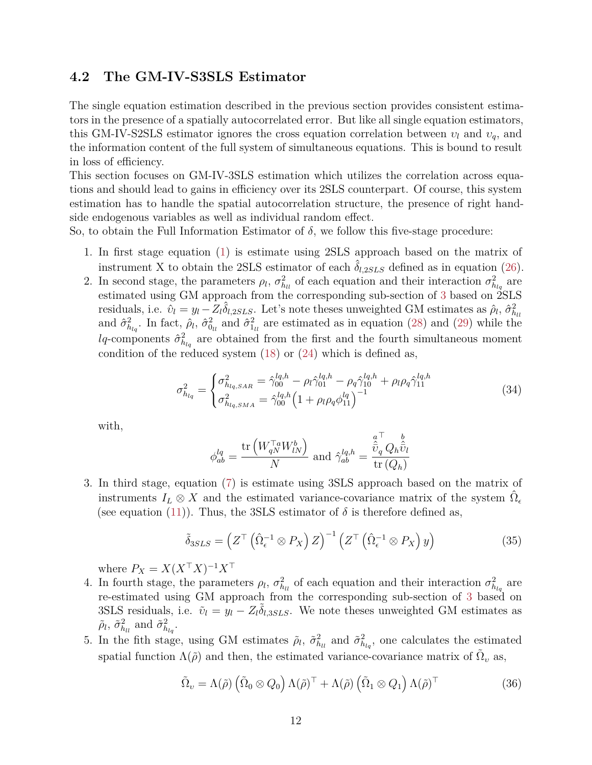### 4.2 The GM-IV-S3SLS Estimator

The single equation estimation described in the previous section provides consistent estimators in the presence of a spatially autocorrelated error. But like all single equation estimators, this GM-IV-S2SLS estimator ignores the cross equation correlation between $\upsilon_l$ and $\upsilon_q$, and the information content of the full system of simultaneous equations. This is bound to result in loss of efficiency.
This section focuses on GM-IV-3SLS estimation which utilizes the correlation across equations and should lead to gains in efficiency over its 2SLS counterpart. Of course, this system estimation has to handle the spatial autocorrelation structure, the presence of right hand-side endogenous variables as well as individual random effect.
So, to obtain the Full Information Estimator of $\delta$, we follow this five-stage procedure:

1. In first stage equation (1) is estimate using 2SLS approach based on the matrix of instrument X to obtain the 2SLS estimator of each $\hat{\delta}_{l,2SLS}$ defined as in equation (26).
2. In second stage, the parameters $\rho_l$, $\sigma^2_{h_{ll}}$ of each equation and their interaction $\sigma^2_{h_{lq}}$ are estimated using GM approach from the corresponding sub-section of 3 based on 2SLS residuals, i.e. $\hat{\upsilon}_l = y_l - Z_l\hat{\delta}_{l,2SLS}$. Let's note theses unweighted GM estimates as $\hat{\rho}_l$, $\hat{\sigma}^2_{h_{ll}}$ and $\hat{\sigma}^2_{h_{lq}}$. In fact, $\hat{\rho}_l$, $\hat{\sigma}^2_{0_{ll}}$ and $\hat{\sigma}^2_{1_{ll}}$ are estimated as in equation (28) and (29) while the $lq$-components $\hat{\sigma}^2_{h_{lq}}$ are obtained from the first and the fourth simultaneous moment condition of the reduced system (18) or (24) which is defined as,

$$\sigma^2_{h_{lq}} = \begin{cases} \sigma^2_{h_{lq,SAR}} = \hat{\gamma}^{lq,h}_{00} - \rho_l\hat{\gamma}^{lq,h}_{01} - \rho_q\hat{\gamma}^{lq,h}_{10} + \rho_l\rho_q\hat{\gamma}^{lq,h}_{11} \\ \sigma^2_{h_{lq,SMA}} = \hat{\gamma}^{lq,h}_{00}\left(1 + \rho_l\rho_q\phi^{lq}_{11}\right)^{-1} \end{cases} \tag{34}$$

   with,

$$\phi^{lq}_{ab} = \frac{\operatorname{tr}\left(W^{\top a}_{qN} W^{b}_{lN}\right)}{N} \text{ and } \hat{\gamma}^{lq,h}_{ab} = \frac{\overset{a}{\hat{\upsilon}}{}^{\top}_q Q_h \overset{b}{\hat{\upsilon}}_l}{\operatorname{tr}\left(Q_h\right)}$$

3. In third stage, equation (7) is estimate using 3SLS approach based on the matrix of instruments $I_L \otimes X$ and the estimated variance-covariance matrix of the system $\hat{\Omega}_\epsilon$ (see equation (11)). Thus, the 3SLS estimator of $\delta$ is therefore defined as,

$$\tilde{\delta}_{3SLS} = \left(Z^\top\left(\hat{\Omega}^{-1}_\epsilon \otimes P_X\right)Z\right)^{-1}\left(Z^\top\left(\hat{\Omega}^{-1}_\epsilon \otimes P_X\right)y\right) \tag{35}$$

   where $P_X = X(X^\top X)^{-1}X^\top$
4. In fourth stage, the parameters $\rho_l$, $\sigma^2_{h_{ll}}$ of each equation and their interaction $\sigma^2_{h_{lq}}$ are re-estimated using GM approach from the corresponding sub-section of 3 based on 3SLS residuals, i.e. $\tilde{\upsilon}_l = y_l - Z_l\tilde{\delta}_{l,3SLS}$. We note theses unweighted GM estimates as $\tilde{\rho}_l$, $\tilde{\sigma}^2_{h_{ll}}$ and $\tilde{\sigma}^2_{h_{lq}}$.
5. In the fith stage, using GM estimates $\tilde{\rho}_l$, $\tilde{\sigma}^2_{h_{ll}}$ and $\tilde{\sigma}^2_{h_{lq}}$, one calculates the estimated spatial function $\Lambda(\tilde{\rho})$ and then, the estimated variance-covariance matrix of $\tilde{\Omega}_\upsilon$ as,

$$\tilde{\Omega}_\upsilon = \Lambda(\tilde{\rho})\left(\tilde{\Omega}_0 \otimes Q_0\right)\Lambda(\tilde{\rho})^\top + \Lambda(\tilde{\rho})\left(\tilde{\Omega}_1 \otimes Q_1\right)\Lambda(\tilde{\rho})^\top \tag{36}$$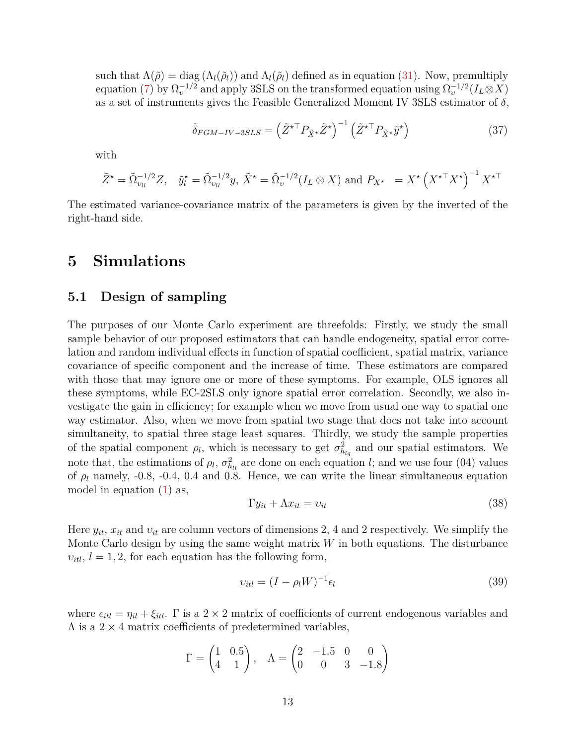such that $\Lambda(\tilde{\rho}) = \text{diag}(\Lambda_l(\tilde{\rho}_l))$ and $\Lambda_l(\tilde{\rho}_l)$ defined as in equation (31). Now, premultiply equation (7) by $\Omega_v^{-1/2}$ and apply 3SLS on the transformed equation using $\Omega_v^{-1/2}(I_L \otimes X)$ as a set of instruments gives the Feasible Generalized Moment IV 3SLS estimator of $\delta$,

$$\tilde{\delta}_{FGM-IV-3SLS} = \left(\tilde{Z}^{\star\top} P_{\tilde{X}^\star} \tilde{Z}^\star\right)^{-1} \left(\tilde{Z}^{\star\top} P_{\tilde{X}^\star} \tilde{y}^\star\right) \tag{37}$$

with

$$\tilde{Z}^\star = \tilde{\Omega}_{v_{ll}}^{-1/2} Z, \quad \tilde{y}_l^\star = \tilde{\Omega}_{v_{ll}}^{-1/2} y, \; \tilde{X}^\star = \tilde{\Omega}_v^{-1/2}(I_L \otimes X) \text{ and } P_{X^\star} \;\; = X^\star \left(X^{\star\top} X^\star\right)^{-1} X^{\star\top}$$

The estimated variance-covariance matrix of the parameters is given by the inverted of the right-hand side.

# 5 Simulations

## 5.1 Design of sampling

The purposes of our Monte Carlo experiment are threefolds: Firstly, we study the small sample behavior of our proposed estimators that can handle endogeneity, spatial error correlation and random individual effects in function of spatial coefficient, spatial matrix, variance covariance of specific component and the increase of time. These estimators are compared with those that may ignore one or more of these symptoms. For example, OLS ignores all these symptoms, while EC-2SLS only ignore spatial error correlation. Secondly, we also investigate the gain in efficiency; for example when we move from usual one way to spatial one way estimator. Also, when we move from spatial two stage that does not take into account simultaneity, to spatial three stage least squares. Thirdly, we study the sample properties of the spatial component $\rho_l$, which is necessary to get $\sigma^2_{h_{lq}}$ and our spatial estimators. We note that, the estimations of $\rho_l$, $\sigma^2_{h_{ll}}$ are done on each equation $l$; and we use four (04) values of $\rho_l$ namely, -0.8, -0.4, 0.4 and 0.8. Hence, we can write the linear simultaneous equation model in equation (1) as,

$$\Gamma y_{it} + \Lambda x_{it} = v_{it} \tag{38}$$

Here $y_{it}$, $x_{it}$ and $v_{it}$ are column vectors of dimensions 2, 4 and 2 respectively. We simplify the Monte Carlo design by using the same weight matrix $W$ in both equations. The disturbance $v_{itl}$, $l = 1, 2$, for each equation has the following form,

$$v_{itl} = (I - \rho_l W)^{-1} \epsilon_l \tag{39}$$

where $\epsilon_{itl} = \eta_{il} + \xi_{itl}$. $\Gamma$ is a $2 \times 2$ matrix of coefficients of current endogenous variables and $\Lambda$ is a $2 \times 4$ matrix coefficients of predetermined variables,

$$\Gamma = \begin{pmatrix} 1 & 0.5 \\ 4 & 1 \end{pmatrix}, \quad \Lambda = \begin{pmatrix} 2 & -1.5 & 0 & 0 \\ 0 & 0 & 3 & -1.8 \end{pmatrix}$$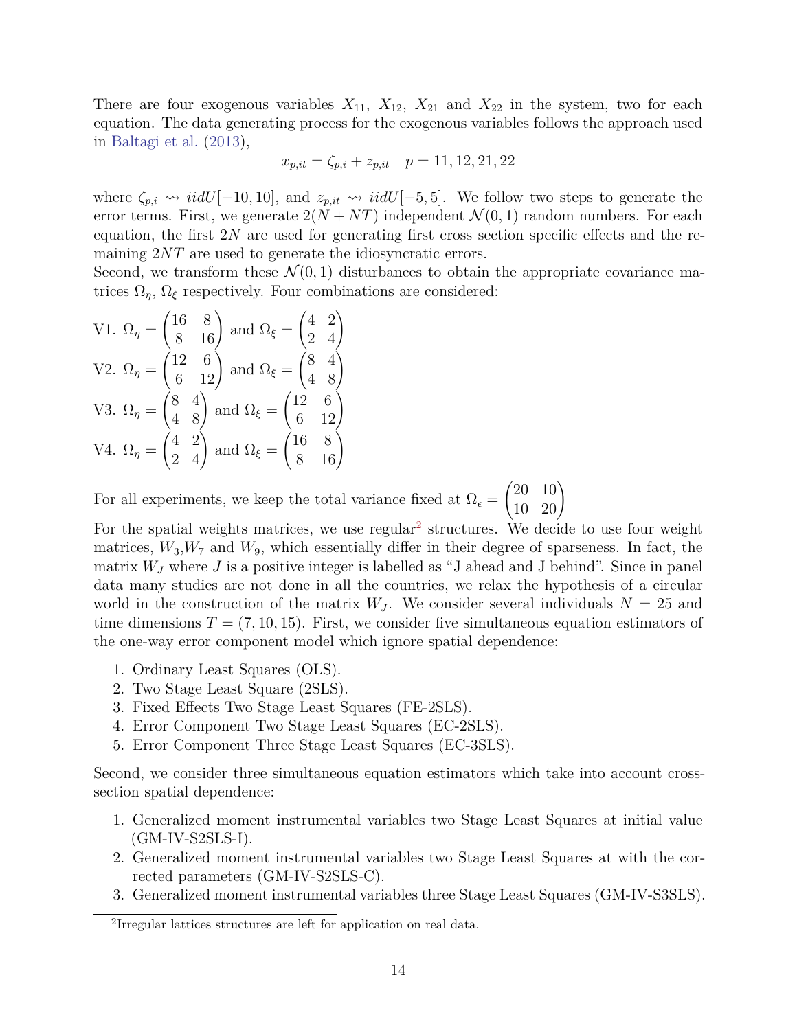There are four exogenous variables $X_{11}$, $X_{12}$, $X_{21}$ and $X_{22}$ in the system, two for each equation. The data generating process for the exogenous variables follows the approach used in Baltagi et al. (2013),

$$x_{p,it} = \zeta_{p,i} + z_{p,it} \quad p = 11, 12, 21, 22$$

where $\zeta_{p,i} \rightsquigarrow iidU[-10, 10]$, and $z_{p,it} \rightsquigarrow iidU[-5, 5]$. We follow two steps to generate the error terms. First, we generate $2(N + NT)$ independent $\mathcal{N}(0, 1)$ random numbers. For each equation, the first $2N$ are used for generating first cross section specific effects and the remaining $2NT$ are used to generate the idiosyncratic errors.
Second, we transform these $\mathcal{N}(0, 1)$ disturbances to obtain the appropriate covariance matrices $\Omega_\eta$, $\Omega_\xi$ respectively. Four combinations are considered:

V1. $\Omega_\eta = \begin{pmatrix} 16 & 8 \\ 8 & 16 \end{pmatrix}$ and $\Omega_\xi = \begin{pmatrix} 4 & 2 \\ 2 & 4 \end{pmatrix}$

V2. $\Omega_\eta = \begin{pmatrix} 12 & 6 \\ 6 & 12 \end{pmatrix}$ and $\Omega_\xi = \begin{pmatrix} 8 & 4 \\ 4 & 8 \end{pmatrix}$

V3. $\Omega_\eta = \begin{pmatrix} 8 & 4 \\ 4 & 8 \end{pmatrix}$ and $\Omega_\xi = \begin{pmatrix} 12 & 6 \\ 6 & 12 \end{pmatrix}$

V4. $\Omega_\eta = \begin{pmatrix} 4 & 2 \\ 2 & 4 \end{pmatrix}$ and $\Omega_\xi = \begin{pmatrix} 16 & 8 \\ 8 & 16 \end{pmatrix}$

For all experiments, we keep the total variance fixed at $\Omega_\epsilon = \begin{pmatrix} 20 & 10 \\ 10 & 20 \end{pmatrix}$

For the spatial weights matrices, we use regular[2] structures. We decide to use four weight matrices, $W_3$,$W_7$ and $W_9$, which essentially differ in their degree of sparseness. In fact, the matrix $W_J$ where $J$ is a positive integer is labelled as "J ahead and J behind". Since in panel data many studies are not done in all the countries, we relax the hypothesis of a circular world in the construction of the matrix $W_J$. We consider several individuals $N = 25$ and time dimensions $T = (7, 10, 15)$. First, we consider five simultaneous equation estimators of the one-way error component model which ignore spatial dependence:

1. Ordinary Least Squares (OLS).
2. Two Stage Least Square (2SLS).
3. Fixed Effects Two Stage Least Squares (FE-2SLS).
4. Error Component Two Stage Least Squares (EC-2SLS).
5. Error Component Three Stage Least Squares (EC-3SLS).

Second, we consider three simultaneous equation estimators which take into account cross-section spatial dependence:

1. Generalized moment instrumental variables two Stage Least Squares at initial value (GM-IV-S2SLS-I).
2. Generalized moment instrumental variables two Stage Least Squares at with the corrected parameters (GM-IV-S2SLS-C).
3. Generalized moment instrumental variables three Stage Least Squares (GM-IV-S3SLS).

[2]Irregular lattices structures are left for application on real data.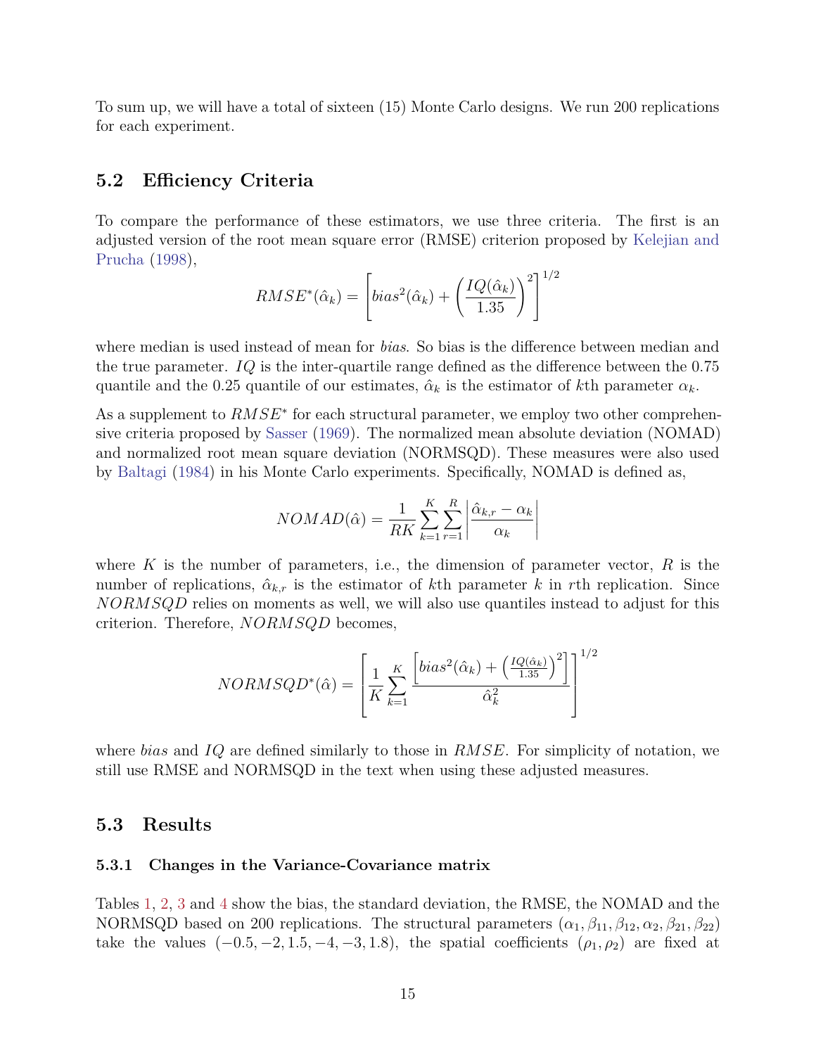To sum up, we will have a total of sixteen (15) Monte Carlo designs. We run 200 replications for each experiment.

## 5.2 Efficiency Criteria

To compare the performance of these estimators, we use three criteria. The first is an adjusted version of the root mean square error (RMSE) criterion proposed by Kelejian and Prucha (1998),

$$RMSE^*(\hat{\alpha}_k) = \left[ bias^2(\hat{\alpha}_k) + \left( \frac{IQ(\hat{\alpha}_k)}{1.35} \right)^2 \right]^{1/2}$$

where median is used instead of mean for *bias*. So bias is the difference between median and the true parameter. $IQ$ is the inter-quartile range defined as the difference between the 0.75 quantile and the 0.25 quantile of our estimates, $\hat{\alpha}_k$ is the estimator of $k$th parameter $\alpha_k$.

As a supplement to $RMSE^*$ for each structural parameter, we employ two other comprehensive criteria proposed by Sasser (1969). The normalized mean absolute deviation (NOMAD) and normalized root mean square deviation (NORMSQD). These measures were also used by Baltagi (1984) in his Monte Carlo experiments. Specifically, NOMAD is defined as,

$$NOMAD(\hat{\alpha}) = \frac{1}{RK} \sum_{k=1}^{K} \sum_{r=1}^{R} \left| \frac{\hat{\alpha}_{k,r} - \alpha_k}{\alpha_k} \right|$$

where $K$ is the number of parameters, i.e., the dimension of parameter vector, $R$ is the number of replications, $\hat{\alpha}_{k,r}$ is the estimator of $k$th parameter $k$ in $r$th replication. Since $NORMSQD$ relies on moments as well, we will also use quantiles instead to adjust for this criterion. Therefore, $NORMSQD$ becomes,

$$NORMSQD^*(\hat{\alpha}) = \left[ \frac{1}{K} \sum_{k=1}^{K} \frac{\left[ bias^2(\hat{\alpha}_k) + \left( \frac{IQ(\hat{\alpha}_k)}{1.35} \right)^2 \right]}{\hat{\alpha}_k^2} \right]^{1/2}$$

where *bias* and $IQ$ are defined similarly to those in $RMSE$. For simplicity of notation, we still use RMSE and NORMSQD in the text when using these adjusted measures.

## 5.3 Results

### 5.3.1 Changes in the Variance-Covariance matrix

Tables 1, 2, 3 and 4 show the bias, the standard deviation, the RMSE, the NOMAD and the NORMSQD based on 200 replications. The structural parameters $(\alpha_1, \beta_{11}, \beta_{12}, \alpha_2, \beta_{21}, \beta_{22})$ take the values $(-0.5, -2, 1.5, -4, -3, 1.8)$, the spatial coefficients $(\rho_1, \rho_2)$ are fixed at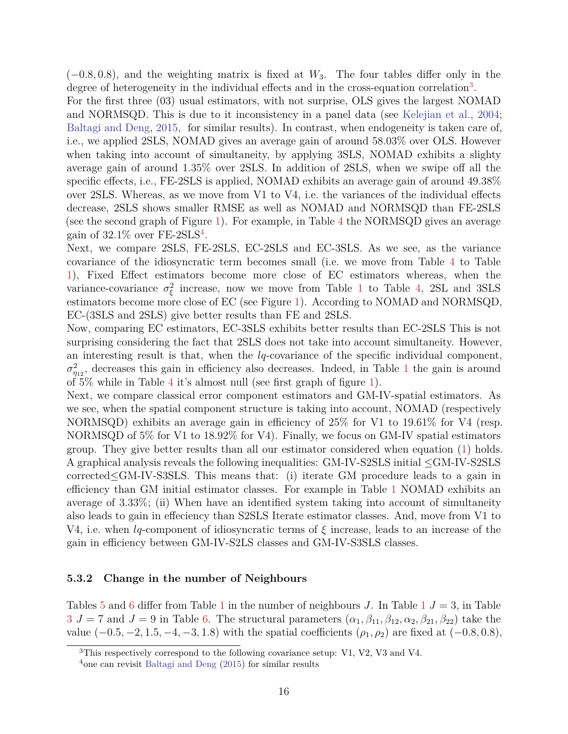$(-0.8, 0.8)$, and the weighting matrix is fixed at $W_3$. The four tables differ only in the degree of heterogeneity in the individual effects and in the cross-equation correlation[3].
For the first three (03) usual estimators, with not surprise, OLS gives the largest NOMAD and NORMSQD. This is due to it inconsistency in a panel data (see Kelejian et al., 2004; Baltagi and Deng, 2015, for similar results). In contrast, when endogeneity is taken care of, i.e., we applied 2SLS, NOMAD gives an average gain of around 58.03% over OLS. However when taking into account of simultaneity, by applying 3SLS, NOMAD exhibits a slighty average gain of around 1.35% over 2SLS. In addition of 2SLS, when we swipe off all the specific effects, i.e., FE-2SLS is applied, NOMAD exhibits an average gain of around 49.38% over 2SLS. Whereas, as we move from V1 to V4, i.e. the variances of the individual effects decrease, 2SLS shows smaller RMSE as well as NOMAD and NORMSQD than FE-2SLS (see the second graph of Figure 1). For example, in Table 4 the NORMSQD gives an average gain of 32.1% over FE-2SLS[4].
Next, we compare 2SLS, FE-2SLS, EC-2SLS and EC-3SLS. As we see, as the variance covariance of the idiosyncratic term becomes small (i.e. we move from Table 4 to Table 1), Fixed Effect estimators become more close of EC estimators whereas, when the variance-covariance $\sigma^2_\xi$ increase, now we move from Table 1 to Table 4, 2SL and 3SLS estimators become more close of EC (see Figure 1). According to NOMAD and NORMSQD, EC-(3SLS and 2SLS) give better results than FE and 2SLS.
Now, comparing EC estimators, EC-3SLS exhibits better results than EC-2SLS This is not surprising considering the fact that 2SLS does not take into account simultaneity. However, an interesting result is that, when the *lq*-covariance of the specific individual component, $\sigma^2_{\eta_{12}}$, decreases this gain in efficiency also decreases. Indeed, in Table 1 the gain is around of 5% while in Table 4 it's almost null (see first graph of figure 1).
Next, we compare classical error component estimators and GM-IV-spatial estimators. As we see, when the spatial component structure is taking into account, NOMAD (respectively NORMSQD) exhibits an average gain in efficiency of 25% for V1 to 19.61% for V4 (resp. NORMSQD of 5% for V1 to 18.92% for V4). Finally, we focus on GM-IV spatial estimators group. They give better results than all our estimator considered when equation (1) holds. A graphical analysis reveals the following inequalities: GM-IV-S2SLS initial $\leq$GM-IV-S2SLS corrected$\leq$GM-IV-S3SLS. This means that: (i) iterate GM procedure leads to a gain in efficiency than GM initial estimator classes. For example in Table 1 NOMAD exhibits an average of 3.33%; (ii) When have an identified system taking into account of simultaneity also leads to gain in effeciency than S2SLS Iterate estimator classes. And, move from V1 to V4, i.e. when *lq*-component of idiosyncratic terms of $\xi$ increase, leads to an increase of the gain in efficiency between GM-IV-S2LS classes and GM-IV-S3SLS classes.

### 5.3.2 Change in the number of Neighbours

Tables 5 and 6 differ from Table 1 in the number of neighbours $J$. In Table 1 $J = 3$, in Table 3 $J = 7$ and $J = 9$ in Table 6. The structural parameters $(\alpha_1, \beta_{11}, \beta_{12}, \alpha_2, \beta_{21}, \beta_{22})$ take the value $(-0.5, -2, 1.5, -4, -3, 1.8)$ with the spatial coefficients $(\rho_1, \rho_2)$ are fixed at $(-0.8, 0.8)$,

[3] This respectively correspond to the following covariance setup: V1, V2, V3 and V4.

[4] one can revisit Baltagi and Deng (2015) for similar results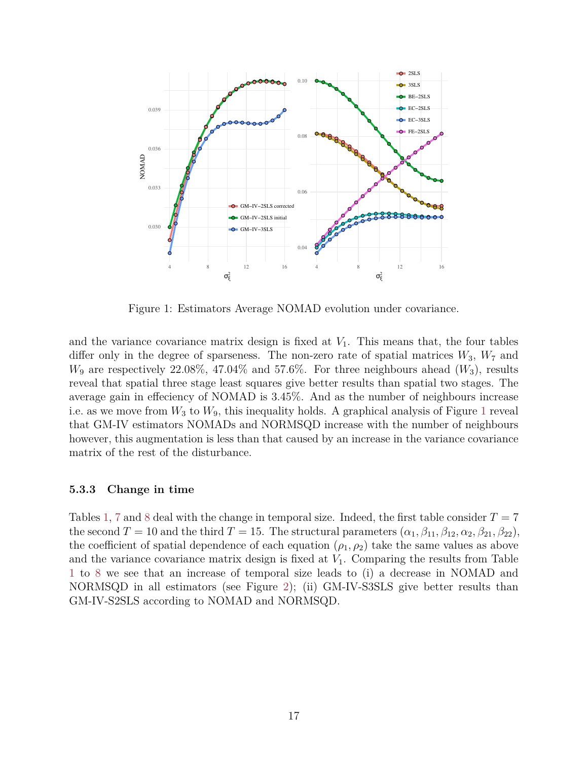Figure 1: Estimators Average NOMAD evolution under covariance.

and the variance covariance matrix design is fixed at $V_1$. This means that, the four tables differ only in the degree of sparseness. The non-zero rate of spatial matrices $W_3$, $W_7$ and $W_9$ are respectively 22.08%, 47.04% and 57.6%. For three neighbours ahead ($W_3$), results reveal that spatial three stage least squares give better results than spatial two stages. The average gain in effeciency of NOMAD is 3.45%. And as the number of neighbours increase i.e. as we move from $W_3$ to $W_9$, this inequality holds. A graphical analysis of Figure 1 reveal that GM-IV estimators NOMADs and NORMSQD increase with the number of neighbours however, this augmentation is less than that caused by an increase in the variance covariance matrix of the rest of the disturbance.

### 5.3.3 Change in time

Tables 1, 7 and 8 deal with the change in temporal size. Indeed, the first table consider $T = 7$ the second $T = 10$ and the third $T = 15$. The structural parameters $(\alpha_1, \beta_{11}, \beta_{12}, \alpha_2, \beta_{21}, \beta_{22})$, the coefficient of spatial dependence of each equation $(\rho_1, \rho_2)$ take the same values as above and the variance covariance matrix design is fixed at $V_1$. Comparing the results from Table 1 to 8 we see that an increase of temporal size leads to (i) a decrease in NOMAD and NORMSQD in all estimators (see Figure 2); (ii) GM-IV-S3SLS give better results than GM-IV-S2SLS according to NOMAD and NORMSQD.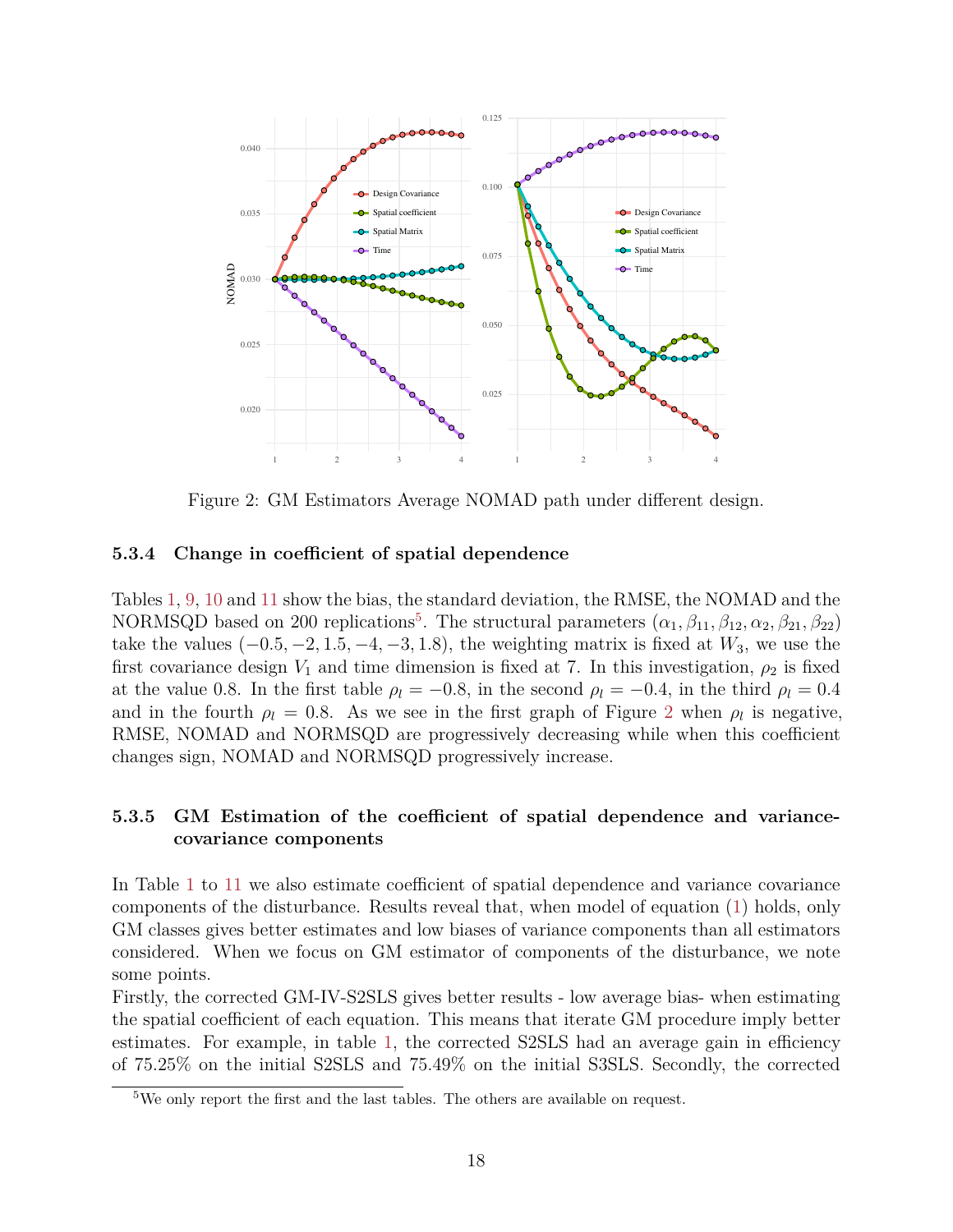Figure 2: GM Estimators Average NOMAD path under different design.

#### 5.3.4 Change in coefficient of spatial dependence

Tables 1, 9, 10 and 11 show the bias, the standard deviation, the RMSE, the NOMAD and the NORMSQD based on 200 replications[5]. The structural parameters $(\alpha_1, \beta_{11}, \beta_{12}, \alpha_2, \beta_{21}, \beta_{22})$ take the values $(-0.5, -2, 1.5, -4, -3, 1.8)$, the weighting matrix is fixed at $W_3$, we use the first covariance design $V_1$ and time dimension is fixed at 7. In this investigation, $\rho_2$ is fixed at the value 0.8. In the first table $\rho_l = -0.8$, in the second $\rho_l = -0.4$, in the third $\rho_l = 0.4$ and in the fourth $\rho_l = 0.8$. As we see in the first graph of Figure 2 when $\rho_l$ is negative, RMSE, NOMAD and NORMSQD are progressively decreasing while when this coefficient changes sign, NOMAD and NORMSQD progressively increase.

#### 5.3.5 GM Estimation of the coefficient of spatial dependence and variance-covariance components

In Table 1 to 11 we also estimate coefficient of spatial dependence and variance covariance components of the disturbance. Results reveal that, when model of equation (1) holds, only GM classes gives better estimates and low biases of variance components than all estimators considered. When we focus on GM estimator of components of the disturbance, we note some points.

Firstly, the corrected GM-IV-S2SLS gives better results - low average bias- when estimating the spatial coefficient of each equation. This means that iterate GM procedure imply better estimates. For example, in table 1, the corrected S2SLS had an average gain in efficiency of 75.25% on the initial S2SLS and 75.49% on the initial S3SLS. Secondly, the corrected

[5] We only report the first and the last tables. The others are available on request.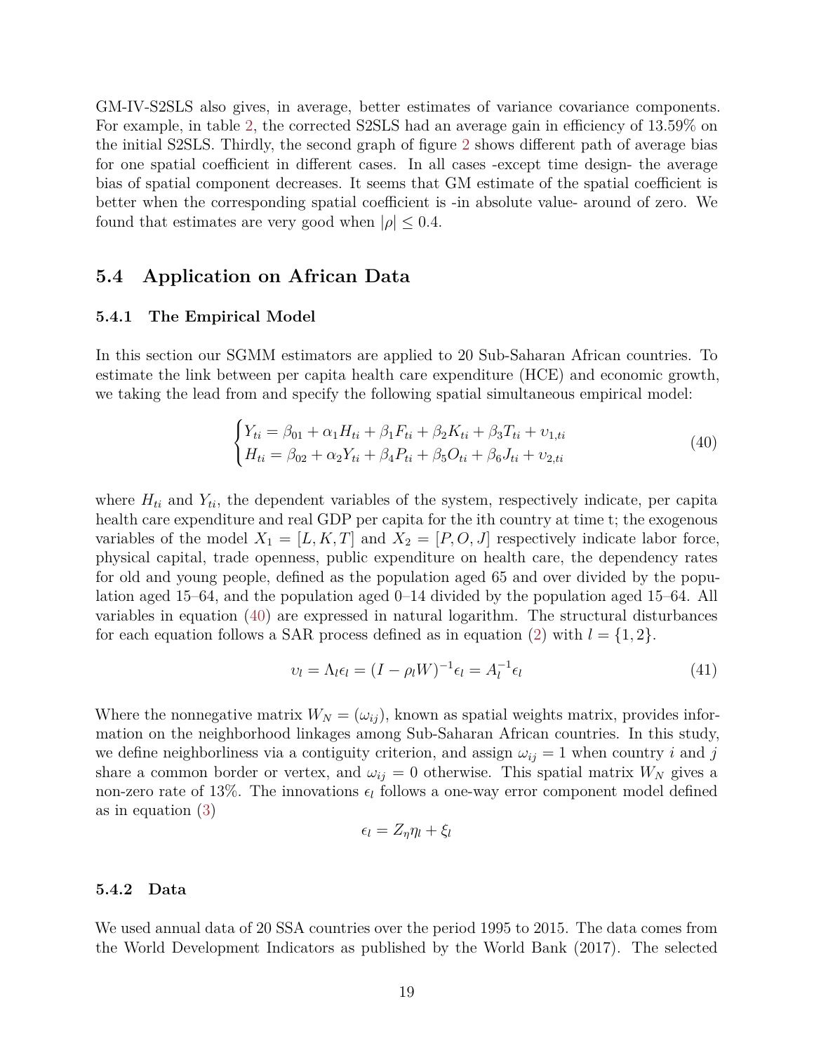GM-IV-S2SLS also gives, in average, better estimates of variance covariance components. For example, in table 2, the corrected S2SLS had an average gain in efficiency of 13.59% on the initial S2SLS. Thirdly, the second graph of figure 2 shows different path of average bias for one spatial coefficient in different cases. In all cases -except time design- the average bias of spatial component decreases. It seems that GM estimate of the spatial coefficient is better when the corresponding spatial coefficient is -in absolute value- around of zero. We found that estimates are very good when $|\rho| \leq 0.4$.

## 5.4 Application on African Data

### 5.4.1 The Empirical Model

In this section our SGMM estimators are applied to 20 Sub-Saharan African countries. To estimate the link between per capita health care expenditure (HCE) and economic growth, we taking the lead from and specify the following spatial simultaneous empirical model:

$$
\begin{cases} Y_{ti} = \beta_{01} + \alpha_1 H_{ti} + \beta_1 F_{ti} + \beta_2 K_{ti} + \beta_3 T_{ti} + \upsilon_{1,ti} \\ H_{ti} = \beta_{02} + \alpha_2 Y_{ti} + \beta_4 P_{ti} + \beta_5 O_{ti} + \beta_6 J_{ti} + \upsilon_{2,ti} \end{cases} \tag{40}
$$

where $H_{ti}$ and $Y_{ti}$, the dependent variables of the system, respectively indicate, per capita health care expenditure and real GDP per capita for the ith country at time t; the exogenous variables of the model $X_1 = [L, K, T]$ and $X_2 = [P, O, J]$ respectively indicate labor force, physical capital, trade openness, public expenditure on health care, the dependency rates for old and young people, defined as the population aged 65 and over divided by the population aged 15–64, and the population aged 0–14 divided by the population aged 15–64. All variables in equation (40) are expressed in natural logarithm. The structural disturbances for each equation follows a SAR process defined as in equation (2) with $l = \{1, 2\}$.

$$
\upsilon_l = \Lambda_l \epsilon_l = (I - \rho_l W)^{-1} \epsilon_l = A_l^{-1} \epsilon_l \tag{41}
$$

Where the nonnegative matrix $W_N = (\omega_{ij})$, known as spatial weights matrix, provides information on the neighborhood linkages among Sub-Saharan African countries. In this study, we define neighborliness via a contiguity criterion, and assign $\omega_{ij} = 1$ when country $i$ and $j$ share a common border or vertex, and $\omega_{ij} = 0$ otherwise. This spatial matrix $W_N$ gives a non-zero rate of 13%. The innovations $\epsilon_l$ follows a one-way error component model defined as in equation (3)

$$
\epsilon_l = Z_\eta \eta_l + \xi_l
$$

### 5.4.2 Data

We used annual data of 20 SSA countries over the period 1995 to 2015. The data comes from the World Development Indicators as published by the World Bank (2017). The selected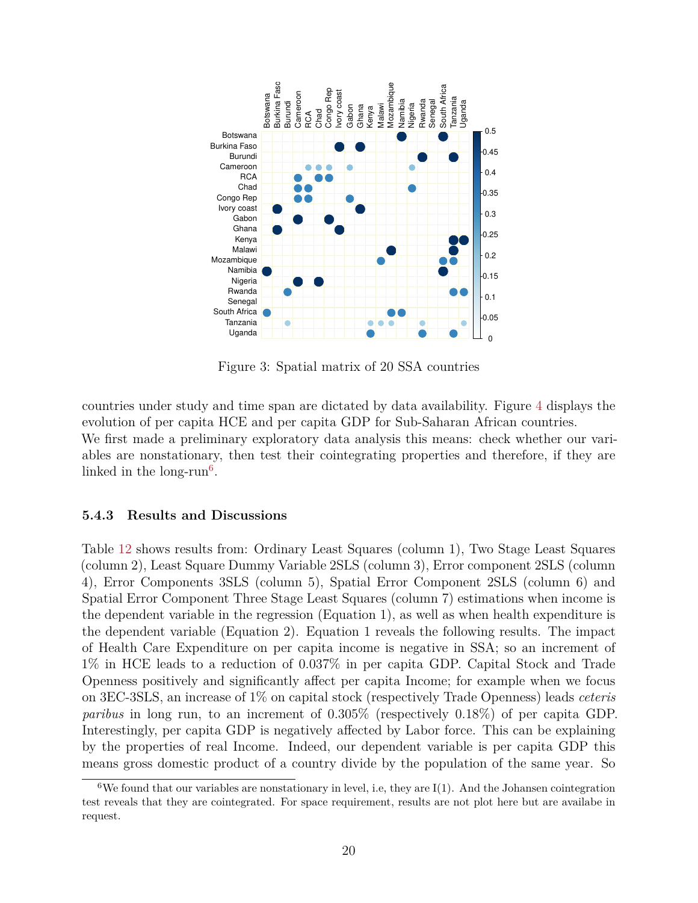Figure 3: Spatial matrix of 20 SSA countries

countries under study and time span are dictated by data availability. Figure 4 displays the evolution of per capita HCE and per capita GDP for Sub-Saharan African countries.
We first made a preliminary exploratory data analysis this means: check whether our variables are nonstationary, then test their cointegrating properties and therefore, if they are linked in the long-run[6].

### 5.4.3 Results and Discussions

Table 12 shows results from: Ordinary Least Squares (column 1), Two Stage Least Squares (column 2), Least Square Dummy Variable 2SLS (column 3), Error component 2SLS (column 4), Error Components 3SLS (column 5), Spatial Error Component 2SLS (column 6) and Spatial Error Component Three Stage Least Squares (column 7) estimations when income is the dependent variable in the regression (Equation 1), as well as when health expenditure is the dependent variable (Equation 2). Equation 1 reveals the following results. The impact of Health Care Expenditure on per capita income is negative in SSA; so an increment of 1% in HCE leads to a reduction of 0.037% in per capita GDP. Capital Stock and Trade Openness positively and significantly affect per capita Income; for example when we focus on 3EC-3SLS, an increase of 1% on capital stock (respectively Trade Openness) leads *ceteris paribus* in long run, to an increment of 0.305% (respectively 0.18%) of per capita GDP. Interestingly, per capita GDP is negatively affected by Labor force. This can be explaining by the properties of real Income. Indeed, our dependent variable is per capita GDP this means gross domestic product of a country divide by the population of the same year. So

---

[6] We found that our variables are nonstationary in level, i.e, they are I(1). And the Johansen cointegration test reveals that they are cointegrated. For space requirement, results are not plot here but are availabe in request.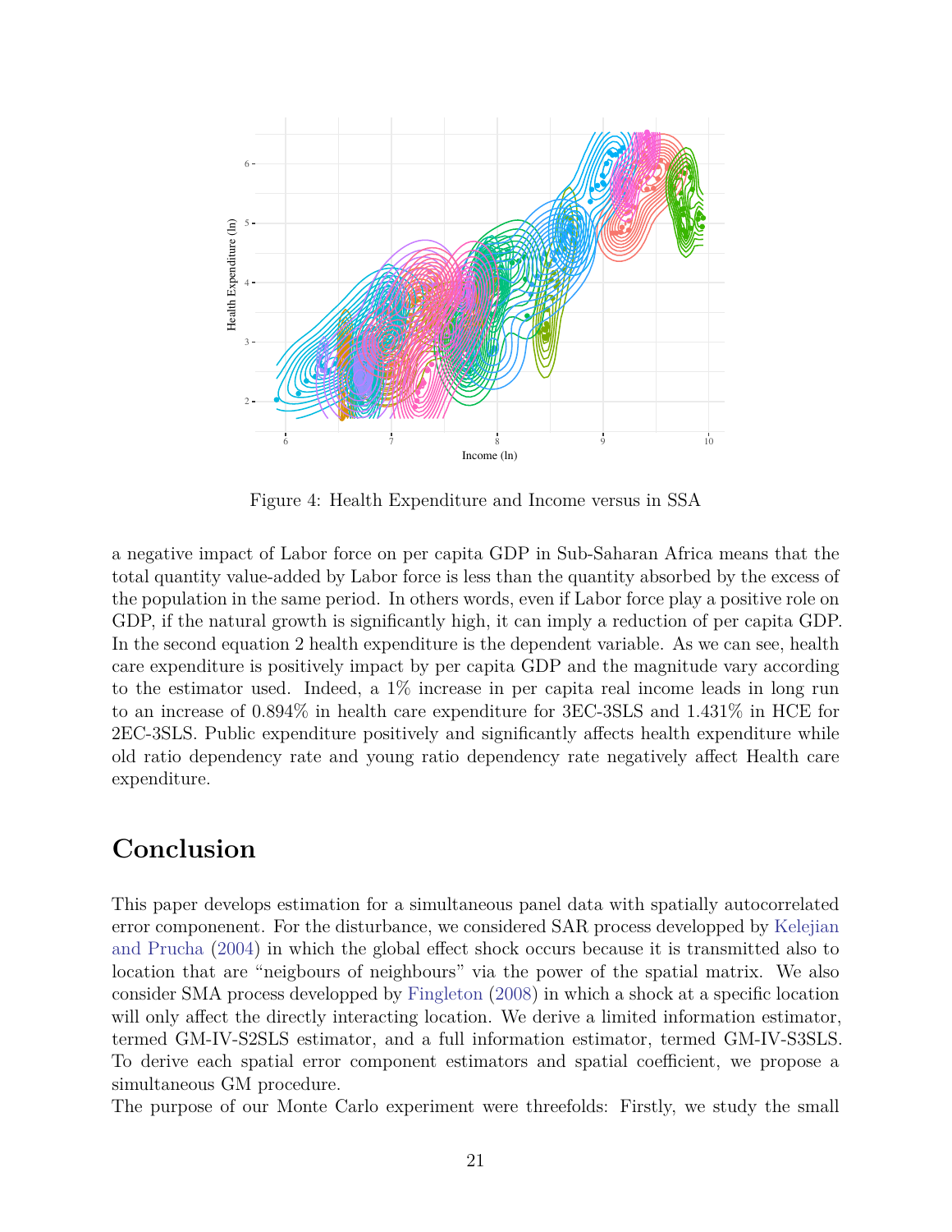Figure 4: Health Expenditure and Income versus in SSA

a negative impact of Labor force on per capita GDP in Sub-Saharan Africa means that the total quantity value-added by Labor force is less than the quantity absorbed by the excess of the population in the same period. In others words, even if Labor force play a positive role on GDP, if the natural growth is significantly high, it can imply a reduction of per capita GDP. In the second equation 2 health expenditure is the dependent variable. As we can see, health care expenditure is positively impact by per capita GDP and the magnitude vary according to the estimator used. Indeed, a 1% increase in per capita real income leads in long run to an increase of 0.894% in health care expenditure for 3EC-3SLS and 1.431% in HCE for 2EC-3SLS. Public expenditure positively and significantly affects health expenditure while old ratio dependency rate and young ratio dependency rate negatively affect Health care expenditure.

# Conclusion

This paper develops estimation for a simultaneous panel data with spatially autocorrelated error componenent. For the disturbance, we considered SAR process developped by Kelejian and Prucha (2004) in which the global effect shock occurs because it is transmitted also to location that are "neigbours of neighbours" via the power of the spatial matrix. We also consider SMA process developped by Fingleton (2008) in which a shock at a specific location will only affect the directly interacting location. We derive a limited information estimator, termed GM-IV-S2SLS estimator, and a full information estimator, termed GM-IV-S3SLS. To derive each spatial error component estimators and spatial coefficient, we propose a simultaneous GM procedure.

The purpose of our Monte Carlo experiment were threefolds: Firstly, we study the small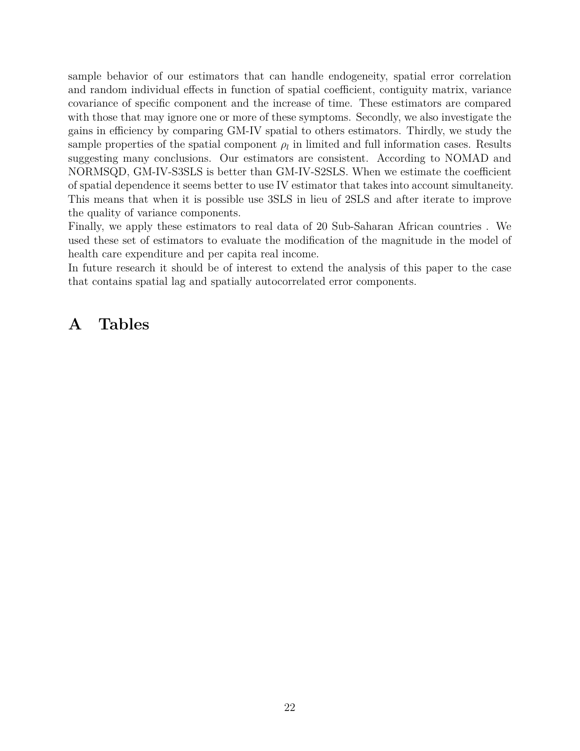sample behavior of our estimators that can handle endogeneity, spatial error correlation and random individual effects in function of spatial coefficient, contiguity matrix, variance covariance of specific component and the increase of time. These estimators are compared with those that may ignore one or more of these symptoms. Secondly, we also investigate the gains in efficiency by comparing GM-IV spatial to others estimators. Thirdly, we study the sample properties of the spatial component $\rho_l$ in limited and full information cases. Results suggesting many conclusions. Our estimators are consistent. According to NOMAD and NORMSQD, GM-IV-S3SLS is better than GM-IV-S2SLS. When we estimate the coefficient of spatial dependence it seems better to use IV estimator that takes into account simultaneity. This means that when it is possible use 3SLS in lieu of 2SLS and after iterate to improve the quality of variance components.

Finally, we apply these estimators to real data of 20 Sub-Saharan African countries . We used these set of estimators to evaluate the modification of the magnitude in the model of health care expenditure and per capita real income.

In future research it should be of interest to extend the analysis of this paper to the case that contains spatial lag and spatially autocorrelated error components.

# A Tables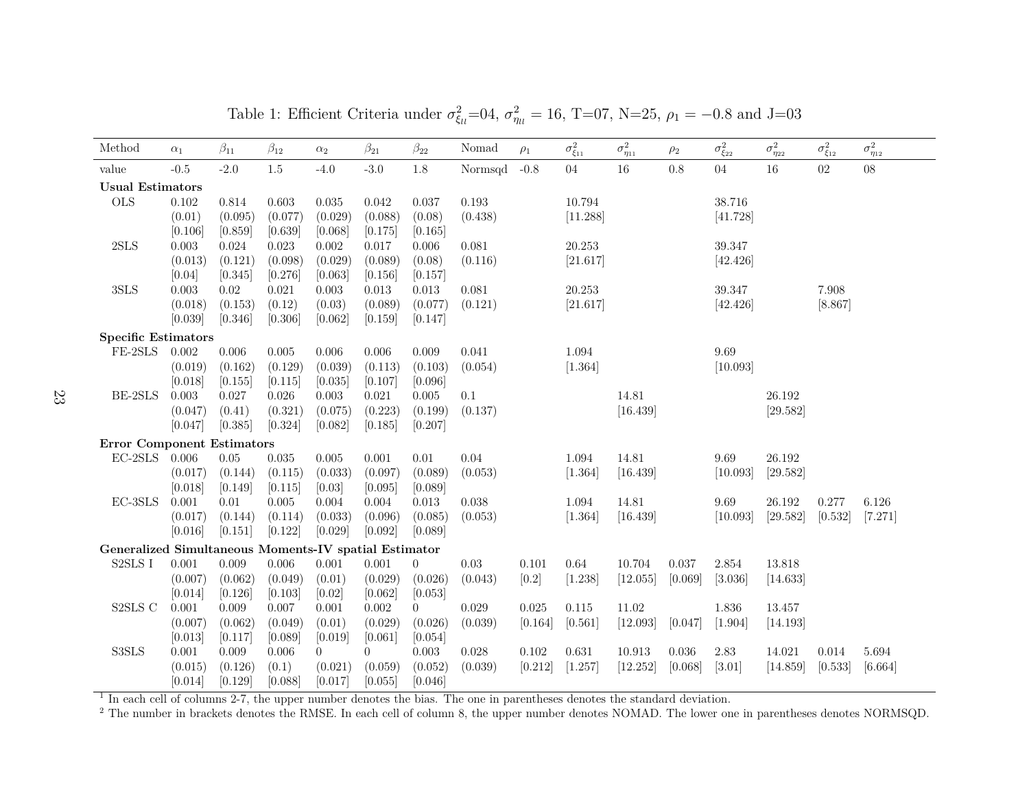Table 1: Efficient Criteria under $\sigma^2_{\xi_{ll}}$=04, $\sigma^2_{\eta_{ll}} = 16$, T=07, N=25, $\rho_1 = -0.8$ and J=03

| Method | $\alpha_1$ | $\beta_{11}$ | $\beta_{12}$ | $\alpha_2$ | $\beta_{21}$ | $\beta_{22}$ | Nomad | $\rho_1$ | $\sigma^2_{\xi_{11}}$ | $\sigma^2_{\eta_{11}}$ | $\rho_2$ | $\sigma^2_{\xi_{22}}$ | $\sigma^2_{\eta_{22}}$ | $\sigma^2_{\xi_{12}}$ | $\sigma^2_{\eta_{12}}$ |
|---|---|---|---|---|---|---|---|---|---|---|---|---|---|---|---|
| value | -0.5 | -2.0 | 1.5 | -4.0 | -3.0 | 1.8 | Normsqd | -0.8 | 04 | 16 | 0.8 | 04 | 16 | 02 | 08 |
| **Usual Estimators** | | | | | | | | | | | | | | | |
| OLS | 0.102 | 0.814 | 0.603 | 0.035 | 0.042 | 0.037 | 0.193 | | 10.794 | | | 38.716 | | | |
| | (0.01) | (0.095) | (0.077) | (0.029) | (0.088) | (0.08) | (0.438) | | [11.288] | | | [41.728] | | | |
| | [0.106] | [0.859] | [0.639] | [0.068] | [0.175] | [0.165] | | | | | | | | | |
| 2SLS | 0.003 | 0.024 | 0.023 | 0.002 | 0.017 | 0.006 | 0.081 | | 20.253 | | | 39.347 | | | |
| | (0.013) | (0.121) | (0.098) | (0.029) | (0.089) | (0.08) | (0.116) | | [21.617] | | | [42.426] | | | |
| | [0.04] | [0.345] | [0.276] | [0.063] | [0.156] | [0.157] | | | | | | | | | |
| 3SLS | 0.003 | 0.02 | 0.021 | 0.003 | 0.013 | 0.013 | 0.081 | | 20.253 | | | 39.347 | | 7.908 | |
| | (0.018) | (0.153) | (0.12) | (0.03) | (0.089) | (0.077) | (0.121) | | [21.617] | | | [42.426] | | [8.867] | |
| | [0.039] | [0.346] | [0.306] | [0.062] | [0.159] | [0.147] | | | | | | | | | |
| **Specific Estimators** | | | | | | | | | | | | | | | |
| FE-2SLS | 0.002 | 0.006 | 0.005 | 0.006 | 0.006 | 0.009 | 0.041 | | 1.094 | | | 9.69 | | | |
| | (0.019) | (0.162) | (0.129) | (0.039) | (0.113) | (0.103) | (0.054) | | [1.364] | | | [10.093] | | | |
| | [0.018] | [0.155] | [0.115] | [0.035] | [0.107] | [0.096] | | | | | | | | | |
| BE-2SLS | 0.003 | 0.027 | 0.026 | 0.003 | 0.021 | 0.005 | 0.1 | | | 14.81 | | | 26.192 | | |
| | (0.047) | (0.41) | (0.321) | (0.075) | (0.223) | (0.199) | (0.137) | | | [16.439] | | | [29.582] | | |
| | [0.047] | [0.385] | [0.324] | [0.082] | [0.185] | [0.207] | | | | | | | | | |
| **Error Component Estimators** | | | | | | | | | | | | | | | |
| EC-2SLS | 0.006 | 0.05 | 0.035 | 0.005 | 0.001 | 0.01 | 0.04 | | 1.094 | 14.81 | | 9.69 | 26.192 | | |
| | (0.017) | (0.144) | (0.115) | (0.033) | (0.097) | (0.089) | (0.053) | | [1.364] | [16.439] | | [10.093] | [29.582] | | |
| | [0.018] | [0.149] | [0.115] | [0.03] | [0.095] | [0.089] | | | | | | | | | |
| EC-3SLS | 0.001 | 0.01 | 0.005 | 0.004 | 0.004 | 0.013 | 0.038 | | 1.094 | 14.81 | | 9.69 | 26.192 | 0.277 | 6.126 |
| | (0.017) | (0.144) | (0.114) | (0.033) | (0.096) | (0.085) | (0.053) | | [1.364] | [16.439] | | [10.093] | [29.582] | [0.532] | [7.271] |
| | [0.016] | [0.151] | [0.122] | [0.029] | [0.092] | [0.089] | | | | | | | | | |
| **Generalized Simultaneous Moments-IV spatial Estimator** | | | | | | | | | | | | | | | |
| S2SLS I | 0.001 | 0.009 | 0.006 | 0.001 | 0.001 | 0 | 0.03 | 0.101 | 0.64 | 10.704 | 0.037 | 2.854 | 13.818 | | |
| | (0.007) | (0.062) | (0.049) | (0.01) | (0.029) | (0.026) | (0.043) | [0.2] | [1.238] | [12.055] | [0.069] | [3.036] | [14.633] | | |
| | [0.014] | [0.126] | [0.103] | [0.02] | [0.062] | [0.053] | | | | | | | | | |
| S2SLS C | 0.001 | 0.009 | 0.007 | 0.001 | 0.002 | 0 | 0.029 | 0.025 | 0.115 | 11.02 | | 1.836 | 13.457 | | |
| | (0.007) | (0.062) | (0.049) | (0.01) | (0.029) | (0.026) | (0.039) | [0.164] | [0.561] | [12.093] | [0.047] | [1.904] | [14.193] | | |
| | [0.013] | [0.117] | [0.089] | [0.019] | [0.061] | [0.054] | | | | | | | | | |
| S3SLS | 0.001 | 0.009 | 0.006 | 0 | 0 | 0.003 | 0.028 | 0.102 | 0.631 | 10.913 | 0.036 | 2.83 | 14.021 | 0.014 | 5.694 |
| | (0.015) | (0.126) | (0.1) | (0.021) | (0.059) | (0.052) | (0.039) | [0.212] | [1.257] | [12.252] | [0.068] | [3.01] | [14.859] | [0.533] | [6.664] |
| | [0.014] | [0.129] | [0.088] | [0.017] | [0.055] | [0.046] | | | | | | | | | |

[1] In each cell of columns 2-7, the upper number denotes the bias. The one in parentheses denotes the standard deviation.

[2] The number in brackets denotes the RMSE. In each cell of column 8, the upper number denotes NOMAD. The lower one in parentheses denotes NORMSQD.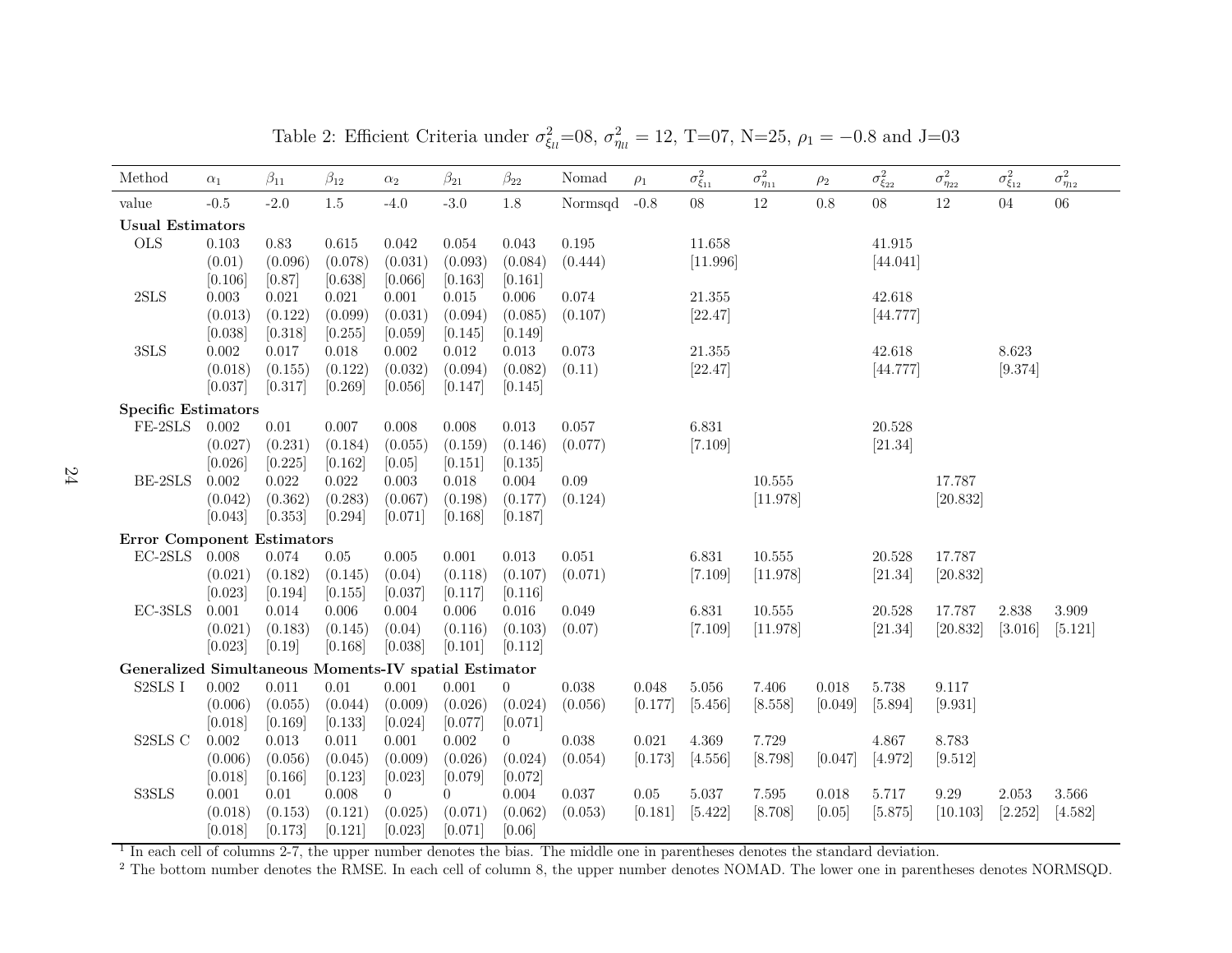Table 2: Efficient Criteria under $\sigma^2_{\xi_{ll}}$=08, $\sigma^2_{\eta_{ll}}$ = 12, T=07, N=25, $\rho_1 = -0.8$ and J=03

| Method | $\alpha_1$ | $\beta_{11}$ | $\beta_{12}$ | $\alpha_2$ | $\beta_{21}$ | $\beta_{22}$ | Nomad | $\rho_1$ | $\sigma^2_{\xi_{11}}$ | $\sigma^2_{\eta_{11}}$ | $\rho_2$ | $\sigma^2_{\xi_{22}}$ | $\sigma^2_{\eta_{22}}$ | $\sigma^2_{\xi_{12}}$ | $\sigma^2_{\eta_{12}}$ |
|---|---|---|---|---|---|---|---|---|---|---|---|---|---|---|---|
| value | -0.5 | -2.0 | 1.5 | -4.0 | -3.0 | 1.8 | Normsqd | -0.8 | 08 | 12 | 0.8 | 08 | 12 | 04 | 06 |
| **Usual Estimators** | | | | | | | | | | | | | | | |
| OLS | 0.103 | 0.83 | 0.615 | 0.042 | 0.054 | 0.043 | 0.195 | | 11.658 | | | 41.915 | | | |
| | (0.01) | (0.096) | (0.078) | (0.031) | (0.093) | (0.084) | (0.444) | | [11.996] | | | [44.041] | | | |
| | [0.106] | [0.87] | [0.638] | [0.066] | [0.163] | [0.161] | | | | | | | | | |
| 2SLS | 0.003 | 0.021 | 0.021 | 0.001 | 0.015 | 0.006 | 0.074 | | 21.355 | | | 42.618 | | | |
| | (0.013) | (0.122) | (0.099) | (0.031) | (0.094) | (0.085) | (0.107) | | [22.47] | | | [44.777] | | | |
| | [0.038] | [0.318] | [0.255] | [0.059] | [0.145] | [0.149] | | | | | | | | | |
| 3SLS | 0.002 | 0.017 | 0.018 | 0.002 | 0.012 | 0.013 | 0.073 | | 21.355 | | | 42.618 | | 8.623 | |
| | (0.018) | (0.155) | (0.122) | (0.032) | (0.094) | (0.082) | (0.11) | | [22.47] | | | [44.777] | | [9.374] | |
| | [0.037] | [0.317] | [0.269] | [0.056] | [0.147] | [0.145] | | | | | | | | | |
| **Specific Estimators** | | | | | | | | | | | | | | | |
| FE-2SLS | 0.002 | 0.01 | 0.007 | 0.008 | 0.008 | 0.013 | 0.057 | | 6.831 | | | 20.528 | | | |
| | (0.027) | (0.231) | (0.184) | (0.055) | (0.159) | (0.146) | (0.077) | | [7.109] | | | [21.34] | | | |
| | [0.026] | [0.225] | [0.162] | [0.05] | [0.151] | [0.135] | | | | | | | | | |
| BE-2SLS | 0.002 | 0.022 | 0.022 | 0.003 | 0.018 | 0.004 | 0.09 | | | 10.555 | | | 17.787 | | |
| | (0.042) | (0.362) | (0.283) | (0.067) | (0.198) | (0.177) | (0.124) | | | [11.978] | | | [20.832] | | |
| | [0.043] | [0.353] | [0.294] | [0.071] | [0.168] | [0.187] | | | | | | | | | |
| **Error Component Estimators** | | | | | | | | | | | | | | | |
| EC-2SLS | 0.008 | 0.074 | 0.05 | 0.005 | 0.001 | 0.013 | 0.051 | | 6.831 | 10.555 | | 20.528 | 17.787 | | |
| | (0.021) | (0.182) | (0.145) | (0.04) | (0.118) | (0.107) | (0.071) | | [7.109] | [11.978] | | [21.34] | [20.832] | | |
| | [0.023] | [0.194] | [0.155] | [0.037] | [0.117] | [0.116] | | | | | | | | | |
| EC-3SLS | 0.001 | 0.014 | 0.006 | 0.004 | 0.006 | 0.016 | 0.049 | | 6.831 | 10.555 | | 20.528 | 17.787 | 2.838 | 3.909 |
| | (0.021) | (0.183) | (0.145) | (0.04) | (0.116) | (0.103) | (0.07) | | [7.109] | [11.978] | | [21.34] | [20.832] | [3.016] | [5.121] |
| | [0.023] | [0.19] | [0.168] | [0.038] | [0.101] | [0.112] | | | | | | | | | |
| **Generalized Simultaneous Moments-IV spatial Estimator** | | | | | | | | | | | | | | | |
| S2SLS I | 0.002 | 0.011 | 0.01 | 0.001 | 0.001 | 0 | 0.038 | 0.048 | 5.056 | 7.406 | 0.018 | 5.738 | 9.117 | | |
| | (0.006) | (0.055) | (0.044) | (0.009) | (0.026) | (0.024) | (0.056) | [0.177] | [5.456] | [8.558] | [0.049] | [5.894] | [9.931] | | |
| | [0.018] | [0.169] | [0.133] | [0.024] | [0.077] | [0.071] | | | | | | | | | |
| S2SLS C | 0.002 | 0.013 | 0.011 | 0.001 | 0.002 | 0 | 0.038 | 0.021 | 4.369 | 7.729 | | 4.867 | 8.783 | | |
| | (0.006) | (0.056) | (0.045) | (0.009) | (0.026) | (0.024) | (0.054) | [0.173] | [4.556] | [8.798] | [0.047] | [4.972] | [9.512] | | |
| | [0.018] | [0.166] | [0.123] | [0.023] | [0.079] | [0.072] | | | | | | | | | |
| S3SLS | 0.001 | 0.01 | 0.008 | 0 | 0 | 0.004 | 0.037 | 0.05 | 5.037 | 7.595 | 0.018 | 5.717 | 9.29 | 2.053 | 3.566 |
| | (0.018) | (0.153) | (0.121) | (0.025) | (0.071) | (0.062) | (0.053) | [0.181] | [5.422] | [8.708] | [0.05] | [5.875] | [10.103] | [2.252] | [4.582] |
| | [0.018] | [0.173] | [0.121] | [0.023] | [0.071] | [0.06] | | | | | | | | | |

[1] In each cell of columns 2-7, the upper number denotes the bias. The middle one in parentheses denotes the standard deviation.

[2] The bottom number denotes the RMSE. In each cell of column 8, the upper number denotes NOMAD. The lower one in parentheses denotes NORMSQD.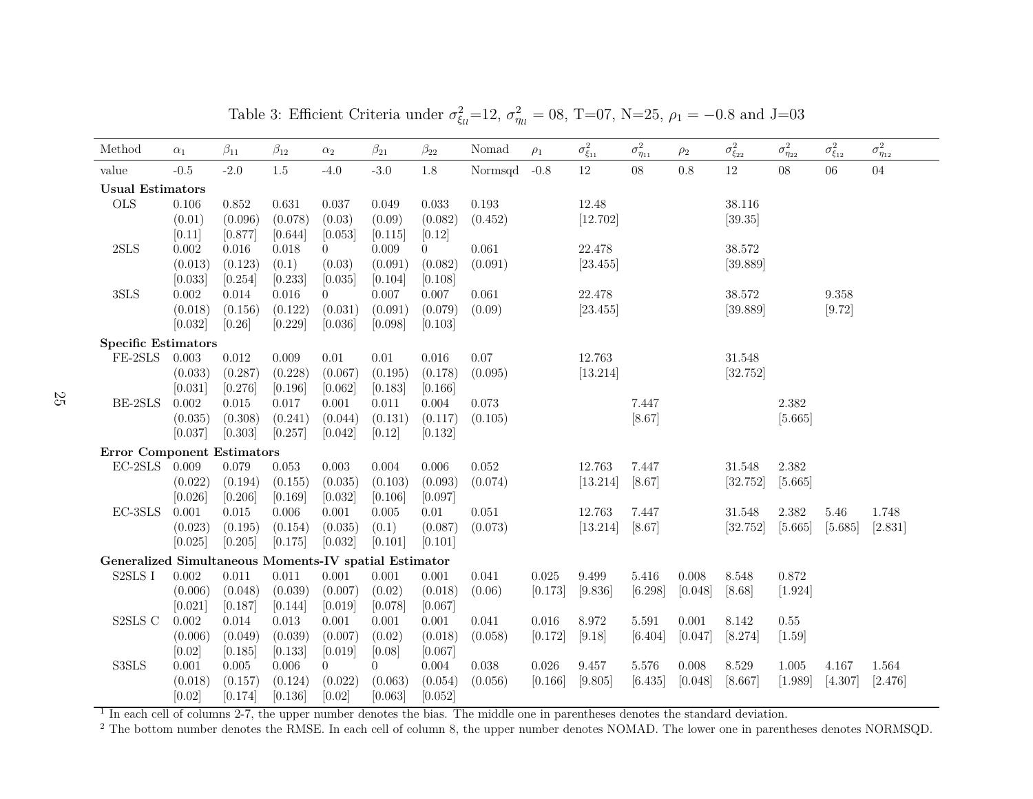Table 3: Efficient Criteria under $\sigma^2_{\xi_{ll}}$=12, $\sigma^2_{\eta_{ll}}$ = 08, T=07, N=25, $\rho_1 = -0.8$ and J=03

| Method | $\alpha_1$ | $\beta_{11}$ | $\beta_{12}$ | $\alpha_2$ | $\beta_{21}$ | $\beta_{22}$ | Nomad | $\rho_1$ | $\sigma^2_{\xi_{11}}$ | $\sigma^2_{\eta_{11}}$ | $\rho_2$ | $\sigma^2_{\xi_{22}}$ | $\sigma^2_{\eta_{22}}$ | $\sigma^2_{\xi_{12}}$ | $\sigma^2_{\eta_{12}}$ |
|---|---|---|---|---|---|---|---|---|---|---|---|---|---|---|---|
| value | -0.5 | -2.0 | 1.5 | -4.0 | -3.0 | 1.8 | Normsqd | -0.8 | 12 | 08 | 0.8 | 12 | 08 | 06 | 04 |
| **Usual Estimators** | | | | | | | | | | | | | | | |
| OLS | 0.106 | 0.852 | 0.631 | 0.037 | 0.049 | 0.033 | 0.193 | | 12.48 | | | 38.116 | | | |
| | (0.01) | (0.096) | (0.078) | (0.03) | (0.09) | (0.082) | (0.452) | | [12.702] | | | [39.35] | | | |
| | [0.11] | [0.877] | [0.644] | [0.053] | [0.115] | [0.12] | | | | | | | | | |
| 2SLS | 0.002 | 0.016 | 0.018 | 0 | 0.009 | 0 | 0.061 | | 22.478 | | | 38.572 | | | |
| | (0.013) | (0.123) | (0.1) | (0.03) | (0.091) | (0.082) | (0.091) | | [23.455] | | | [39.889] | | | |
| | [0.033] | [0.254] | [0.233] | [0.035] | [0.104] | [0.108] | | | | | | | | | |
| 3SLS | 0.002 | 0.014 | 0.016 | 0 | 0.007 | 0.007 | 0.061 | | 22.478 | | | 38.572 | | 9.358 | |
| | (0.018) | (0.156) | (0.122) | (0.031) | (0.091) | (0.079) | (0.09) | | [23.455] | | | [39.889] | | [9.72] | |
| | [0.032] | [0.26] | [0.229] | [0.036] | [0.098] | [0.103] | | | | | | | | | |
| **Specific Estimators** | | | | | | | | | | | | | | | |
| FE-2SLS | 0.003 | 0.012 | 0.009 | 0.01 | 0.01 | 0.016 | 0.07 | | 12.763 | | | 31.548 | | | |
| | (0.033) | (0.287) | (0.228) | (0.067) | (0.195) | (0.178) | (0.095) | | [13.214] | | | [32.752] | | | |
| | [0.031] | [0.276] | [0.196] | [0.062] | [0.183] | [0.166] | | | | | | | | | |
| BE-2SLS | 0.002 | 0.015 | 0.017 | 0.001 | 0.011 | 0.004 | 0.073 | | | 7.447 | | | 2.382 | | |
| | (0.035) | (0.308) | (0.241) | (0.044) | (0.131) | (0.117) | (0.105) | | | [8.67] | | | [5.665] | | |
| | [0.037] | [0.303] | [0.257] | [0.042] | [0.12] | [0.132] | | | | | | | | | |
| **Error Component Estimators** | | | | | | | | | | | | | | | |
| EC-2SLS | 0.009 | 0.079 | 0.053 | 0.003 | 0.004 | 0.006 | 0.052 | | 12.763 | 7.447 | | 31.548 | 2.382 | | |
| | (0.022) | (0.194) | (0.155) | (0.035) | (0.103) | (0.093) | (0.074) | | [13.214] | [8.67] | | [32.752] | [5.665] | | |
| | [0.026] | [0.206] | [0.169] | [0.032] | [0.106] | [0.097] | | | | | | | | | |
| EC-3SLS | 0.001 | 0.015 | 0.006 | 0.001 | 0.005 | 0.01 | 0.051 | | 12.763 | 7.447 | | 31.548 | 2.382 | 5.46 | 1.748 |
| | (0.023) | (0.195) | (0.154) | (0.035) | (0.1) | (0.087) | (0.073) | | [13.214] | [8.67] | | [32.752] | [5.665] | [5.685] | [2.831] |
| | [0.025] | [0.205] | [0.175] | [0.032] | [0.101] | [0.101] | | | | | | | | | |
| **Generalized Simultaneous Moments-IV spatial Estimator** | | | | | | | | | | | | | | | |
| S2SLS I | 0.002 | 0.011 | 0.011 | 0.001 | 0.001 | 0.001 | 0.041 | 0.025 | 9.499 | 5.416 | 0.008 | 8.548 | 0.872 | | |
| | (0.006) | (0.048) | (0.039) | (0.007) | (0.02) | (0.018) | (0.06) | [0.173] | [9.836] | [6.298] | [0.048] | [8.68] | [1.924] | | |
| | [0.021] | [0.187] | [0.144] | [0.019] | [0.078] | [0.067] | | | | | | | | | |
| S2SLS C | 0.002 | 0.014 | 0.013 | 0.001 | 0.001 | 0.001 | 0.041 | 0.016 | 8.972 | 5.591 | 0.001 | 8.142 | 0.55 | | |
| | (0.006) | (0.049) | (0.039) | (0.007) | (0.02) | (0.018) | (0.058) | [0.172] | [9.18] | [6.404] | [0.047] | [8.274] | [1.59] | | |
| | [0.02] | [0.185] | [0.133] | [0.019] | [0.08] | [0.067] | | | | | | | | | |
| S3SLS | 0.001 | 0.005 | 0.006 | 0 | 0 | 0.004 | 0.038 | 0.026 | 9.457 | 5.576 | 0.008 | 8.529 | 1.005 | 4.167 | 1.564 |
| | (0.018) | (0.157) | (0.124) | (0.022) | (0.063) | (0.054) | (0.056) | [0.166] | [9.805] | [6.435] | [0.048] | [8.667] | [1.989] | [4.307] | [2.476] |
| | [0.02] | [0.174] | [0.136] | [0.02] | [0.063] | [0.052] | | | | | | | | | |

[1] In each cell of columns 2-7, the upper number denotes the bias. The middle one in parentheses denotes the standard deviation.

[2] The bottom number denotes the RMSE. In each cell of column 8, the upper number denotes NOMAD. The lower one in parentheses denotes NORMSQD.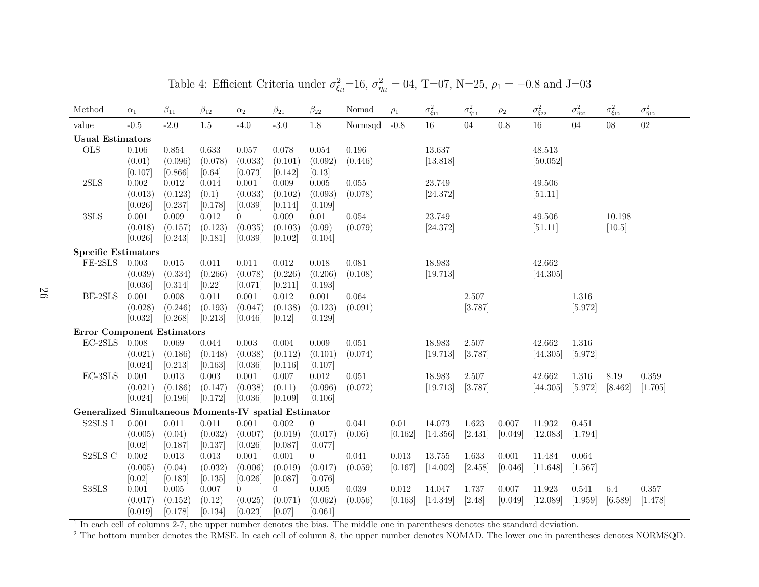Table 4: Efficient Criteria under $\sigma^2_{\xi_{ll}}$=16, $\sigma^2_{\eta_{ll}}$ = 04, T=07, N=25, $\rho_1 = -0.8$ and J=03

| Method | $\alpha_1$ | $\beta_{11}$ | $\beta_{12}$ | $\alpha_2$ | $\beta_{21}$ | $\beta_{22}$ | Nomad | $\rho_1$ | $\sigma^2_{\xi_{11}}$ | $\sigma^2_{\eta_{11}}$ | $\rho_2$ | $\sigma^2_{\xi_{22}}$ | $\sigma^2_{\eta_{22}}$ | $\sigma^2_{\xi_{12}}$ | $\sigma^2_{\eta_{12}}$ |
|---|---|---|---|---|---|---|---|---|---|---|---|---|---|---|---|
| value | -0.5 | -2.0 | 1.5 | -4.0 | -3.0 | 1.8 | Normsqd | -0.8 | 16 | 04 | 0.8 | 16 | 04 | 08 | 02 |
| **Usual Estimators** | | | | | | | | | | | | | | | |
| OLS | 0.106 | 0.854 | 0.633 | 0.057 | 0.078 | 0.054 | 0.196 | | 13.637 | | | 48.513 | | | |
| | (0.01) | (0.096) | (0.078) | (0.033) | (0.101) | (0.092) | (0.446) | | [13.818] | | | [50.052] | | | |
| | [0.107] | [0.866] | [0.64] | [0.073] | [0.142] | [0.13] | | | | | | | | | |
| 2SLS | 0.002 | 0.012 | 0.014 | 0.001 | 0.009 | 0.005 | 0.055 | | 23.749 | | | 49.506 | | | |
| | (0.013) | (0.123) | (0.1) | (0.033) | (0.102) | (0.093) | (0.078) | | [24.372] | | | [51.11] | | | |
| | [0.026] | [0.237] | [0.178] | [0.039] | [0.114] | [0.109] | | | | | | | | | |
| 3SLS | 0.001 | 0.009 | 0.012 | 0 | 0.009 | 0.01 | 0.054 | | 23.749 | | | 49.506 | | 10.198 | |
| | (0.018) | (0.157) | (0.123) | (0.035) | (0.103) | (0.09) | (0.079) | | [24.372] | | | [51.11] | | [10.5] | |
| | [0.026] | [0.243] | [0.181] | [0.039] | [0.102] | [0.104] | | | | | | | | | |
| **Specific Estimators** | | | | | | | | | | | | | | | |
| FE-2SLS | 0.003 | 0.015 | 0.011 | 0.011 | 0.012 | 0.018 | 0.081 | | 18.983 | | | 42.662 | | | |
| | (0.039) | (0.334) | (0.266) | (0.078) | (0.226) | (0.206) | (0.108) | | [19.713] | | | [44.305] | | | |
| | [0.036] | [0.314] | [0.22] | [0.071] | [0.211] | [0.193] | | | | | | | | | |
| BE-2SLS | 0.001 | 0.008 | 0.011 | 0.001 | 0.012 | 0.001 | 0.064 | | | 2.507 | | | 1.316 | | |
| | (0.028) | (0.246) | (0.193) | (0.047) | (0.138) | (0.123) | (0.091) | | | [3.787] | | | [5.972] | | |
| | [0.032] | [0.268] | [0.213] | [0.046] | [0.12] | [0.129] | | | | | | | | | |
| **Error Component Estimators** | | | | | | | | | | | | | | | |
| EC-2SLS | 0.008 | 0.069 | 0.044 | 0.003 | 0.004 | 0.009 | 0.051 | | 18.983 | 2.507 | | 42.662 | 1.316 | | |
| | (0.021) | (0.186) | (0.148) | (0.038) | (0.112) | (0.101) | (0.074) | | [19.713] | [3.787] | | [44.305] | [5.972] | | |
| | [0.024] | [0.213] | [0.163] | [0.036] | [0.116] | [0.107] | | | | | | | | | |
| EC-3SLS | 0.001 | 0.013 | 0.003 | 0.001 | 0.007 | 0.012 | 0.051 | | 18.983 | 2.507 | | 42.662 | 1.316 | 8.19 | 0.359 |
| | (0.021) | (0.186) | (0.147) | (0.038) | (0.11) | (0.096) | (0.072) | | [19.713] | [3.787] | | [44.305] | [5.972] | [8.462] | [1.705] |
| | [0.024] | [0.196] | [0.172] | [0.036] | [0.109] | [0.106] | | | | | | | | | |
| **Generalized Simultaneous Moments-IV spatial Estimator** | | | | | | | | | | | | | | | |
| S2SLS I | 0.001 | 0.011 | 0.011 | 0.001 | 0.002 | 0 | 0.041 | 0.01 | 14.073 | 1.623 | 0.007 | 11.932 | 0.451 | | |
| | (0.005) | (0.04) | (0.032) | (0.007) | (0.019) | (0.017) | (0.06) | [0.162] | [14.356] | [2.431] | [0.049] | [12.083] | [1.794] | | |
| | [0.02] | [0.187] | [0.137] | [0.026] | [0.087] | [0.077] | | | | | | | | | |
| S2SLS C | 0.002 | 0.013 | 0.013 | 0.001 | 0.001 | 0 | 0.041 | 0.013 | 13.755 | 1.633 | 0.001 | 11.484 | 0.064 | | |
| | (0.005) | (0.04) | (0.032) | (0.006) | (0.019) | (0.017) | (0.059) | [0.167] | [14.002] | [2.458] | [0.046] | [11.648] | [1.567] | | |
| | [0.02] | [0.183] | [0.135] | [0.026] | [0.087] | [0.076] | | | | | | | | | |
| S3SLS | 0.001 | 0.005 | 0.007 | 0 | 0 | 0.005 | 0.039 | 0.012 | 14.047 | 1.737 | 0.007 | 11.923 | 0.541 | 6.4 | 0.357 |
| | (0.017) | (0.152) | (0.12) | (0.025) | (0.071) | (0.062) | (0.056) | [0.163] | [14.349] | [2.48] | [0.049] | [12.089] | [1.959] | [6.589] | [1.478] |
| | [0.019] | [0.178] | [0.134] | [0.023] | [0.07] | [0.061] | | | | | | | | | |

[1] In each cell of columns 2-7, the upper number denotes the bias. The middle one in parentheses denotes the standard deviation.

[2] The bottom number denotes the RMSE. In each cell of column 8, the upper number denotes NOMAD. The lower one in parentheses denotes NORMSQD.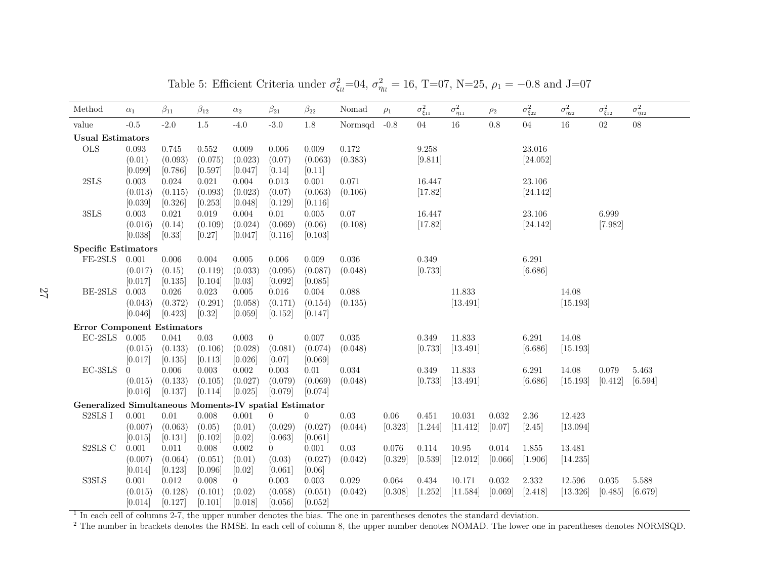Table 5: Efficient Criteria under $\sigma^2_{\xi_{ll}}$=04, $\sigma^2_{\eta_{ll}} = 16$, T=07, N=25, $\rho_1 = -0.8$ and J=07

| Method | $\alpha_1$ | $\beta_{11}$ | $\beta_{12}$ | $\alpha_2$ | $\beta_{21}$ | $\beta_{22}$ | Nomad | $\rho_1$ | $\sigma^2_{\xi_{11}}$ | $\sigma^2_{\eta_{11}}$ | $\rho_2$ | $\sigma^2_{\xi_{22}}$ | $\sigma^2_{\eta_{22}}$ | $\sigma^2_{\xi_{12}}$ | $\sigma^2_{\eta_{12}}$ |
|---|---|---|---|---|---|---|---|---|---|---|---|---|---|---|---|
| value | -0.5 | -2.0 | 1.5 | -4.0 | -3.0 | 1.8 | Normsqd | -0.8 | 04 | 16 | 0.8 | 04 | 16 | 02 | 08 |
| **Usual Estimators** | | | | | | | | | | | | | | | |
| OLS | 0.093 | 0.745 | 0.552 | 0.009 | 0.006 | 0.009 | 0.172 | | 9.258 | | | 23.016 | | | |
| | (0.01) | (0.093) | (0.075) | (0.023) | (0.07) | (0.063) | (0.383) | | [9.811] | | | [24.052] | | | |
| | [0.099] | [0.786] | [0.597] | [0.047] | [0.14] | [0.11] | | | | | | | | | |
| 2SLS | 0.003 | 0.024 | 0.021 | 0.004 | 0.013 | 0.001 | 0.071 | | 16.447 | | | 23.106 | | | |
| | (0.013) | (0.115) | (0.093) | (0.023) | (0.07) | (0.063) | (0.106) | | [17.82] | | | [24.142] | | | |
| | [0.039] | [0.326] | [0.253] | [0.048] | [0.129] | [0.116] | | | | | | | | | |
| 3SLS | 0.003 | 0.021 | 0.019 | 0.004 | 0.004 | 0.005 | 0.07 | | 16.447 | | | 23.106 | | 6.999 | |
| | (0.016) | (0.14) | (0.109) | (0.024) | (0.069) | (0.06) | (0.108) | | [17.82] | | | [24.142] | | [7.982] | |
| | [0.038] | [0.33] | [0.27] | [0.047] | [0.116] | [0.103] | | | | | | | | | |
| **Specific Estimators** | | | | | | | | | | | | | | | |
| FE-2SLS | 0.001 | 0.006 | 0.004 | 0.005 | 0.006 | 0.009 | 0.036 | | 0.349 | | | 6.291 | | | |
| | (0.017) | (0.15) | (0.119) | (0.033) | (0.095) | (0.087) | (0.048) | | [0.733] | | | [6.686] | | | |
| | [0.017] | [0.135] | [0.104] | [0.03] | [0.092] | [0.085] | | | | | | | | | |
| BE-2SLS | 0.003 | 0.026 | 0.023 | 0.005 | 0.016 | 0.004 | 0.088 | | | 11.833 | | | 14.08 | | |
| | (0.043) | (0.372) | (0.291) | (0.058) | (0.171) | (0.154) | (0.135) | | | [13.491] | | | [15.193] | | |
| | [0.046] | [0.423] | [0.32] | [0.059] | [0.152] | [0.147] | | | | | | | | | |
| **Error Component Estimators** | | | | | | | | | | | | | | | |
| EC-2SLS | 0.005 | 0.041 | 0.03 | 0.003 | 0 | 0.007 | 0.035 | | 0.349 | 11.833 | | 6.291 | 14.08 | | |
| | (0.015) | (0.133) | (0.106) | (0.028) | (0.081) | (0.074) | (0.048) | | [0.733] | [13.491] | | [6.686] | [15.193] | | |
| | [0.017] | [0.135] | [0.113] | [0.026] | [0.07] | [0.069] | | | | | | | | | |
| EC-3SLS | 0 | 0.006 | 0.003 | 0.002 | 0.003 | 0.01 | 0.034 | | 0.349 | 11.833 | | 6.291 | 14.08 | 0.079 | 5.463 |
| | (0.015) | (0.133) | (0.105) | (0.027) | (0.079) | (0.069) | (0.048) | | [0.733] | [13.491] | | [6.686] | [15.193] | [0.412] | [6.594] |
| | [0.016] | [0.137] | [0.114] | [0.025] | [0.079] | [0.074] | | | | | | | | | |
| **Generalized Simultaneous Moments-IV spatial Estimator** | | | | | | | | | | | | | | | |
| S2SLS I | 0.001 | 0.01 | 0.008 | 0.001 | 0 | 0 | 0.03 | 0.06 | 0.451 | 10.031 | 0.032 | 2.36 | 12.423 | | |
| | (0.007) | (0.063) | (0.05) | (0.01) | (0.029) | (0.027) | (0.044) | [0.323] | [1.244] | [11.412] | [0.07] | [2.45] | [13.094] | | |
| | [0.015] | [0.131] | [0.102] | [0.02] | [0.063] | [0.061] | | | | | | | | | |
| S2SLS C | 0.001 | 0.011 | 0.008 | 0.002 | 0 | 0.001 | 0.03 | 0.076 | 0.114 | 10.95 | 0.014 | 1.855 | 13.481 | | |
| | (0.007) | (0.064) | (0.051) | (0.01) | (0.03) | (0.027) | (0.042) | [0.329] | [0.539] | [12.012] | [0.066] | [1.906] | [14.235] | | |
| | [0.014] | [0.123] | [0.096] | [0.02] | [0.061] | [0.06] | | | | | | | | | |
| S3SLS | 0.001 | 0.012 | 0.008 | 0 | 0.003 | 0.003 | 0.029 | 0.064 | 0.434 | 10.171 | 0.032 | 2.332 | 12.596 | 0.035 | 5.588 |
| | (0.015) | (0.128) | (0.101) | (0.02) | (0.058) | (0.051) | (0.042) | [0.308] | [1.252] | [11.584] | [0.069] | [2.418] | [13.326] | [0.485] | [6.679] |
| | [0.014] | [0.127] | [0.101] | [0.018] | [0.056] | [0.052] | | | | | | | | | |

[1] In each cell of columns 2-7, the upper number denotes the bias. The one in parentheses denotes the standard deviation.

[2] The number in brackets denotes the RMSE. In each cell of column 8, the upper number denotes NOMAD. The lower one in parentheses denotes NORMSQD.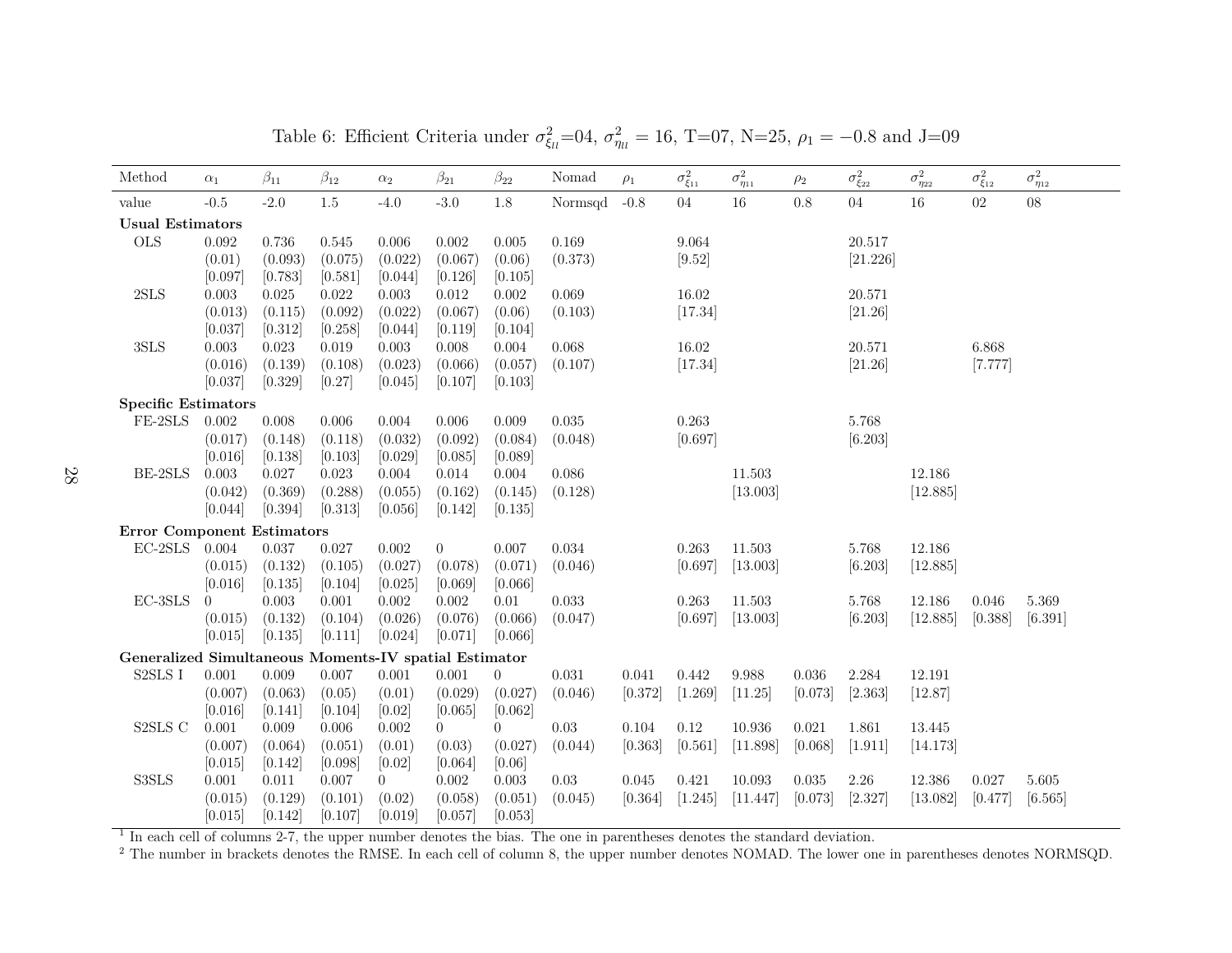Table 6: Efficient Criteria under $\sigma^2_{\xi_{ll}}$=04, $\sigma^2_{\eta_{ll}} = 16$, T=07, N=25, $\rho_1 = -0.8$ and J=09

| Method | $\alpha_1$ | $\beta_{11}$ | $\beta_{12}$ | $\alpha_2$ | $\beta_{21}$ | $\beta_{22}$ | Nomad | $\rho_1$ | $\sigma^2_{\xi_{11}}$ | $\sigma^2_{\eta_{11}}$ | $\rho_2$ | $\sigma^2_{\xi_{22}}$ | $\sigma^2_{\eta_{22}}$ | $\sigma^2_{\xi_{12}}$ | $\sigma^2_{\eta_{12}}$ |
|---|---|---|---|---|---|---|---|---|---|---|---|---|---|---|---|
| value | -0.5 | -2.0 | 1.5 | -4.0 | -3.0 | 1.8 | Normsqd | -0.8 | 04 | 16 | 0.8 | 04 | 16 | 02 | 08 |
| **Usual Estimators** | | | | | | | | | | | | | | | |
| OLS | 0.092 | 0.736 | 0.545 | 0.006 | 0.002 | 0.005 | 0.169 | | 9.064 | | | 20.517 | | | |
| | (0.01) | (0.093) | (0.075) | (0.022) | (0.067) | (0.06) | (0.373) | | [9.52] | | | [21.226] | | | |
| | [0.097] | [0.783] | [0.581] | [0.044] | [0.126] | [0.105] | | | | | | | | | |
| 2SLS | 0.003 | 0.025 | 0.022 | 0.003 | 0.012 | 0.002 | 0.069 | | 16.02 | | | 20.571 | | | |
| | (0.013) | (0.115) | (0.092) | (0.022) | (0.067) | (0.06) | (0.103) | | [17.34] | | | [21.26] | | | |
| | [0.037] | [0.312] | [0.258] | [0.044] | [0.119] | [0.104] | | | | | | | | | |
| 3SLS | 0.003 | 0.023 | 0.019 | 0.003 | 0.008 | 0.004 | 0.068 | | 16.02 | | | 20.571 | | 6.868 | |
| | (0.016) | (0.139) | (0.108) | (0.023) | (0.066) | (0.057) | (0.107) | | [17.34] | | | [21.26] | | [7.777] | |
| | [0.037] | [0.329] | [0.27] | [0.045] | [0.107] | [0.103] | | | | | | | | | |
| **Specific Estimators** | | | | | | | | | | | | | | | |
| FE-2SLS | 0.002 | 0.008 | 0.006 | 0.004 | 0.006 | 0.009 | 0.035 | | 0.263 | | | 5.768 | | | |
| | (0.017) | (0.148) | (0.118) | (0.032) | (0.092) | (0.084) | (0.048) | | [0.697] | | | [6.203] | | | |
| | [0.016] | [0.138] | [0.103] | [0.029] | [0.085] | [0.089] | | | | | | | | | |
| BE-2SLS | 0.003 | 0.027 | 0.023 | 0.004 | 0.014 | 0.004 | 0.086 | | | 11.503 | | | 12.186 | | |
| | (0.042) | (0.369) | (0.288) | (0.055) | (0.162) | (0.145) | (0.128) | | | [13.003] | | | [12.885] | | |
| | [0.044] | [0.394] | [0.313] | [0.056] | [0.142] | [0.135] | | | | | | | | | |
| **Error Component Estimators** | | | | | | | | | | | | | | | |
| EC-2SLS | 0.004 | 0.037 | 0.027 | 0.002 | 0 | 0.007 | 0.034 | | 0.263 | 11.503 | | 5.768 | 12.186 | | |
| | (0.015) | (0.132) | (0.105) | (0.027) | (0.078) | (0.071) | (0.046) | | [0.697] | [13.003] | | [6.203] | [12.885] | | |
| | [0.016] | [0.135] | [0.104] | [0.025] | [0.069] | [0.066] | | | | | | | | | |
| EC-3SLS | 0 | 0.003 | 0.001 | 0.002 | 0.002 | 0.01 | 0.033 | | 0.263 | 11.503 | | 5.768 | 12.186 | 0.046 | 5.369 |
| | (0.015) | (0.132) | (0.104) | (0.026) | (0.076) | (0.066) | (0.047) | | [0.697] | [13.003] | | [6.203] | [12.885] | [0.388] | [6.391] |
| | [0.015] | [0.135] | [0.111] | [0.024] | [0.071] | [0.066] | | | | | | | | | |
| **Generalized Simultaneous Moments-IV spatial Estimator** | | | | | | | | | | | | | | | |
| S2SLS I | 0.001 | 0.009 | 0.007 | 0.001 | 0.001 | 0 | 0.031 | 0.041 | 0.442 | 9.988 | 0.036 | 2.284 | 12.191 | | |
| | (0.007) | (0.063) | (0.05) | (0.01) | (0.029) | (0.027) | (0.046) | [0.372] | [1.269] | [11.25] | [0.073] | [2.363] | [12.87] | | |
| | [0.016] | [0.141] | [0.104] | [0.02] | [0.065] | [0.062] | | | | | | | | | |
| S2SLS C | 0.001 | 0.009 | 0.006 | 0.002 | 0 | 0 | 0.03 | 0.104 | 0.12 | 10.936 | 0.021 | 1.861 | 13.445 | | |
| | (0.007) | (0.064) | (0.051) | (0.01) | (0.03) | (0.027) | (0.044) | [0.363] | [0.561] | [11.898] | [0.068] | [1.911] | [14.173] | | |
| | [0.015] | [0.142] | [0.098] | [0.02] | [0.064] | [0.06] | | | | | | | | | |
| S3SLS | 0.001 | 0.011 | 0.007 | 0 | 0.002 | 0.003 | 0.03 | 0.045 | 0.421 | 10.093 | 0.035 | 2.26 | 12.386 | 0.027 | 5.605 |
| | (0.015) | (0.129) | (0.101) | (0.02) | (0.058) | (0.051) | (0.045) | [0.364] | [1.245] | [11.447] | [0.073] | [2.327] | [13.082] | [0.477] | [6.565] |
| | [0.015] | [0.142] | [0.107] | [0.019] | [0.057] | [0.053] | | | | | | | | | |

[1] In each cell of columns 2-7, the upper number denotes the bias. The one in parentheses denotes the standard deviation.
[2] The number in brackets denotes the RMSE. In each cell of column 8, the upper number denotes NOMAD. The lower one in parentheses denotes NORMSQD.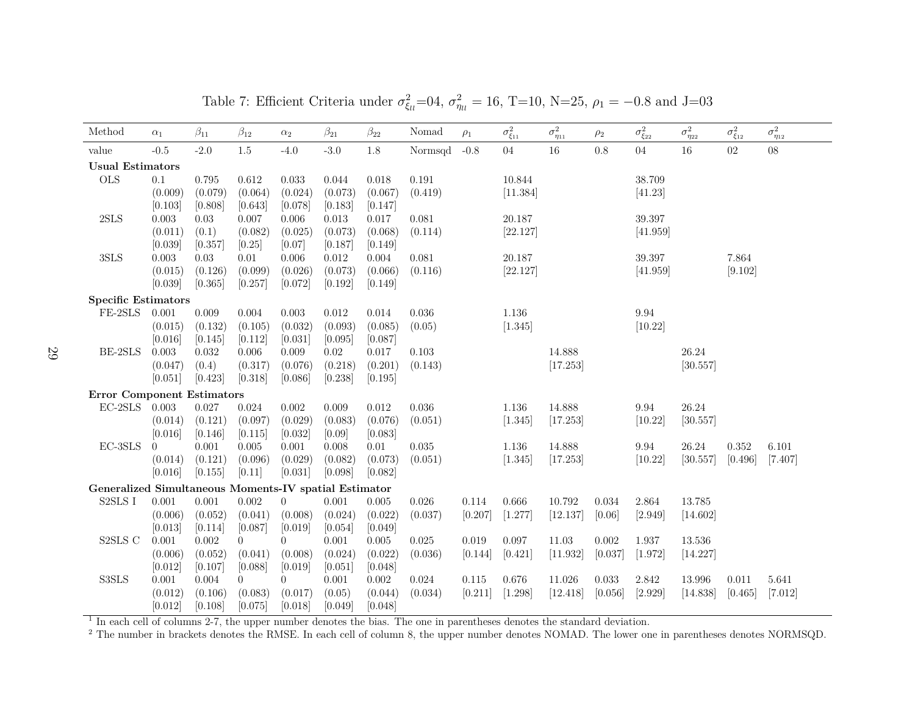Table 7: Efficient Criteria under $\sigma^2_{\xi_{ll}}$=04, $\sigma^2_{\eta_{ll}} = 16$, T=10, N=25, $\rho_1 = -0.8$ and J=03

| Method | $\alpha_1$ | $\beta_{11}$ | $\beta_{12}$ | $\alpha_2$ | $\beta_{21}$ | $\beta_{22}$ | Nomad | $\rho_1$ | $\sigma^2_{\xi_{11}}$ | $\sigma^2_{\eta_{11}}$ | $\rho_2$ | $\sigma^2_{\xi_{22}}$ | $\sigma^2_{\eta_{22}}$ | $\sigma^2_{\xi_{12}}$ | $\sigma^2_{\eta_{12}}$ |
|---|---|---|---|---|---|---|---|---|---|---|---|---|---|---|---|
| value | -0.5 | -2.0 | 1.5 | -4.0 | -3.0 | 1.8 | Normsqd | -0.8 | 04 | 16 | 0.8 | 04 | 16 | 02 | 08 |
| **Usual Estimators** | | | | | | | | | | | | | | | |
| OLS | 0.1 | 0.795 | 0.612 | 0.033 | 0.044 | 0.018 | 0.191 | | 10.844 | | | 38.709 | | | |
| | (0.009) | (0.079) | (0.064) | (0.024) | (0.073) | (0.067) | (0.419) | | [11.384] | | | [41.23] | | | |
| | [0.103] | [0.808] | [0.643] | [0.078] | [0.183] | [0.147] | | | | | | | | | |
| 2SLS | 0.003 | 0.03 | 0.007 | 0.006 | 0.013 | 0.017 | 0.081 | | 20.187 | | | 39.397 | | | |
| | (0.011) | (0.1) | (0.082) | (0.025) | (0.073) | (0.068) | (0.114) | | [22.127] | | | [41.959] | | | |
| | [0.039] | [0.357] | [0.25] | [0.07] | [0.187] | [0.149] | | | | | | | | | |
| 3SLS | 0.003 | 0.03 | 0.01 | 0.006 | 0.012 | 0.004 | 0.081 | | 20.187 | | | 39.397 | | 7.864 | |
| | (0.015) | (0.126) | (0.099) | (0.026) | (0.073) | (0.066) | (0.116) | | [22.127] | | | [41.959] | | [9.102] | |
| | [0.039] | [0.365] | [0.257] | [0.072] | [0.192] | [0.149] | | | | | | | | | |
| **Specific Estimators** | | | | | | | | | | | | | | | |
| FE-2SLS | 0.001 | 0.009 | 0.004 | 0.003 | 0.012 | 0.014 | 0.036 | | 1.136 | | | 9.94 | | | |
| | (0.015) | (0.132) | (0.105) | (0.032) | (0.093) | (0.085) | (0.05) | | [1.345] | | | [10.22] | | | |
| | [0.016] | [0.145] | [0.112] | [0.031] | [0.095] | [0.087] | | | | | | | | | |
| BE-2SLS | 0.003 | 0.032 | 0.006 | 0.009 | 0.02 | 0.017 | 0.103 | | | 14.888 | | | 26.24 | | |
| | (0.047) | (0.4) | (0.317) | (0.076) | (0.218) | (0.201) | (0.143) | | | [17.253] | | | [30.557] | | |
| | [0.051] | [0.423] | [0.318] | [0.086] | [0.238] | [0.195] | | | | | | | | | |
| **Error Component Estimators** | | | | | | | | | | | | | | | |
| EC-2SLS | 0.003 | 0.027 | 0.024 | 0.002 | 0.009 | 0.012 | 0.036 | | 1.136 | 14.888 | | 9.94 | 26.24 | | |
| | (0.014) | (0.121) | (0.097) | (0.029) | (0.083) | (0.076) | (0.051) | | [1.345] | [17.253] | | [10.22] | [30.557] | | |
| | [0.016] | [0.146] | [0.115] | [0.032] | [0.09] | [0.083] | | | | | | | | | |
| EC-3SLS | 0 | 0.001 | 0.005 | 0.001 | 0.008 | 0.01 | 0.035 | | 1.136 | 14.888 | | 9.94 | 26.24 | 0.352 | 6.101 |
| | (0.014) | (0.121) | (0.096) | (0.029) | (0.082) | (0.073) | (0.051) | | [1.345] | [17.253] | | [10.22] | [30.557] | [0.496] | [7.407] |
| | [0.016] | [0.155] | [0.11] | [0.031] | [0.098] | [0.082] | | | | | | | | | |
| **Generalized Simultaneous Moments-IV spatial Estimator** | | | | | | | | | | | | | | | |
| S2SLS I | 0.001 | 0.001 | 0.002 | 0 | 0.001 | 0.005 | 0.026 | 0.114 | 0.666 | 10.792 | 0.034 | 2.864 | 13.785 | | |
| | (0.006) | (0.052) | (0.041) | (0.008) | (0.024) | (0.022) | (0.037) | [0.207] | [1.277] | [12.137] | [0.06] | [2.949] | [14.602] | | |
| | [0.013] | [0.114] | [0.087] | [0.019] | [0.054] | [0.049] | | | | | | | | | |
| S2SLS C | 0.001 | 0.002 | 0 | 0 | 0.001 | 0.005 | 0.025 | 0.019 | 0.097 | 11.03 | 0.002 | 1.937 | 13.536 | | |
| | (0.006) | (0.052) | (0.041) | (0.008) | (0.024) | (0.022) | (0.036) | [0.144] | [0.421] | [11.932] | [0.037] | [1.972] | [14.227] | | |
| | [0.012] | [0.107] | [0.088] | [0.019] | [0.051] | [0.048] | | | | | | | | | |
| S3SLS | 0.001 | 0.004 | 0 | 0 | 0.001 | 0.002 | 0.024 | 0.115 | 0.676 | 11.026 | 0.033 | 2.842 | 13.996 | 0.011 | 5.641 |
| | (0.012) | (0.106) | (0.083) | (0.017) | (0.05) | (0.044) | (0.034) | [0.211] | [1.298] | [12.418] | [0.056] | [2.929] | [14.838] | [0.465] | [7.012] |
| | [0.012] | [0.108] | [0.075] | [0.018] | [0.049] | [0.048] | | | | | | | | | |

[1] In each cell of columns 2-7, the upper number denotes the bias. The one in parentheses denotes the standard deviation.

[2] The number in brackets denotes the RMSE. In each cell of column 8, the upper number denotes NOMAD. The lower one in parentheses denotes NORMSQD.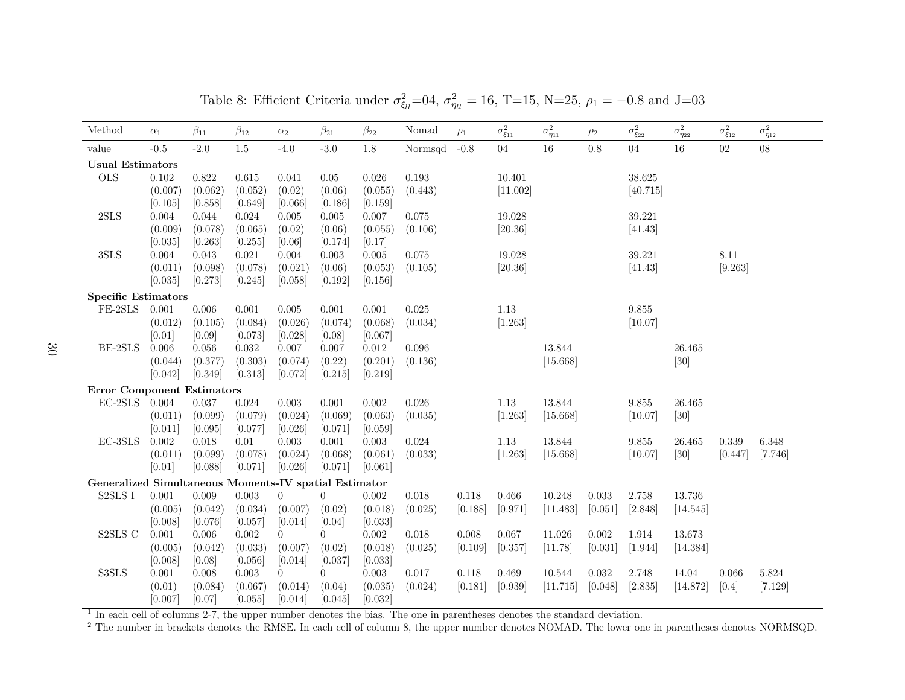Table 8: Efficient Criteria under $\sigma^2_{\xi_{ll}}$=04, $\sigma^2_{\eta_{ll}} = 16$, T=15, N=25, $\rho_1 = -0.8$ and J=03

| Method | $\alpha_1$ | $\beta_{11}$ | $\beta_{12}$ | $\alpha_2$ | $\beta_{21}$ | $\beta_{22}$ | Nomad | $\rho_1$ | $\sigma^2_{\xi_{11}}$ | $\sigma^2_{\eta_{11}}$ | $\rho_2$ | $\sigma^2_{\xi_{22}}$ | $\sigma^2_{\eta_{22}}$ | $\sigma^2_{\xi_{12}}$ | $\sigma^2_{\eta_{12}}$ |
|---|---|---|---|---|---|---|---|---|---|---|---|---|---|---|---|
| value | -0.5 | -2.0 | 1.5 | -4.0 | -3.0 | 1.8 | Normsqd | -0.8 | 04 | 16 | 0.8 | 04 | 16 | 02 | 08 |
| **Usual Estimators** | | | | | | | | | | | | | | | |
| OLS | 0.102 | 0.822 | 0.615 | 0.041 | 0.05 | 0.026 | 0.193 | | 10.401 | | | 38.625 | | | |
| | (0.007) | (0.062) | (0.052) | (0.02) | (0.06) | (0.055) | (0.443) | | [11.002] | | | [40.715] | | | |
| | [0.105] | [0.858] | [0.649] | [0.066] | [0.186] | [0.159] | | | | | | | | | |
| 2SLS | 0.004 | 0.044 | 0.024 | 0.005 | 0.005 | 0.007 | 0.075 | | 19.028 | | | 39.221 | | | |
| | (0.009) | (0.078) | (0.065) | (0.02) | (0.06) | (0.055) | (0.106) | | [20.36] | | | [41.43] | | | |
| | [0.035] | [0.263] | [0.255] | [0.06] | [0.174] | [0.17] | | | | | | | | | |
| 3SLS | 0.004 | 0.043 | 0.021 | 0.004 | 0.003 | 0.005 | 0.075 | | 19.028 | | | 39.221 | | 8.11 | |
| | (0.011) | (0.098) | (0.078) | (0.021) | (0.06) | (0.053) | (0.105) | | [20.36] | | | [41.43] | | [9.263] | |
| | [0.035] | [0.273] | [0.245] | [0.058] | [0.192] | [0.156] | | | | | | | | | |
| **Specific Estimators** | | | | | | | | | | | | | | | |
| FE-2SLS | 0.001 | 0.006 | 0.001 | 0.005 | 0.001 | 0.001 | 0.025 | | 1.13 | | | 9.855 | | | |
| | (0.012) | (0.105) | (0.084) | (0.026) | (0.074) | (0.068) | (0.034) | | [1.263] | | | [10.07] | | | |
| | [0.01] | [0.09] | [0.073] | [0.028] | [0.08] | [0.067] | | | | | | | | | |
| BE-2SLS | 0.006 | 0.056 | 0.032 | 0.007 | 0.007 | 0.012 | 0.096 | | | 13.844 | | | 26.465 | | |
| | (0.044) | (0.377) | (0.303) | (0.074) | (0.22) | (0.201) | (0.136) | | | [15.668] | | | [30] | | |
| | [0.042] | [0.349] | [0.313] | [0.072] | [0.215] | [0.219] | | | | | | | | | |
| **Error Component Estimators** | | | | | | | | | | | | | | | |
| EC-2SLS | 0.004 | 0.037 | 0.024 | 0.003 | 0.001 | 0.002 | 0.026 | | 1.13 | 13.844 | | 9.855 | 26.465 | | |
| | (0.011) | (0.099) | (0.079) | (0.024) | (0.069) | (0.063) | (0.035) | | [1.263] | [15.668] | | [10.07] | [30] | | |
| | [0.011] | [0.095] | [0.077] | [0.026] | [0.071] | [0.059] | | | | | | | | | |
| EC-3SLS | 0.002 | 0.018 | 0.01 | 0.003 | 0.001 | 0.003 | 0.024 | | 1.13 | 13.844 | | 9.855 | 26.465 | 0.339 | 6.348 |
| | (0.011) | (0.099) | (0.078) | (0.024) | (0.068) | (0.061) | (0.033) | | [1.263] | [15.668] | | [10.07] | [30] | [0.447] | [7.746] |
| | [0.01] | [0.088] | [0.071] | [0.026] | [0.071] | [0.061] | | | | | | | | | |
| **Generalized Simultaneous Moments-IV spatial Estimator** | | | | | | | | | | | | | | | |
| S2SLS I | 0.001 | 0.009 | 0.003 | 0 | 0 | 0.002 | 0.018 | 0.118 | 0.466 | 10.248 | 0.033 | 2.758 | 13.736 | | |
| | (0.005) | (0.042) | (0.034) | (0.007) | (0.02) | (0.018) | (0.025) | [0.188] | [0.971] | [11.483] | [0.051] | [2.848] | [14.545] | | |
| | [0.008] | [0.076] | [0.057] | [0.014] | [0.04] | [0.033] | | | | | | | | | |
| S2SLS C | 0.001 | 0.006 | 0.002 | 0 | 0 | 0.002 | 0.018 | 0.008 | 0.067 | 11.026 | 0.002 | 1.914 | 13.673 | | |
| | (0.005) | (0.042) | (0.033) | (0.007) | (0.02) | (0.018) | (0.025) | [0.109] | [0.357] | [11.78] | [0.031] | [1.944] | [14.384] | | |
| | [0.008] | [0.08] | [0.056] | [0.014] | [0.037] | [0.033] | | | | | | | | | |
| S3SLS | 0.001 | 0.008 | 0.003 | 0 | 0 | 0.003 | 0.017 | 0.118 | 0.469 | 10.544 | 0.032 | 2.748 | 14.04 | 0.066 | 5.824 |
| | (0.01) | (0.084) | (0.067) | (0.014) | (0.04) | (0.035) | (0.024) | [0.181] | [0.939] | [11.715] | [0.048] | [2.835] | [14.872] | [0.4] | [7.129] |
| | [0.007] | [0.07] | [0.055] | [0.014] | [0.045] | [0.032] | | | | | | | | | |

[1] In each cell of columns 2-7, the upper number denotes the bias. The one in parentheses denotes the standard deviation.

[2] The number in brackets denotes the RMSE. In each cell of column 8, the upper number denotes NOMAD. The lower one in parentheses denotes NORMSQD.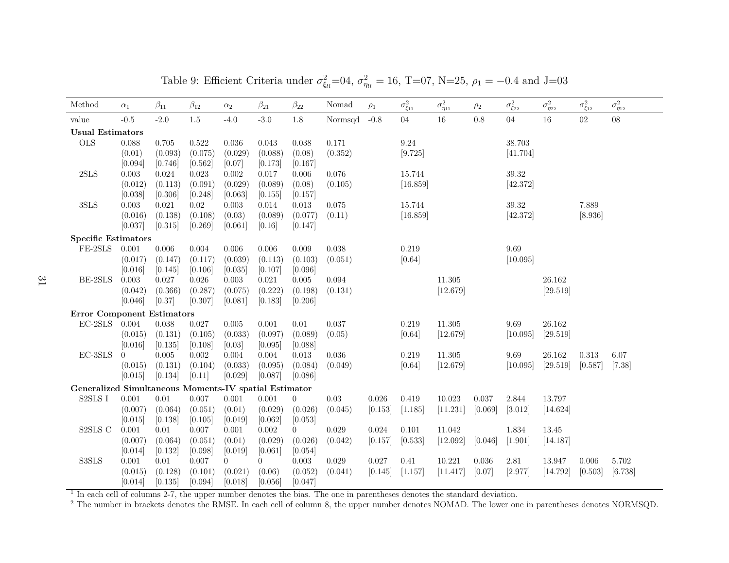Table 9: Efficient Criteria under $\sigma^2_{\xi_{ll}}$=04, $\sigma^2_{\eta_{ll}} = 16$, T=07, N=25, $\rho_1 = -0.4$ and J=03

| Method | $\alpha_1$ | $\beta_{11}$ | $\beta_{12}$ | $\alpha_2$ | $\beta_{21}$ | $\beta_{22}$ | Nomad | $\rho_1$ | $\sigma^2_{\xi_{11}}$ | $\sigma^2_{\eta_{11}}$ | $\rho_2$ | $\sigma^2_{\xi_{22}}$ | $\sigma^2_{\eta_{22}}$ | $\sigma^2_{\xi_{12}}$ | $\sigma^2_{\eta_{12}}$ |
|---|---|---|---|---|---|---|---|---|---|---|---|---|---|---|---|
| value | -0.5 | -2.0 | 1.5 | -4.0 | -3.0 | 1.8 | Normsqd | -0.8 | 04 | 16 | 0.8 | 04 | 16 | 02 | 08 |
| **Usual Estimators** | | | | | | | | | | | | | | | |
| OLS | 0.088 | 0.705 | 0.522 | 0.036 | 0.043 | 0.038 | 0.171 | | 9.24 | | | 38.703 | | | |
| | (0.01) | (0.093) | (0.075) | (0.029) | (0.088) | (0.08) | (0.352) | | [9.725] | | | [41.704] | | | |
| | [0.094] | [0.746] | [0.562] | [0.07] | [0.173] | [0.167] | | | | | | | | | |
| 2SLS | 0.003 | 0.024 | 0.023 | 0.002 | 0.017 | 0.006 | 0.076 | | 15.744 | | | 39.32 | | | |
| | (0.012) | (0.113) | (0.091) | (0.029) | (0.089) | (0.08) | (0.105) | | [16.859] | | | [42.372] | | | |
| | [0.038] | [0.306] | [0.248] | [0.063] | [0.155] | [0.157] | | | | | | | | | |
| 3SLS | 0.003 | 0.021 | 0.02 | 0.003 | 0.014 | 0.013 | 0.075 | | 15.744 | | | 39.32 | | 7.889 | |
| | (0.016) | (0.138) | (0.108) | (0.03) | (0.089) | (0.077) | (0.11) | | [16.859] | | | [42.372] | | [8.936] | |
| | [0.037] | [0.315] | [0.269] | [0.061] | [0.16] | [0.147] | | | | | | | | | |
| **Specific Estimators** | | | | | | | | | | | | | | | |
| FE-2SLS | 0.001 | 0.006 | 0.004 | 0.006 | 0.006 | 0.009 | 0.038 | | 0.219 | | | 9.69 | | | |
| | (0.017) | (0.147) | (0.117) | (0.039) | (0.113) | (0.103) | (0.051) | | [0.64] | | | [10.095] | | | |
| | [0.016] | [0.145] | [0.106] | [0.035] | [0.107] | [0.096] | | | | | | | | | |
| BE-2SLS | 0.003 | 0.027 | 0.026 | 0.003 | 0.021 | 0.005 | 0.094 | | | 11.305 | | | 26.162 | | |
| | (0.042) | (0.366) | (0.287) | (0.075) | (0.222) | (0.198) | (0.131) | | | [12.679] | | | [29.519] | | |
| | [0.046] | [0.37] | [0.307] | [0.081] | [0.183] | [0.206] | | | | | | | | | |
| **Error Component Estimators** | | | | | | | | | | | | | | | |
| EC-2SLS | 0.004 | 0.038 | 0.027 | 0.005 | 0.001 | 0.01 | 0.037 | | 0.219 | 11.305 | | 9.69 | 26.162 | | |
| | (0.015) | (0.131) | (0.105) | (0.033) | (0.097) | (0.089) | (0.05) | | [0.64] | [12.679] | | [10.095] | [29.519] | | |
| | [0.016] | [0.135] | [0.108] | [0.03] | [0.095] | [0.088] | | | | | | | | | |
| EC-3SLS | 0 | 0.005 | 0.002 | 0.004 | 0.004 | 0.013 | 0.036 | | 0.219 | 11.305 | | 9.69 | 26.162 | 0.313 | 6.07 |
| | (0.015) | (0.131) | (0.104) | (0.033) | (0.095) | (0.084) | (0.049) | | [0.64] | [12.679] | | [10.095] | [29.519] | [0.587] | [7.38] |
| | [0.015] | [0.134] | [0.11] | [0.029] | [0.087] | [0.086] | | | | | | | | | |
| **Generalized Simultaneous Moments-IV spatial Estimator** | | | | | | | | | | | | | | | |
| S2SLS I | 0.001 | 0.01 | 0.007 | 0.001 | 0.001 | 0 | 0.03 | 0.026 | 0.419 | 10.023 | 0.037 | 2.844 | 13.797 | | |
| | (0.007) | (0.064) | (0.051) | (0.01) | (0.029) | (0.026) | (0.045) | [0.153] | [1.185] | [11.231] | [0.069] | [3.012] | [14.624] | | |
| | [0.015] | [0.138] | [0.105] | [0.019] | [0.062] | [0.053] | | | | | | | | | |
| S2SLS C | 0.001 | 0.01 | 0.007 | 0.001 | 0.002 | 0 | 0.029 | 0.024 | 0.101 | 11.042 | | 1.834 | 13.45 | | |
| | (0.007) | (0.064) | (0.051) | (0.01) | (0.029) | (0.026) | (0.042) | [0.157] | [0.533] | [12.092] | [0.046] | [1.901] | [14.187] | | |
| | [0.014] | [0.132] | [0.098] | [0.019] | [0.061] | [0.054] | | | | | | | | | |
| S3SLS | 0.001 | 0.01 | 0.007 | 0 | 0 | 0.003 | 0.029 | 0.027 | 0.41 | 10.221 | 0.036 | 2.81 | 13.947 | 0.006 | 5.702 |
| | (0.015) | (0.128) | (0.101) | (0.021) | (0.06) | (0.052) | (0.041) | [0.145] | [1.157] | [11.417] | [0.07] | [2.977] | [14.792] | [0.503] | [6.738] |
| | [0.014] | [0.135] | [0.094] | [0.018] | [0.056] | [0.047] | | | | | | | | | |

[1] In each cell of columns 2-7, the upper number denotes the bias. The one in parentheses denotes the standard deviation.

[2] The number in brackets denotes the RMSE. In each cell of column 8, the upper number denotes NOMAD. The lower one in parentheses denotes NORMSQD.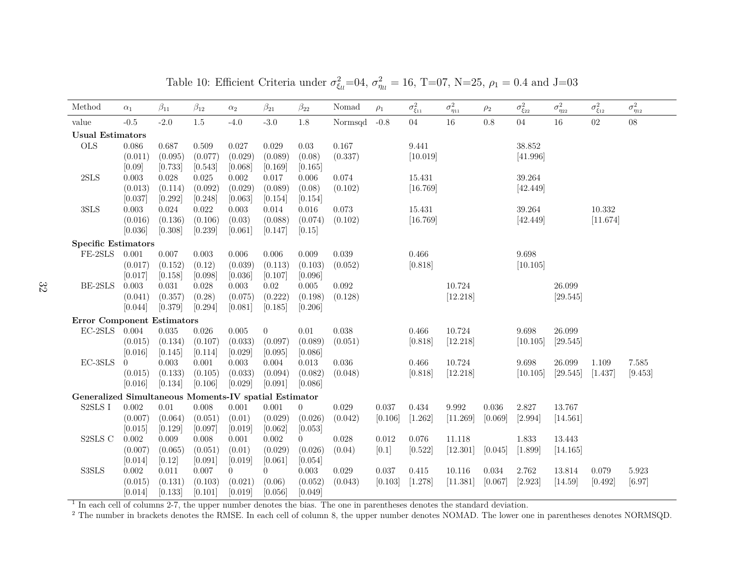Table 10: Efficient Criteria under $\sigma^2_{\xi_{ll}}$=04, $\sigma^2_{\eta_{ll}}$ = 16, T=07, N=25, $\rho_1$ = 0.4 and J=03

| Method | $\alpha_1$ | $\beta_{11}$ | $\beta_{12}$ | $\alpha_2$ | $\beta_{21}$ | $\beta_{22}$ | Nomad | $\rho_1$ | $\sigma^2_{\xi_{11}}$ | $\sigma^2_{\eta_{11}}$ | $\rho_2$ | $\sigma^2_{\xi_{22}}$ | $\sigma^2_{\eta_{22}}$ | $\sigma^2_{\xi_{12}}$ | $\sigma^2_{\eta_{12}}$ |
|---|---|---|---|---|---|---|---|---|---|---|---|---|---|---|---|
| value | -0.5 | -2.0 | 1.5 | -4.0 | -3.0 | 1.8 | Normsqd | -0.8 | 04 | 16 | 0.8 | 04 | 16 | 02 | 08 |
| **Usual Estimators** | | | | | | | | | | | | | | | |
| OLS | 0.086 | 0.687 | 0.509 | 0.027 | 0.029 | 0.03 | 0.167 | | 9.441 | | | 38.852 | | | |
| | (0.011) | (0.095) | (0.077) | (0.029) | (0.089) | (0.08) | (0.337) | | [10.019] | | | [41.996] | | | |
| | [0.09] | [0.733] | [0.543] | [0.068] | [0.169] | [0.165] | | | | | | | | | |
| 2SLS | 0.003 | 0.028 | 0.025 | 0.002 | 0.017 | 0.006 | 0.074 | | 15.431 | | | 39.264 | | | |
| | (0.013) | (0.114) | (0.092) | (0.029) | (0.089) | (0.08) | (0.102) | | [16.769] | | | [42.449] | | | |
| | [0.037] | [0.292] | [0.248] | [0.063] | [0.154] | [0.154] | | | | | | | | | |
| 3SLS | 0.003 | 0.024 | 0.022 | 0.003 | 0.014 | 0.016 | 0.073 | | 15.431 | | | 39.264 | | 10.332 | |
| | (0.016) | (0.136) | (0.106) | (0.03) | (0.088) | (0.074) | (0.102) | | [16.769] | | | [42.449] | | [11.674] | |
| | [0.036] | [0.308] | [0.239] | [0.061] | [0.147] | [0.15] | | | | | | | | | |
| **Specific Estimators** | | | | | | | | | | | | | | | |
| FE-2SLS | 0.001 | 0.007 | 0.003 | 0.006 | 0.006 | 0.009 | 0.039 | | 0.466 | | | 9.698 | | | |
| | (0.017) | (0.152) | (0.12) | (0.039) | (0.113) | (0.103) | (0.052) | | [0.818] | | | [10.105] | | | |
| | [0.017] | [0.158] | [0.098] | [0.036] | [0.107] | [0.096] | | | | | | | | | |
| BE-2SLS | 0.003 | 0.031 | 0.028 | 0.003 | 0.02 | 0.005 | 0.092 | | | 10.724 | | | 26.099 | | |
| | (0.041) | (0.357) | (0.28) | (0.075) | (0.222) | (0.198) | (0.128) | | | [12.218] | | | [29.545] | | |
| | [0.044] | [0.379] | [0.294] | [0.081] | [0.185] | [0.206] | | | | | | | | | |
| **Error Component Estimators** | | | | | | | | | | | | | | | |
| EC-2SLS | 0.004 | 0.035 | 0.026 | 0.005 | 0 | 0.01 | 0.038 | | 0.466 | 10.724 | | 9.698 | 26.099 | | |
| | (0.015) | (0.134) | (0.107) | (0.033) | (0.097) | (0.089) | (0.051) | | [0.818] | [12.218] | | [10.105] | [29.545] | | |
| | [0.016] | [0.145] | [0.114] | [0.029] | [0.095] | [0.086] | | | | | | | | | |
| EC-3SLS | 0 | 0.003 | 0.001 | 0.003 | 0.004 | 0.013 | 0.036 | | 0.466 | 10.724 | | 9.698 | 26.099 | 1.109 | 7.585 |
| | (0.015) | (0.133) | (0.105) | (0.033) | (0.094) | (0.082) | (0.048) | | [0.818] | [12.218] | | [10.105] | [29.545] | [1.437] | [9.453] |
| | [0.016] | [0.134] | [0.106] | [0.029] | [0.091] | [0.086] | | | | | | | | | |
| **Generalized Simultaneous Moments-IV spatial Estimator** | | | | | | | | | | | | | | | |
| S2SLS I | 0.002 | 0.01 | 0.008 | 0.001 | 0.001 | 0 | 0.029 | 0.037 | 0.434 | 9.992 | 0.036 | 2.827 | 13.767 | | |
| | (0.007) | (0.064) | (0.051) | (0.01) | (0.029) | (0.026) | (0.042) | [0.106] | [1.262] | [11.269] | [0.069] | [2.994] | [14.561] | | |
| | [0.015] | [0.129] | [0.097] | [0.019] | [0.062] | [0.053] | | | | | | | | | |
| S2SLS C | 0.002 | 0.009 | 0.008 | 0.001 | 0.002 | 0 | 0.028 | 0.012 | 0.076 | 11.118 | | 1.833 | 13.443 | | |
| | (0.007) | (0.065) | (0.051) | (0.01) | (0.029) | (0.026) | (0.04) | [0.1] | [0.522] | [12.301] | [0.045] | [1.899] | [14.165] | | |
| | [0.014] | [0.12] | [0.091] | [0.019] | [0.061] | [0.054] | | | | | | | | | |
| S3SLS | 0.002 | 0.011 | 0.007 | 0 | 0 | 0.003 | 0.029 | 0.037 | 0.415 | 10.116 | 0.034 | 2.762 | 13.814 | 0.079 | 5.923 |
| | (0.015) | (0.131) | (0.103) | (0.021) | (0.06) | (0.052) | (0.043) | [0.103] | [1.278] | [11.381] | [0.067] | [2.923] | [14.59] | [0.492] | [6.97] |
| | [0.014] | [0.133] | [0.101] | [0.019] | [0.056] | [0.049] | | | | | | | | | |

[1] In each cell of columns 2-7, the upper number denotes the bias. The one in parentheses denotes the standard deviation.

[2] The number in brackets denotes the RMSE. In each cell of column 8, the upper number denotes NOMAD. The lower one in parentheses denotes NORMSQD.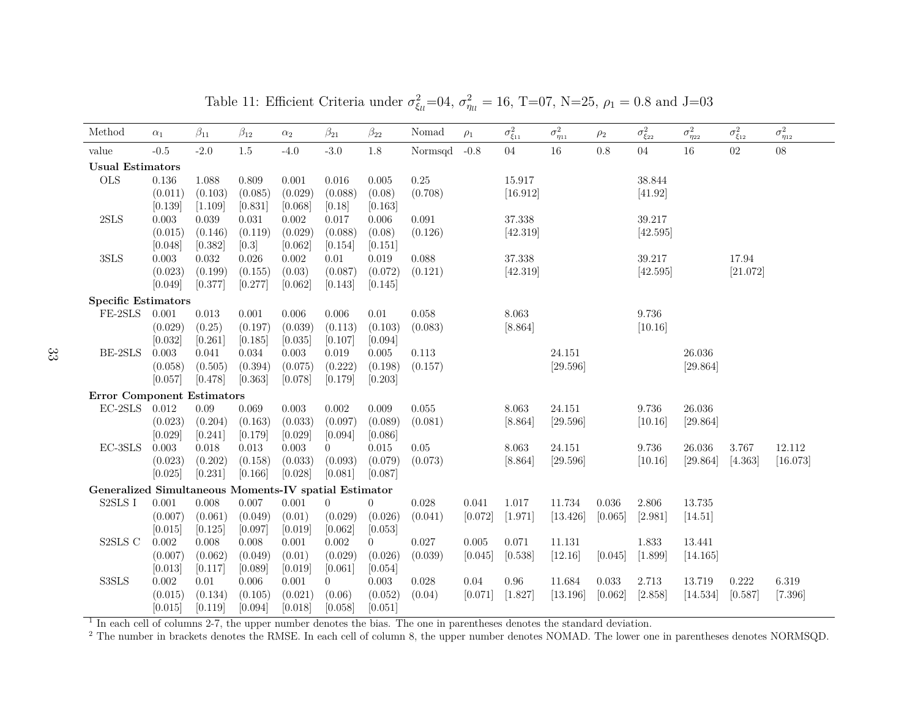Table 11: Efficient Criteria under $\sigma^2_{\xi_{ll}}$=04, $\sigma^2_{\eta_{ll}}$ = 16, T=07, N=25, $\rho_1$ = 0.8 and J=03

| Method | $\alpha_1$ | $\beta_{11}$ | $\beta_{12}$ | $\alpha_2$ | $\beta_{21}$ | $\beta_{22}$ | Nomad | $\rho_1$ | $\sigma^2_{\xi_{11}}$ | $\sigma^2_{\eta_{11}}$ | $\rho_2$ | $\sigma^2_{\xi_{22}}$ | $\sigma^2_{\eta_{22}}$ | $\sigma^2_{\xi_{12}}$ | $\sigma^2_{\eta_{12}}$ |
|---|---|---|---|---|---|---|---|---|---|---|---|---|---|---|---|
| value | -0.5 | -2.0 | 1.5 | -4.0 | -3.0 | 1.8 | Normsqd | -0.8 | 04 | 16 | 0.8 | 04 | 16 | 02 | 08 |
| **Usual Estimators** | | | | | | | | | | | | | | | |
| OLS | 0.136 | 1.088 | 0.809 | 0.001 | 0.016 | 0.005 | 0.25 | | 15.917 | | | 38.844 | | | |
| | (0.011) | (0.103) | (0.085) | (0.029) | (0.088) | (0.08) | (0.708) | | [16.912] | | | [41.92] | | | |
| | [0.139] | [1.109] | [0.831] | [0.068] | [0.18] | [0.163] | | | | | | | | | |
| 2SLS | 0.003 | 0.039 | 0.031 | 0.002 | 0.017 | 0.006 | 0.091 | | 37.338 | | | 39.217 | | | |
| | (0.015) | (0.146) | (0.119) | (0.029) | (0.088) | (0.08) | (0.126) | | [42.319] | | | [42.595] | | | |
| | [0.048] | [0.382] | [0.3] | [0.062] | [0.154] | [0.151] | | | | | | | | | |
| 3SLS | 0.003 | 0.032 | 0.026 | 0.002 | 0.01 | 0.019 | 0.088 | | 37.338 | | | 39.217 | | 17.94 | |
| | (0.023) | (0.199) | (0.155) | (0.03) | (0.087) | (0.072) | (0.121) | | [42.319] | | | [42.595] | | [21.072] | |
| | [0.049] | [0.377] | [0.277] | [0.062] | [0.143] | [0.145] | | | | | | | | | |
| **Specific Estimators** | | | | | | | | | | | | | | | |
| FE-2SLS | 0.001 | 0.013 | 0.001 | 0.006 | 0.006 | 0.01 | 0.058 | | 8.063 | | | 9.736 | | | |
| | (0.029) | (0.25) | (0.197) | (0.039) | (0.113) | (0.103) | (0.083) | | [8.864] | | | [10.16] | | | |
| | [0.032] | [0.261] | [0.185] | [0.035] | [0.107] | [0.094] | | | | | | | | | |
| BE-2SLS | 0.003 | 0.041 | 0.034 | 0.003 | 0.019 | 0.005 | 0.113 | | | 24.151 | | | 26.036 | | |
| | (0.058) | (0.505) | (0.394) | (0.075) | (0.222) | (0.198) | (0.157) | | | [29.596] | | | [29.864] | | |
| | [0.057] | [0.478] | [0.363] | [0.078] | [0.179] | [0.203] | | | | | | | | | |
| **Error Component Estimators** | | | | | | | | | | | | | | | |
| EC-2SLS | 0.012 | 0.09 | 0.069 | 0.003 | 0.002 | 0.009 | 0.055 | | 8.063 | 24.151 | | 9.736 | 26.036 | | |
| | (0.023) | (0.204) | (0.163) | (0.033) | (0.097) | (0.089) | (0.081) | | [8.864] | [29.596] | | [10.16] | [29.864] | | |
| | [0.029] | [0.241] | [0.179] | [0.029] | [0.094] | [0.086] | | | | | | | | | |
| EC-3SLS | 0.003 | 0.018 | 0.013 | 0.003 | 0 | 0.015 | 0.05 | | 8.063 | 24.151 | | 9.736 | 26.036 | 3.767 | 12.112 |
| | (0.023) | (0.202) | (0.158) | (0.033) | (0.093) | (0.079) | (0.073) | | [8.864] | [29.596] | | [10.16] | [29.864] | [4.363] | [16.073] |
| | [0.025] | [0.231] | [0.166] | [0.028] | [0.081] | [0.087] | | | | | | | | | |
| **Generalized Simultaneous Moments-IV spatial Estimator** | | | | | | | | | | | | | | | |
| S2SLS I | 0.001 | 0.008 | 0.007 | 0.001 | 0 | 0 | 0.028 | 0.041 | 1.017 | 11.734 | 0.036 | 2.806 | 13.735 | | |
| | (0.007) | (0.061) | (0.049) | (0.01) | (0.029) | (0.026) | (0.041) | [0.072] | [1.971] | [13.426] | [0.065] | [2.981] | [14.51] | | |
| | [0.015] | [0.125] | [0.097] | [0.019] | [0.062] | [0.053] | | | | | | | | | |
| S2SLS C | 0.002 | 0.008 | 0.008 | 0.001 | 0.002 | 0 | 0.027 | 0.005 | 0.071 | 11.131 | | 1.833 | 13.441 | | |
| | (0.007) | (0.062) | (0.049) | (0.01) | (0.029) | (0.026) | (0.039) | [0.045] | [0.538] | [12.16] | [0.045] | [1.899] | [14.165] | | |
| | [0.013] | [0.117] | [0.089] | [0.019] | [0.061] | [0.054] | | | | | | | | | |
| S3SLS | 0.002 | 0.01 | 0.006 | 0.001 | 0 | 0.003 | 0.028 | 0.04 | 0.96 | 11.684 | 0.033 | 2.713 | 13.719 | 0.222 | 6.319 |
| | (0.015) | (0.134) | (0.105) | (0.021) | (0.06) | (0.052) | (0.04) | [0.071] | [1.827] | [13.196] | [0.062] | [2.858] | [14.534] | [0.587] | [7.396] |
| | [0.015] | [0.119] | [0.094] | [0.018] | [0.058] | [0.051] | | | | | | | | | |

[1] In each cell of columns 2-7, the upper number denotes the bias. The one in parentheses denotes the standard deviation.
[2] The number in brackets denotes the RMSE. In each cell of column 8, the upper number denotes NOMAD. The lower one in parentheses denotes NORMSQD.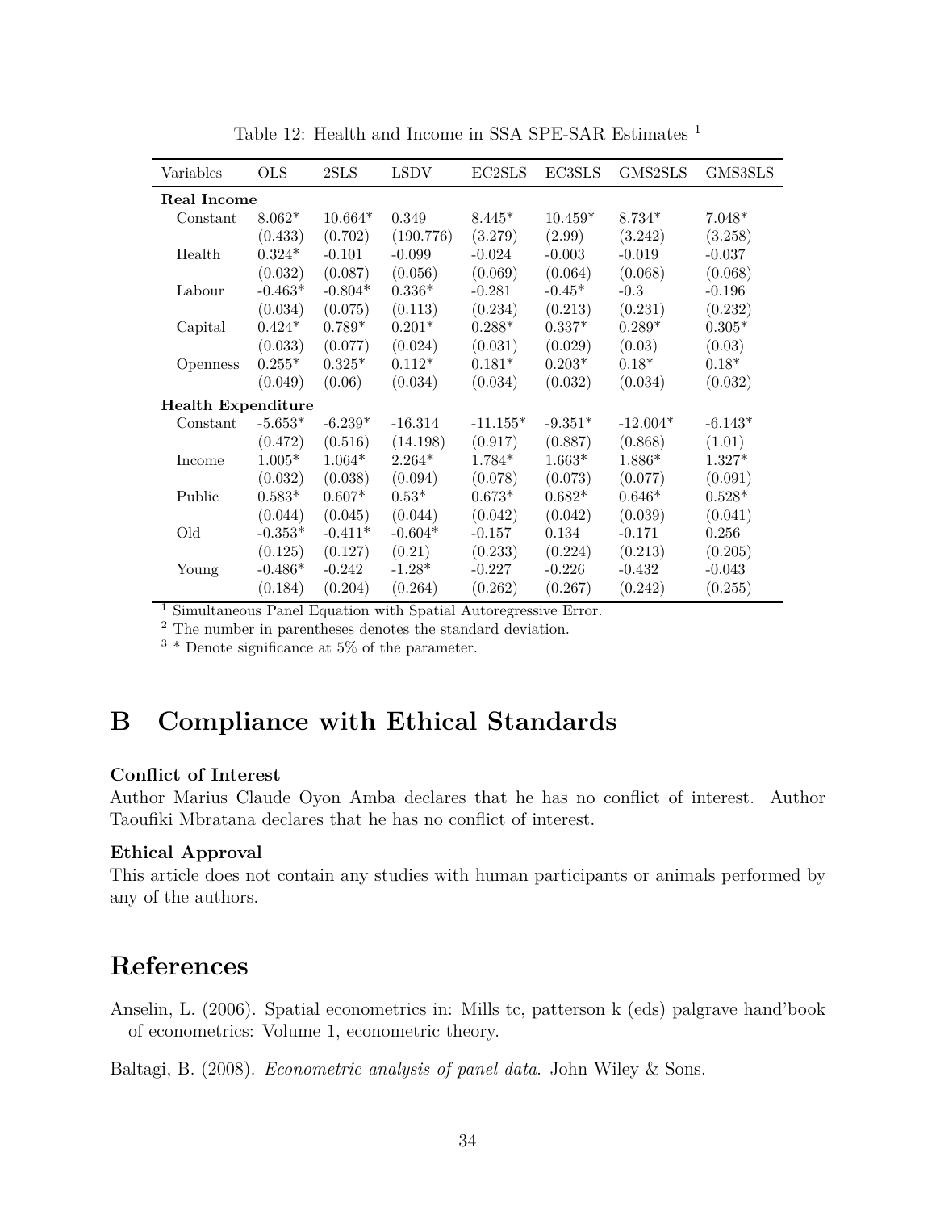Table 12: Health and Income in SSA SPE-SAR Estimates [1]

| Variables | OLS | 2SLS | LSDV | EC2SLS | EC3SLS | GMS2SLS | GMS3SLS |
|---|---|---|---|---|---|---|---|
| **Real Income** | | | | | | | |
| Constant | 8.062* | 10.664* | 0.349 | 8.445* | 10.459* | 8.734* | 7.048* |
| | (0.433) | (0.702) | (190.776) | (3.279) | (2.99) | (3.242) | (3.258) |
| Health | 0.324* | -0.101 | -0.099 | -0.024 | -0.003 | -0.019 | -0.037 |
| | (0.032) | (0.087) | (0.056) | (0.069) | (0.064) | (0.068) | (0.068) |
| Labour | -0.463* | -0.804* | 0.336* | -0.281 | -0.45* | -0.3 | -0.196 |
| | (0.034) | (0.075) | (0.113) | (0.234) | (0.213) | (0.231) | (0.232) |
| Capital | 0.424* | 0.789* | 0.201* | 0.288* | 0.337* | 0.289* | 0.305* |
| | (0.033) | (0.077) | (0.024) | (0.031) | (0.029) | (0.03) | (0.03) |
| Openness | 0.255* | 0.325* | 0.112* | 0.181* | 0.203* | 0.18* | 0.18* |
| | (0.049) | (0.06) | (0.034) | (0.034) | (0.032) | (0.034) | (0.032) |
| **Health Expenditure** | | | | | | | |
| Constant | -5.653* | -6.239* | -16.314 | -11.155* | -9.351* | -12.004* | -6.143* |
| | (0.472) | (0.516) | (14.198) | (0.917) | (0.887) | (0.868) | (1.01) |
| Income | 1.005* | 1.064* | 2.264* | 1.784* | 1.663* | 1.886* | 1.327* |
| | (0.032) | (0.038) | (0.094) | (0.078) | (0.073) | (0.077) | (0.091) |
| Public | 0.583* | 0.607* | 0.53* | 0.673* | 0.682* | 0.646* | 0.528* |
| | (0.044) | (0.045) | (0.044) | (0.042) | (0.042) | (0.039) | (0.041) |
| Old | -0.353* | -0.411* | -0.604* | -0.157 | 0.134 | -0.171 | 0.256 |
| | (0.125) | (0.127) | (0.21) | (0.233) | (0.224) | (0.213) | (0.205) |
| Young | -0.486* | -0.242 | -1.28* | -0.227 | -0.226 | -0.432 | -0.043 |
| | (0.184) | (0.204) | (0.264) | (0.262) | (0.267) | (0.242) | (0.255) |

[1] Simultaneous Panel Equation with Spatial Autoregressive Error.
[2] The number in parentheses denotes the standard deviation.
[3] * Denote significance at 5% of the parameter.

# B Compliance with Ethical Standards

### Conflict of Interest

Author Marius Claude Oyon Amba declares that he has no conflict of interest. Author Taoufiki Mbratana declares that he has no conflict of interest.

### Ethical Approval

This article does not contain any studies with human participants or animals performed by any of the authors.

# References

Anselin, L. (2006). Spatial econometrics in: Mills tc, patterson k (eds) palgrave hand'book of econometrics: Volume 1, econometric theory.

Baltagi, B. (2008). *Econometric analysis of panel data.* John Wiley & Sons.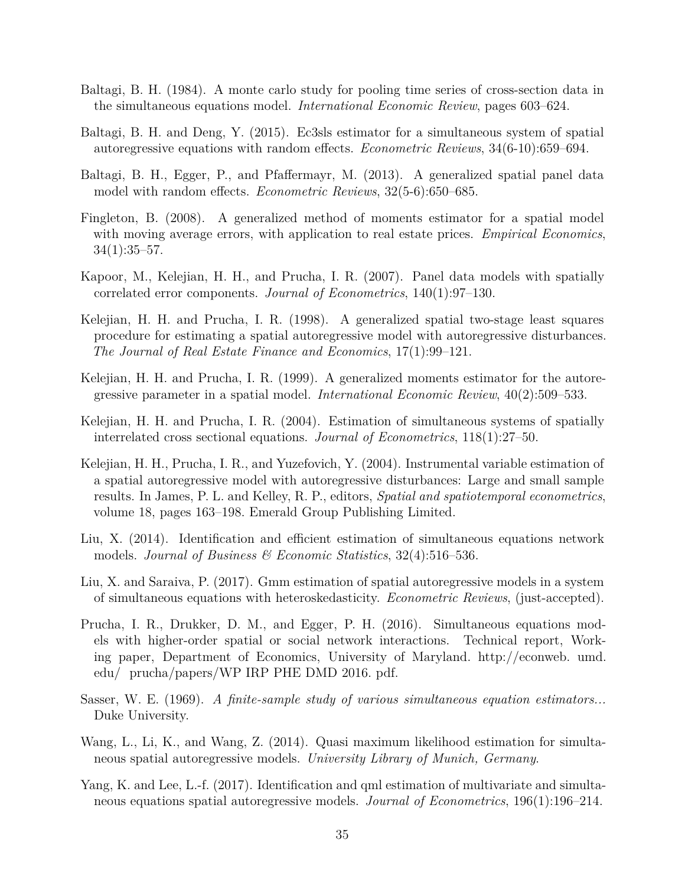Baltagi, B. H. (1984). A monte carlo study for pooling time series of cross-section data in the simultaneous equations model. *International Economic Review*, pages 603–624.

Baltagi, B. H. and Deng, Y. (2015). Ec3sls estimator for a simultaneous system of spatial autoregressive equations with random effects. *Econometric Reviews*, 34(6-10):659–694.

Baltagi, B. H., Egger, P., and Pfaffermayr, M. (2013). A generalized spatial panel data model with random effects. *Econometric Reviews*, 32(5-6):650–685.

Fingleton, B. (2008). A generalized method of moments estimator for a spatial model with moving average errors, with application to real estate prices. *Empirical Economics*, 34(1):35–57.

Kapoor, M., Kelejian, H. H., and Prucha, I. R. (2007). Panel data models with spatially correlated error components. *Journal of Econometrics*, 140(1):97–130.

Kelejian, H. H. and Prucha, I. R. (1998). A generalized spatial two-stage least squares procedure for estimating a spatial autoregressive model with autoregressive disturbances. *The Journal of Real Estate Finance and Economics*, 17(1):99–121.

Kelejian, H. H. and Prucha, I. R. (1999). A generalized moments estimator for the autoregressive parameter in a spatial model. *International Economic Review*, 40(2):509–533.

Kelejian, H. H. and Prucha, I. R. (2004). Estimation of simultaneous systems of spatially interrelated cross sectional equations. *Journal of Econometrics*, 118(1):27–50.

Kelejian, H. H., Prucha, I. R., and Yuzefovich, Y. (2004). Instrumental variable estimation of a spatial autoregressive model with autoregressive disturbances: Large and small sample results. In James, P. L. and Kelley, R. P., editors, *Spatial and spatiotemporal econometrics*, volume 18, pages 163–198. Emerald Group Publishing Limited.

Liu, X. (2014). Identification and efficient estimation of simultaneous equations network models. *Journal of Business & Economic Statistics*, 32(4):516–536.

Liu, X. and Saraiva, P. (2017). Gmm estimation of spatial autoregressive models in a system of simultaneous equations with heteroskedasticity. *Econometric Reviews*, (just-accepted).

Prucha, I. R., Drukker, D. M., and Egger, P. H. (2016). Simultaneous equations models with higher-order spatial or social network interactions. Technical report, Working paper, Department of Economics, University of Maryland. http://econweb. umd. edu/ prucha/papers/WP IRP PHE DMD 2016. pdf.

Sasser, W. E. (1969). *A finite-sample study of various simultaneous equation estimators...* Duke University.

Wang, L., Li, K., and Wang, Z. (2014). Quasi maximum likelihood estimation for simultaneous spatial autoregressive models. *University Library of Munich, Germany*.

Yang, K. and Lee, L.-f. (2017). Identification and qml estimation of multivariate and simultaneous equations spatial autoregressive models. *Journal of Econometrics*, 196(1):196–214.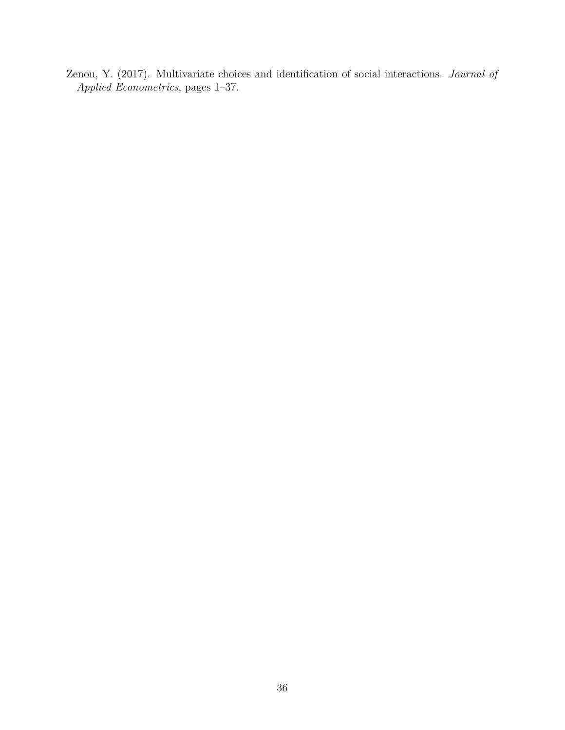Zenou, Y. (2017). Multivariate choices and identification of social interactions. *Journal of Applied Econometrics*, pages 1–37.